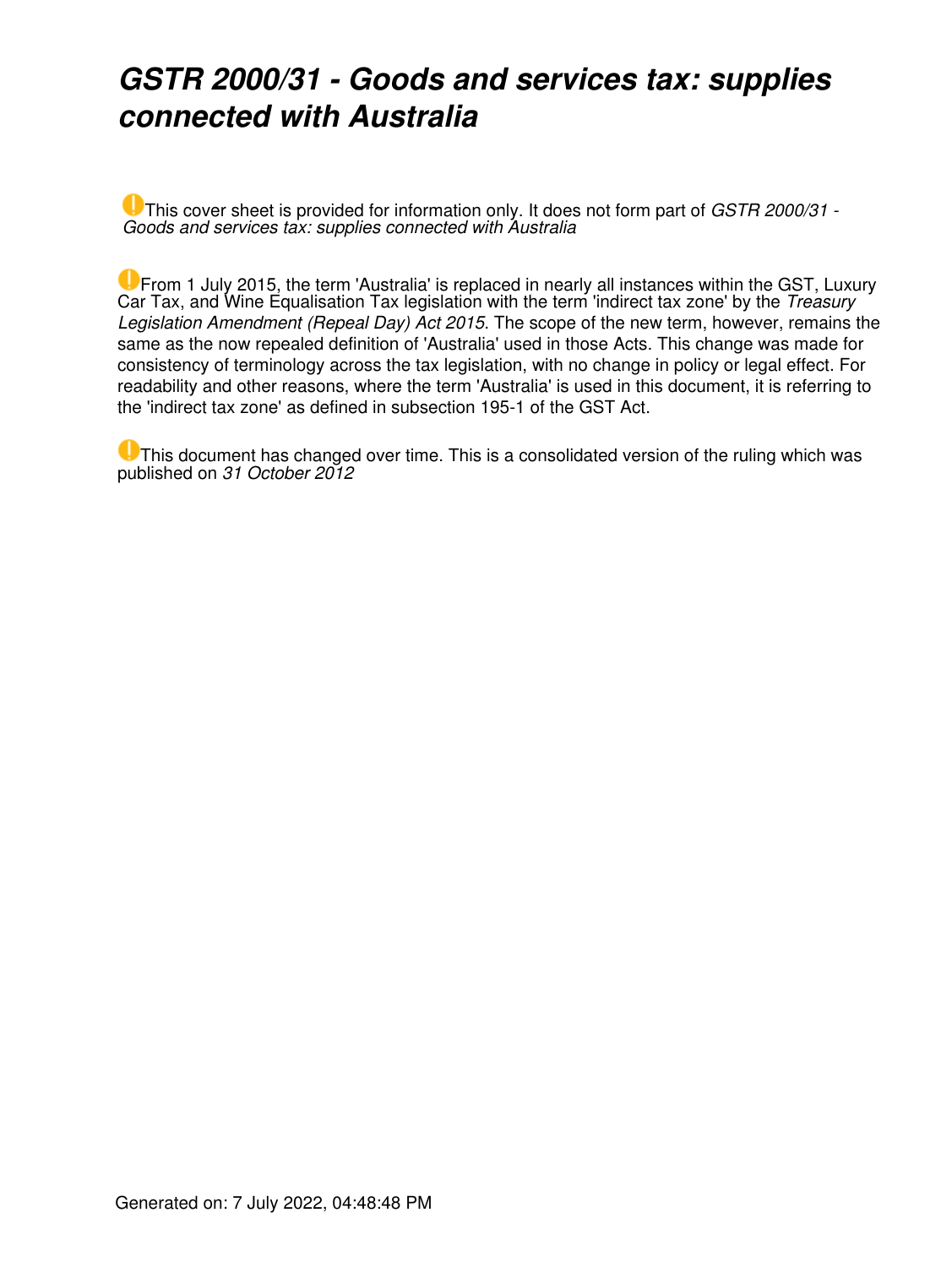# *GSTR 2000/31 - Goods and services tax: supplies connected with Australia*

This cover sheet is provided for information only. It does not form part of *GSTR 2000/31 - Goods and services tax: supplies connected with Australia*

From 1 July 2015, the term 'Australia' is replaced in nearly all instances within the GST, Luxury Car Tax, and Wine Equalisation Tax legislation with the term 'indirect tax zone' by the *Treasury Legislation Amendment (Repeal Day) Act 2015*. The scope of the new term, however, remains the same as the now repealed definition of 'Australia' used in those Acts. This change was made for consistency of terminology across the tax legislation, with no change in policy or legal effect. For readability and other reasons, where the term 'Australia' is used in this document, it is referring to the 'indirect tax zone' as defined in subsection 195-1 of the GST Act.

This document has changed over time. This is a consolidated version of the ruling which was published on *31 October 2012*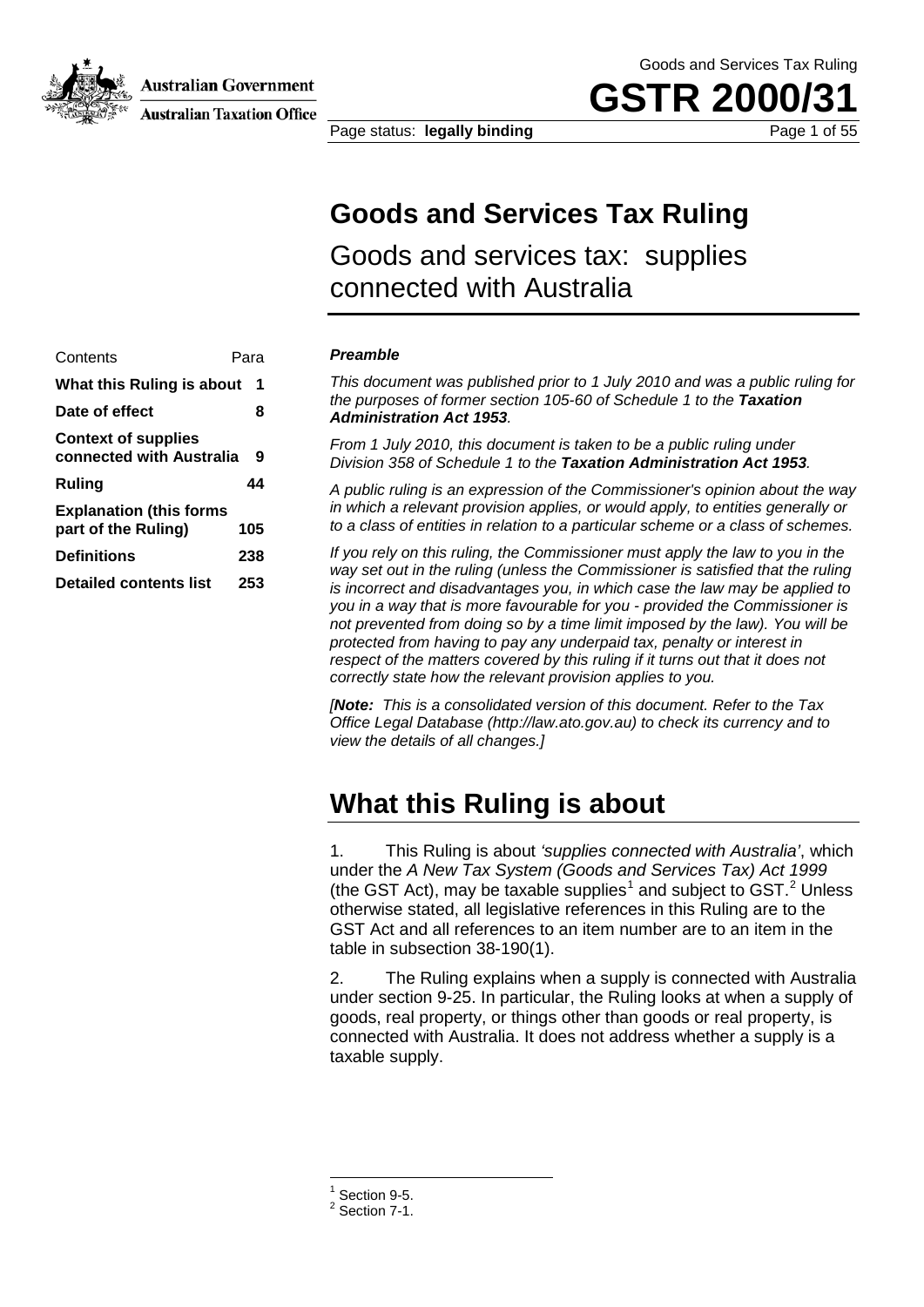# Goods and Services Tax Ruling

Goods and services tax: supplies connected with Australia

| Contents | Para |
| --- | --- |
| **What this Ruling is about** | **1** |
| **Date of effect** | **8** |
| **Context of supplies connected with Australia** | **9** |
| **Ruling** | **44** |
| **Explanation (this forms part of the Ruling)** | **105** |
| **Definitions** | **238** |
| **Detailed contents list** | **253** |

***Preamble***

*This document was published prior to 1 July 2010 and was a public ruling for the purposes of former section 105-60 of Schedule 1 to the* ***Taxation Administration Act 1953****.*

*From 1 July 2010, this document is taken to be a public ruling under Division 358 of Schedule 1 to the* ***Taxation Administration Act 1953****.*

*A public ruling is an expression of the Commissioner's opinion about the way in which a relevant provision applies, or would apply, to entities generally or to a class of entities in relation to a particular scheme or a class of schemes.*

*If you rely on this ruling, the Commissioner must apply the law to you in the way set out in the ruling (unless the Commissioner is satisfied that the ruling is incorrect and disadvantages you, in which case the law may be applied to you in a way that is more favourable for you - provided the Commissioner is not prevented from doing so by a time limit imposed by the law). You will be protected from having to pay any underpaid tax, penalty or interest in respect of the matters covered by this ruling if it turns out that it does not correctly state how the relevant provision applies to you.*

*[**Note:** This is a consolidated version of this document. Refer to the Tax Office Legal Database (http://law.ato.gov.au) to check its currency and to view the details of all changes.]*

## What this Ruling is about

1. This Ruling is about *'supplies connected with Australia'*, which under the *A New Tax System (Goods and Services Tax) Act 1999* (the GST Act), may be taxable supplies[1] and subject to GST.[2] Unless otherwise stated, all legislative references in this Ruling are to the GST Act and all references to an item number are to an item in the table in subsection 38-190(1).

2. The Ruling explains when a supply is connected with Australia under section 9-25. In particular, the Ruling looks at when a supply of goods, real property, or things other than goods or real property, is connected with Australia. It does not address whether a supply is a taxable supply.

---

[1] Section 9-5.

[2] Section 7-1.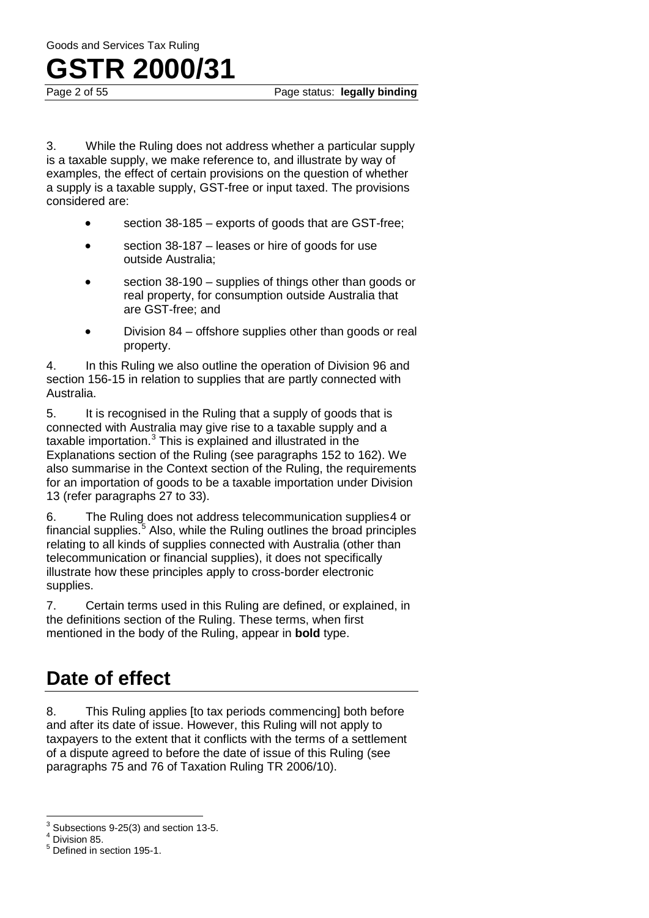3. While the Ruling does not address whether a particular supply is a taxable supply, we make reference to, and illustrate by way of examples, the effect of certain provisions on the question of whether a supply is a taxable supply, GST-free or input taxed. The provisions considered are:

- section 38-185 – exports of goods that are GST-free;
- section 38-187 – leases or hire of goods for use outside Australia;
- section 38-190 – supplies of things other than goods or real property, for consumption outside Australia that are GST-free; and
- Division 84 – offshore supplies other than goods or real property.

4. In this Ruling we also outline the operation of Division 96 and section 156-15 in relation to supplies that are partly connected with Australia.

5. It is recognised in the Ruling that a supply of goods that is connected with Australia may give rise to a taxable supply and a taxable importation.[3] This is explained and illustrated in the Explanations section of the Ruling (see paragraphs 152 to 162). We also summarise in the Context section of the Ruling, the requirements for an importation of goods to be a taxable importation under Division 13 (refer paragraphs 27 to 33).

6. The Ruling does not address telecommunication supplies4 or financial supplies.[5] Also, while the Ruling outlines the broad principles relating to all kinds of supplies connected with Australia (other than telecommunication or financial supplies), it does not specifically illustrate how these principles apply to cross-border electronic supplies.

7. Certain terms used in this Ruling are defined, or explained, in the definitions section of the Ruling. These terms, when first mentioned in the body of the Ruling, appear in **bold** type.

## Date of effect

8. This Ruling applies [to tax periods commencing] both before and after its date of issue. However, this Ruling will not apply to taxpayers to the extent that it conflicts with the terms of a settlement of a dispute agreed to before the date of issue of this Ruling (see paragraphs 75 and 76 of Taxation Ruling TR 2006/10).

---

[3] Subsections 9-25(3) and section 13-5.

[4] Division 85.

[5] Defined in section 195-1.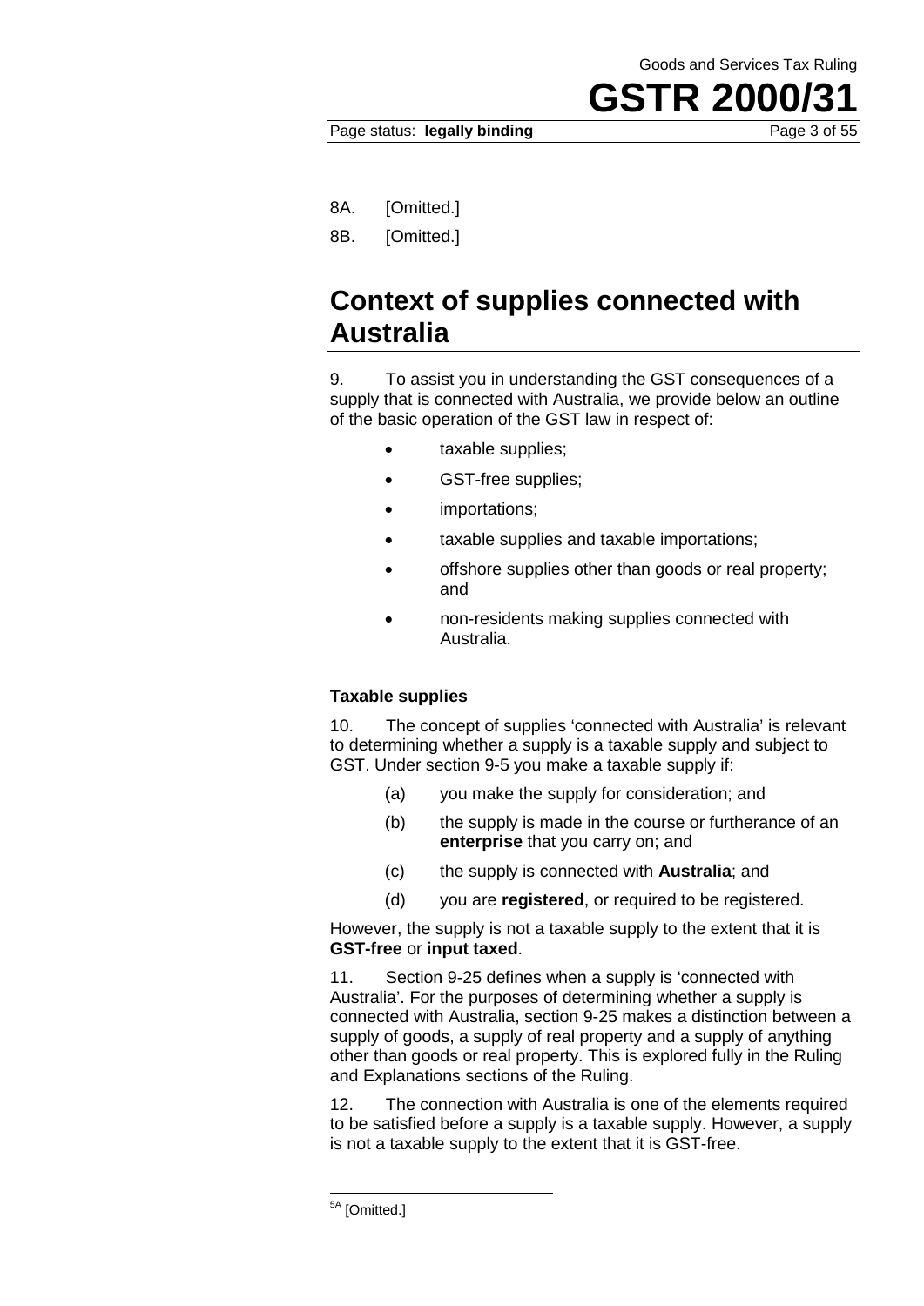8A. [Omitted.]

8B. [Omitted.]

## Context of supplies connected with Australia

9. To assist you in understanding the GST consequences of a supply that is connected with Australia, we provide below an outline of the basic operation of the GST law in respect of:

- taxable supplies;
- GST-free supplies;
- importations;
- taxable supplies and taxable importations;
- offshore supplies other than goods or real property; and
- non-residents making supplies connected with Australia.

### Taxable supplies

10. The concept of supplies 'connected with Australia' is relevant to determining whether a supply is a taxable supply and subject to GST. Under section 9-5 you make a taxable supply if:

(a) you make the supply for consideration; and

(b) the supply is made in the course or furtherance of an **enterprise** that you carry on; and

(c) the supply is connected with **Australia**; and

(d) you are **registered**, or required to be registered.

However, the supply is not a taxable supply to the extent that it is **GST-free** or **input taxed**.

11. Section 9-25 defines when a supply is 'connected with Australia'. For the purposes of determining whether a supply is connected with Australia, section 9-25 makes a distinction between a supply of goods, a supply of real property and a supply of anything other than goods or real property. This is explored fully in the Ruling and Explanations sections of the Ruling.

12. The connection with Australia is one of the elements required to be satisfied before a supply is a taxable supply. However, a supply is not a taxable supply to the extent that it is GST-free.

---

[5A] [Omitted.]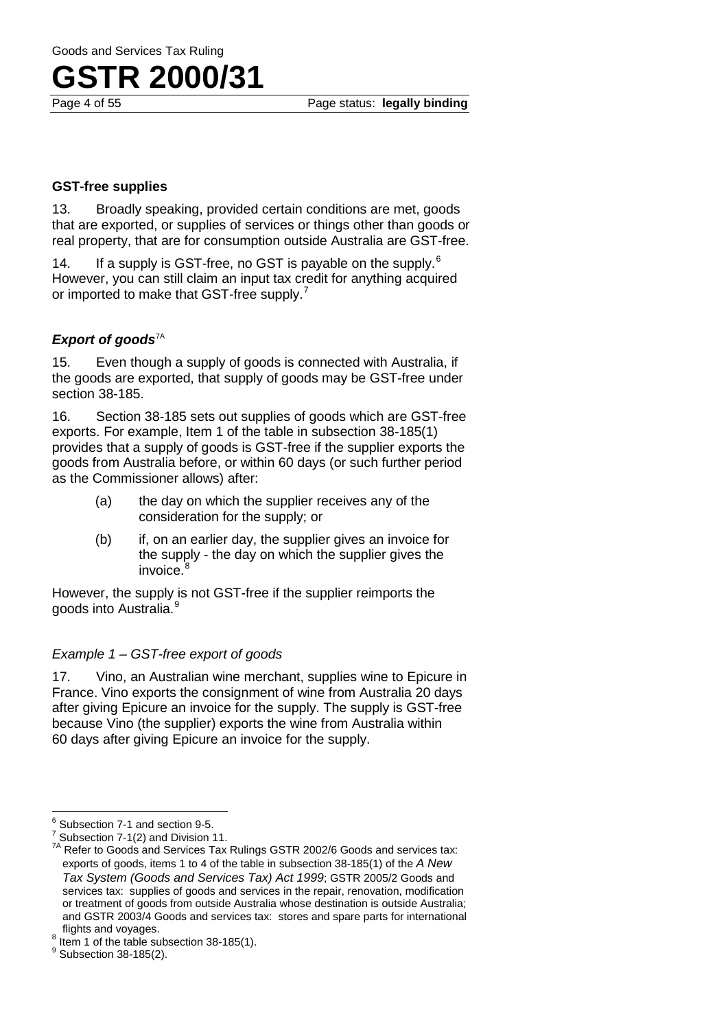### GST-free supplies

13. Broadly speaking, provided certain conditions are met, goods that are exported, or supplies of services or things other than goods or real property, that are for consumption outside Australia are GST-free.

14. If a supply is GST-free, no GST is payable on the supply.[6] However, you can still claim an input tax credit for anything acquired or imported to make that GST-free supply.[7]

### *Export of goods*[7A]

15. Even though a supply of goods is connected with Australia, if the goods are exported, that supply of goods may be GST-free under section 38-185.

16. Section 38-185 sets out supplies of goods which are GST-free exports. For example, Item 1 of the table in subsection 38-185(1) provides that a supply of goods is GST-free if the supplier exports the goods from Australia before, or within 60 days (or such further period as the Commissioner allows) after:

- (a) the day on which the supplier receives any of the consideration for the supply; or
- (b) if, on an earlier day, the supplier gives an invoice for the supply - the day on which the supplier gives the invoice.[8]

However, the supply is not GST-free if the supplier reimports the goods into Australia.[9]

*Example 1 – GST-free export of goods*

17. Vino, an Australian wine merchant, supplies wine to Epicure in France. Vino exports the consignment of wine from Australia 20 days after giving Epicure an invoice for the supply. The supply is GST-free because Vino (the supplier) exports the wine from Australia within 60 days after giving Epicure an invoice for the supply.

---

[6] Subsection 7-1 and section 9-5.

[7] Subsection 7-1(2) and Division 11.

[7A] Refer to Goods and Services Tax Rulings GSTR 2002/6 Goods and services tax: exports of goods, items 1 to 4 of the table in subsection 38-185(1) of the *A New Tax System (Goods and Services Tax) Act 1999*; GSTR 2005/2 Goods and services tax: supplies of goods and services in the repair, renovation, modification or treatment of goods from outside Australia whose destination is outside Australia; and GSTR 2003/4 Goods and services tax: stores and spare parts for international flights and voyages.

[8] Item 1 of the table subsection 38-185(1).

[9] Subsection 38-185(2).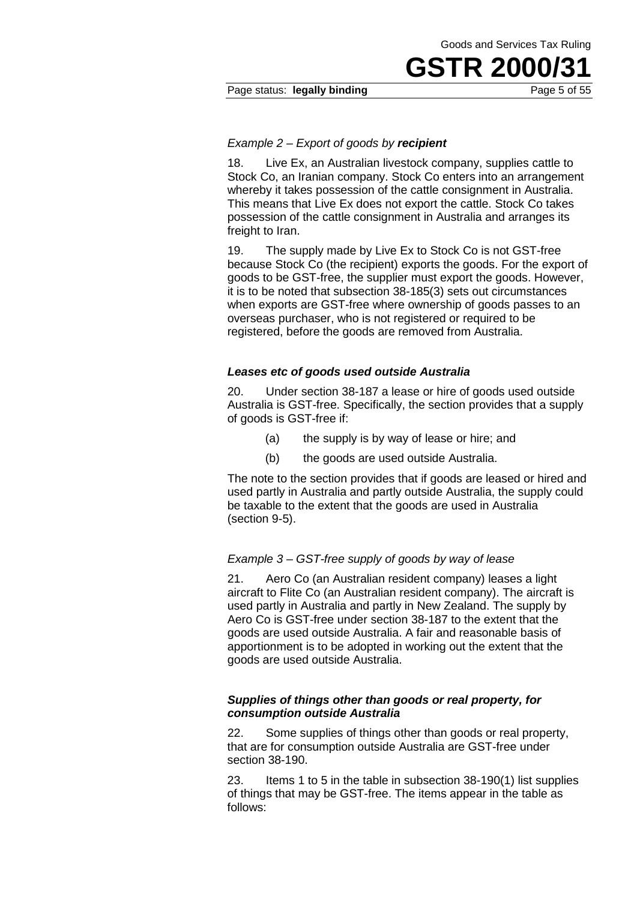*Example 2 – Export of goods by **recipient***

18. Live Ex, an Australian livestock company, supplies cattle to Stock Co, an Iranian company. Stock Co enters into an arrangement whereby it takes possession of the cattle consignment in Australia. This means that Live Ex does not export the cattle. Stock Co takes possession of the cattle consignment in Australia and arranges its freight to Iran.

19. The supply made by Live Ex to Stock Co is not GST-free because Stock Co (the recipient) exports the goods. For the export of goods to be GST-free, the supplier must export the goods. However, it is to be noted that subsection 38-185(3) sets out circumstances when exports are GST-free where ownership of goods passes to an overseas purchaser, who is not registered or required to be registered, before the goods are removed from Australia.

### *Leases etc of goods used outside Australia*

20. Under section 38-187 a lease or hire of goods used outside Australia is GST-free. Specifically, the section provides that a supply of goods is GST-free if:

- (a) the supply is by way of lease or hire; and
- (b) the goods are used outside Australia.

The note to the section provides that if goods are leased or hired and used partly in Australia and partly outside Australia, the supply could be taxable to the extent that the goods are used in Australia (section 9-5).

*Example 3 – GST-free supply of goods by way of lease*

21. Aero Co (an Australian resident company) leases a light aircraft to Flite Co (an Australian resident company). The aircraft is used partly in Australia and partly in New Zealand. The supply by Aero Co is GST-free under section 38-187 to the extent that the goods are used outside Australia. A fair and reasonable basis of apportionment is to be adopted in working out the extent that the goods are used outside Australia.

### *Supplies of things other than goods or real property, for consumption outside Australia*

22. Some supplies of things other than goods or real property, that are for consumption outside Australia are GST-free under section 38-190.

23. Items 1 to 5 in the table in subsection 38-190(1) list supplies of things that may be GST-free. The items appear in the table as follows: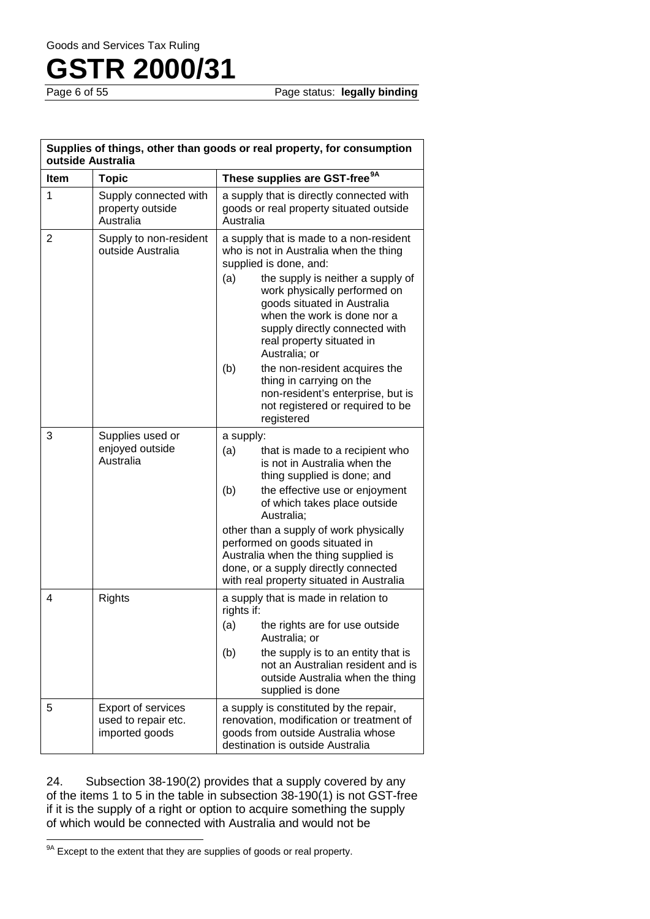| Supplies of things, other than goods or real property, for consumption outside Australia | | |
|---|---|---|
| **Item** | **Topic** | **These supplies are GST-free**[9A] |
| 1 | Supply connected with property outside Australia | a supply that is directly connected with goods or real property situated outside Australia |
| 2 | Supply to non-resident outside Australia | a supply that is made to a non-resident who is not in Australia when the thing supplied is done, and:<br>(a) the supply is neither a supply of work physically performed on goods situated in Australia when the work is done nor a supply directly connected with real property situated in Australia; or<br>(b) the non-resident acquires the thing in carrying on the non-resident's enterprise, but is not registered or required to be registered |
| 3 | Supplies used or enjoyed outside Australia | a supply:<br>(a) that is made to a recipient who is not in Australia when the thing supplied is done; and<br>(b) the effective use or enjoyment of which takes place outside Australia;<br>other than a supply of work physically performed on goods situated in Australia when the thing supplied is done, or a supply directly connected with real property situated in Australia |
| 4 | Rights | a supply that is made in relation to rights if:<br>(a) the rights are for use outside Australia; or<br>(b) the supply is to an entity that is not an Australian resident and is outside Australia when the thing supplied is done |
| 5 | Export of services used to repair etc. imported goods | a supply is constituted by the repair, renovation, modification or treatment of goods from outside Australia whose destination is outside Australia |

24. Subsection 38-190(2) provides that a supply covered by any of the items 1 to 5 in the table in subsection 38-190(1) is not GST-free if it is the supply of a right or option to acquire something the supply of which would be connected with Australia and would not be

[9A] Except to the extent that they are supplies of goods or real property.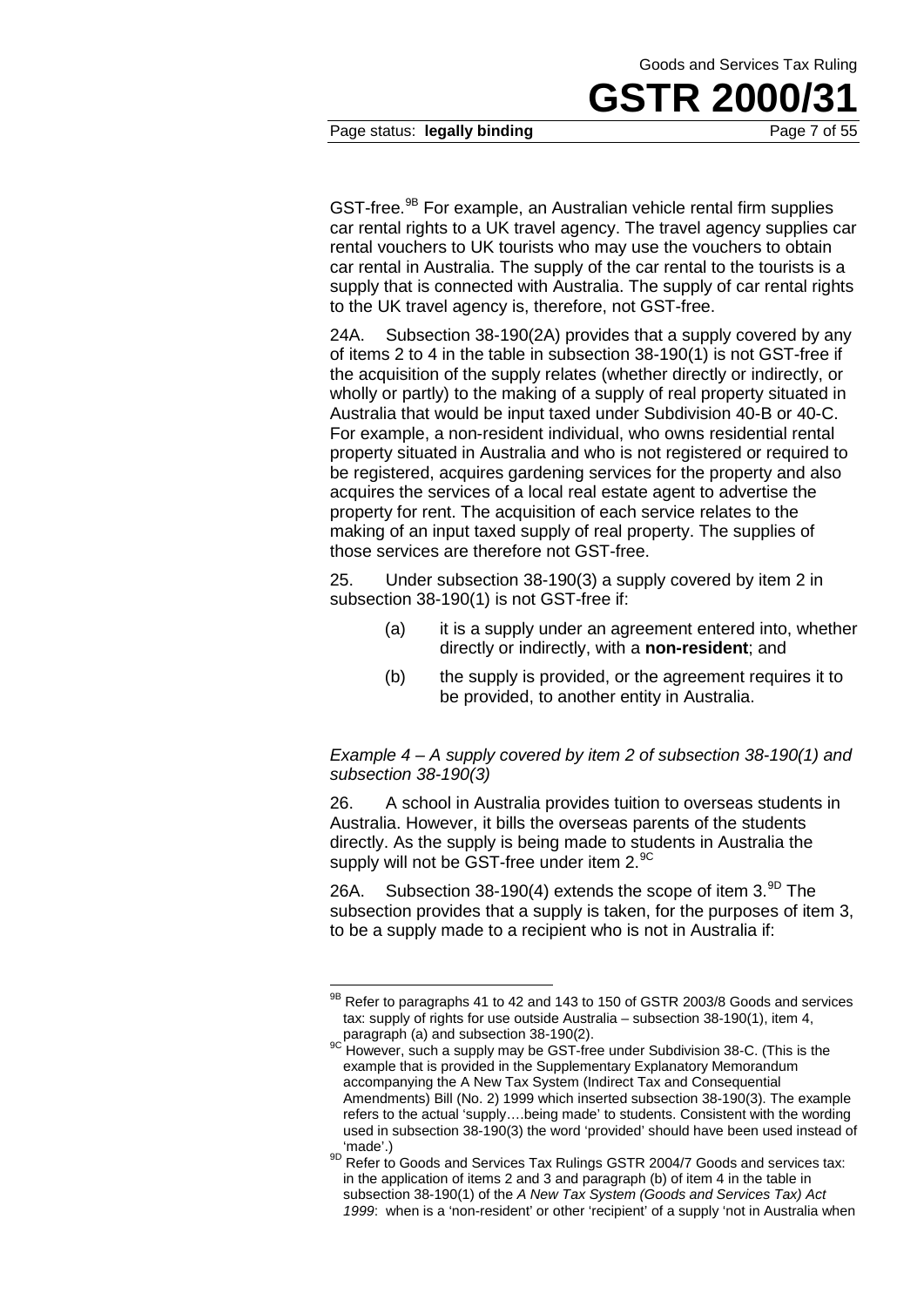GST-free.[9B] For example, an Australian vehicle rental firm supplies car rental rights to a UK travel agency. The travel agency supplies car rental vouchers to UK tourists who may use the vouchers to obtain car rental in Australia. The supply of the car rental to the tourists is a supply that is connected with Australia. The supply of car rental rights to the UK travel agency is, therefore, not GST-free.

24A. Subsection 38-190(2A) provides that a supply covered by any of items 2 to 4 in the table in subsection 38-190(1) is not GST-free if the acquisition of the supply relates (whether directly or indirectly, or wholly or partly) to the making of a supply of real property situated in Australia that would be input taxed under Subdivision 40-B or 40-C. For example, a non-resident individual, who owns residential rental property situated in Australia and who is not registered or required to be registered, acquires gardening services for the property and also acquires the services of a local real estate agent to advertise the property for rent. The acquisition of each service relates to the making of an input taxed supply of real property. The supplies of those services are therefore not GST-free.

25. Under subsection 38-190(3) a supply covered by item 2 in subsection 38-190(1) is not GST-free if:

(a) it is a supply under an agreement entered into, whether directly or indirectly, with a **non-resident**; and

(b) the supply is provided, or the agreement requires it to be provided, to another entity in Australia.

*Example 4 – A supply covered by item 2 of subsection 38-190(1) and subsection 38-190(3)*

26. A school in Australia provides tuition to overseas students in Australia. However, it bills the overseas parents of the students directly. As the supply is being made to students in Australia the supply will not be GST-free under item 2.[9C]

26A. Subsection 38-190(4) extends the scope of item 3.[9D] The subsection provides that a supply is taken, for the purposes of item 3, to be a supply made to a recipient who is not in Australia if:

---

[9B] Refer to paragraphs 41 to 42 and 143 to 150 of GSTR 2003/8 Goods and services tax: supply of rights for use outside Australia – subsection 38-190(1), item 4, paragraph (a) and subsection 38-190(2).

[9C] However, such a supply may be GST-free under Subdivision 38-C. (This is the example that is provided in the Supplementary Explanatory Memorandum accompanying the A New Tax System (Indirect Tax and Consequential Amendments) Bill (No. 2) 1999 which inserted subsection 38-190(3). The example refers to the actual 'supply….being made' to students. Consistent with the wording used in subsection 38-190(3) the word 'provided' should have been used instead of 'made'.)

[9D] Refer to Goods and Services Tax Rulings GSTR 2004/7 Goods and services tax: in the application of items 2 and 3 and paragraph (b) of item 4 in the table in subsection 38-190(1) of the *A New Tax System (Goods and Services Tax) Act 1999*: when is a 'non-resident' or other 'recipient' of a supply 'not in Australia when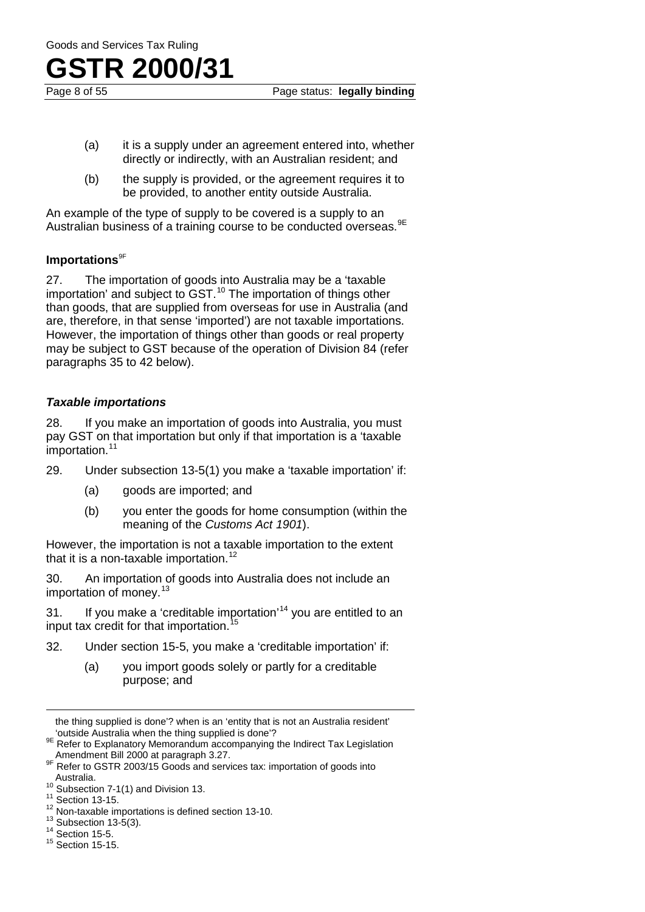(a) it is a supply under an agreement entered into, whether directly or indirectly, with an Australian resident; and

(b) the supply is provided, or the agreement requires it to be provided, to another entity outside Australia.

An example of the type of supply to be covered is a supply to an Australian business of a training course to be conducted overseas.[9E]

### Importations[9F]

27. The importation of goods into Australia may be a 'taxable importation' and subject to GST.[10] The importation of things other than goods, that are supplied from overseas for use in Australia (and are, therefore, in that sense 'imported') are not taxable importations. However, the importation of things other than goods or real property may be subject to GST because of the operation of Division 84 (refer paragraphs 35 to 42 below).

### *Taxable importations*

28. If you make an importation of goods into Australia, you must pay GST on that importation but only if that importation is a 'taxable importation.[11]

29. Under subsection 13-5(1) you make a 'taxable importation' if:

(a) goods are imported; and

(b) you enter the goods for home consumption (within the meaning of the *Customs Act 1901*).

However, the importation is not a taxable importation to the extent that it is a non-taxable importation.[12]

30. An importation of goods into Australia does not include an importation of money.[13]

31. If you make a 'creditable importation'[14] you are entitled to an input tax credit for that importation.[15]

32. Under section 15-5, you make a 'creditable importation' if:

(a) you import goods solely or partly for a creditable purpose; and

---

the thing supplied is done'? when is an 'entity that is not an Australia resident' 'outside Australia when the thing supplied is done'?

[9E] Refer to Explanatory Memorandum accompanying the Indirect Tax Legislation Amendment Bill 2000 at paragraph 3.27.

[9F] Refer to GSTR 2003/15 Goods and services tax: importation of goods into Australia.

[10] Subsection 7-1(1) and Division 13.

[11] Section 13-15.

[12] Non-taxable importations is defined section 13-10.

[13] Subsection 13-5(3).

[14] Section 15-5.

[15] Section 15-15.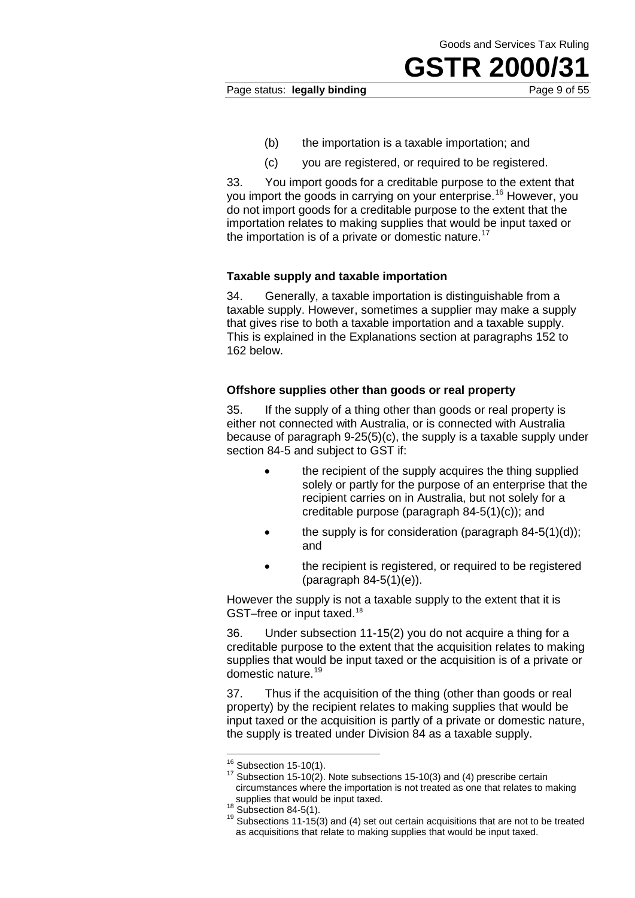(b) the importation is a taxable importation; and

(c) you are registered, or required to be registered.

33. You import goods for a creditable purpose to the extent that you import the goods in carrying on your enterprise.[16] However, you do not import goods for a creditable purpose to the extent that the importation relates to making supplies that would be input taxed or the importation is of a private or domestic nature.[17]

### Taxable supply and taxable importation

34. Generally, a taxable importation is distinguishable from a taxable supply. However, sometimes a supplier may make a supply that gives rise to both a taxable importation and a taxable supply. This is explained in the Explanations section at paragraphs 152 to 162 below.

### Offshore supplies other than goods or real property

35. If the supply of a thing other than goods or real property is either not connected with Australia, or is connected with Australia because of paragraph 9-25(5)(c), the supply is a taxable supply under section 84-5 and subject to GST if:

- the recipient of the supply acquires the thing supplied solely or partly for the purpose of an enterprise that the recipient carries on in Australia, but not solely for a creditable purpose (paragraph 84-5(1)(c)); and
- the supply is for consideration (paragraph 84-5(1)(d)); and
- the recipient is registered, or required to be registered (paragraph 84-5(1)(e)).

However the supply is not a taxable supply to the extent that it is GST–free or input taxed.[18]

36. Under subsection 11-15(2) you do not acquire a thing for a creditable purpose to the extent that the acquisition relates to making supplies that would be input taxed or the acquisition is of a private or domestic nature.[19]

37. Thus if the acquisition of the thing (other than goods or real property) by the recipient relates to making supplies that would be input taxed or the acquisition is partly of a private or domestic nature, the supply is treated under Division 84 as a taxable supply.

---

[16] Subsection 15-10(1).

[17] Subsection 15-10(2). Note subsections 15-10(3) and (4) prescribe certain circumstances where the importation is not treated as one that relates to making supplies that would be input taxed.

[18] Subsection 84-5(1).

[19] Subsections 11-15(3) and (4) set out certain acquisitions that are not to be treated as acquisitions that relate to making supplies that would be input taxed.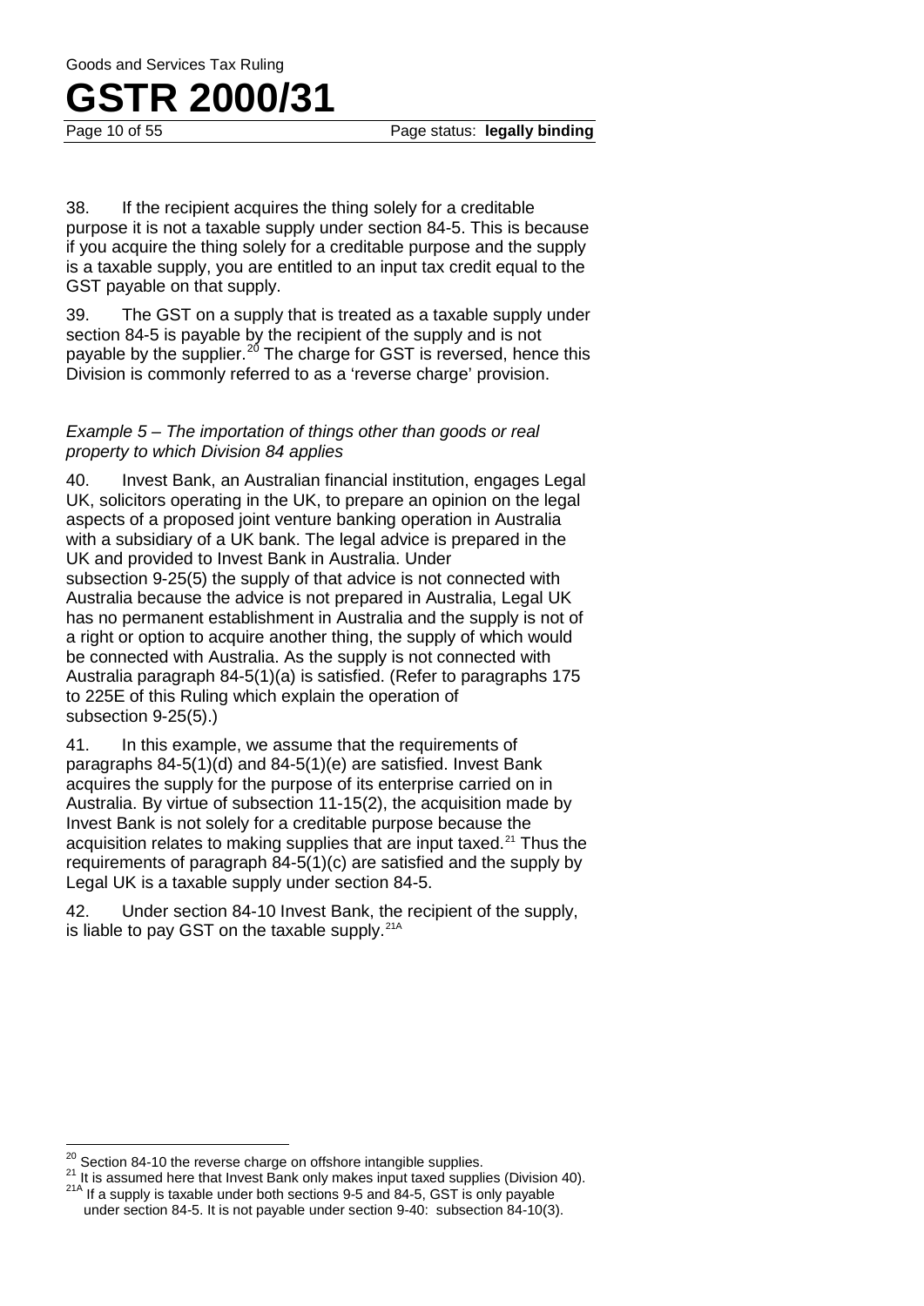38. If the recipient acquires the thing solely for a creditable purpose it is not a taxable supply under section 84-5. This is because if you acquire the thing solely for a creditable purpose and the supply is a taxable supply, you are entitled to an input tax credit equal to the GST payable on that supply.

39. The GST on a supply that is treated as a taxable supply under section 84-5 is payable by the recipient of the supply and is not payable by the supplier.[20] The charge for GST is reversed, hence this Division is commonly referred to as a 'reverse charge' provision.

*Example 5 – The importation of things other than goods or real property to which Division 84 applies*

40. Invest Bank, an Australian financial institution, engages Legal UK, solicitors operating in the UK, to prepare an opinion on the legal aspects of a proposed joint venture banking operation in Australia with a subsidiary of a UK bank. The legal advice is prepared in the UK and provided to Invest Bank in Australia. Under subsection 9-25(5) the supply of that advice is not connected with Australia because the advice is not prepared in Australia, Legal UK has no permanent establishment in Australia and the supply is not of a right or option to acquire another thing, the supply of which would be connected with Australia. As the supply is not connected with Australia paragraph 84-5(1)(a) is satisfied. (Refer to paragraphs 175 to 225E of this Ruling which explain the operation of subsection 9-25(5).)

41. In this example, we assume that the requirements of paragraphs 84-5(1)(d) and 84-5(1)(e) are satisfied. Invest Bank acquires the supply for the purpose of its enterprise carried on in Australia. By virtue of subsection 11-15(2), the acquisition made by Invest Bank is not solely for a creditable purpose because the acquisition relates to making supplies that are input taxed.[21] Thus the requirements of paragraph 84-5(1)(c) are satisfied and the supply by Legal UK is a taxable supply under section 84-5.

42. Under section 84-10 Invest Bank, the recipient of the supply, is liable to pay GST on the taxable supply.[21A]

---

[20] Section 84-10 the reverse charge on offshore intangible supplies.

[21] It is assumed here that Invest Bank only makes input taxed supplies (Division 40).

[21A] If a supply is taxable under both sections 9-5 and 84-5, GST is only payable under section 84-5. It is not payable under section 9-40: subsection 84-10(3).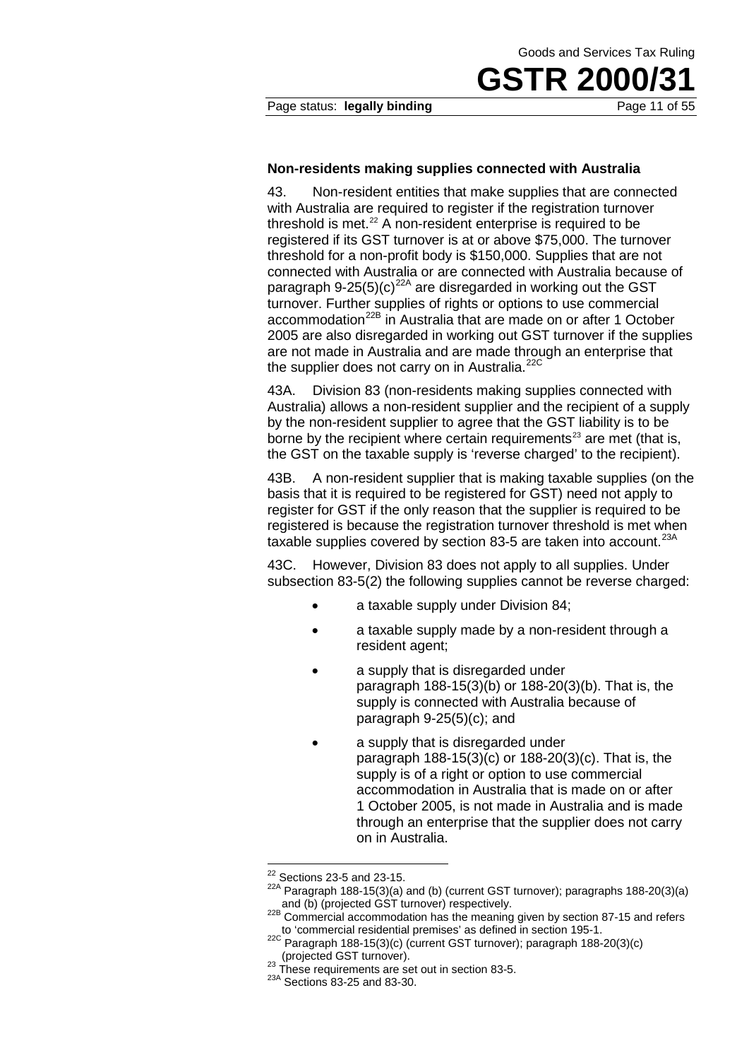**Non-residents making supplies connected with Australia**

43. Non-resident entities that make supplies that are connected with Australia are required to register if the registration turnover threshold is met.[22] A non-resident enterprise is required to be registered if its GST turnover is at or above $75,000. The turnover threshold for a non-profit body is $150,000. Supplies that are not connected with Australia or are connected with Australia because of paragraph 9-25(5)(c)[22A] are disregarded in working out the GST turnover. Further supplies of rights or options to use commercial accommodation[22B] in Australia that are made on or after 1 October 2005 are also disregarded in working out GST turnover if the supplies are not made in Australia and are made through an enterprise that the supplier does not carry on in Australia.[22C]

43A. Division 83 (non-residents making supplies connected with Australia) allows a non-resident supplier and the recipient of a supply by the non-resident supplier to agree that the GST liability is to be borne by the recipient where certain requirements[23] are met (that is, the GST on the taxable supply is 'reverse charged' to the recipient).

43B. A non-resident supplier that is making taxable supplies (on the basis that it is required to be registered for GST) need not apply to register for GST if the only reason that the supplier is required to be registered is because the registration turnover threshold is met when taxable supplies covered by section 83-5 are taken into account.[23A]

43C. However, Division 83 does not apply to all supplies. Under subsection 83-5(2) the following supplies cannot be reverse charged:

- a taxable supply under Division 84;
- a taxable supply made by a non-resident through a resident agent;
- a supply that is disregarded under paragraph 188-15(3)(b) or 188-20(3)(b). That is, the supply is connected with Australia because of paragraph 9-25(5)(c); and
- a supply that is disregarded under paragraph 188-15(3)(c) or 188-20(3)(c). That is, the supply is of a right or option to use commercial accommodation in Australia that is made on or after 1 October 2005, is not made in Australia and is made through an enterprise that the supplier does not carry on in Australia.

---

[22] Sections 23-5 and 23-15.

[22A] Paragraph 188-15(3)(a) and (b) (current GST turnover); paragraphs 188-20(3)(a) and (b) (projected GST turnover) respectively.

[22B] Commercial accommodation has the meaning given by section 87-15 and refers to 'commercial residential premises' as defined in section 195-1.

[22C] Paragraph 188-15(3)(c) (current GST turnover); paragraph 188-20(3)(c) (projected GST turnover).

[23] These requirements are set out in section 83-5.

[23A] Sections 83-25 and 83-30.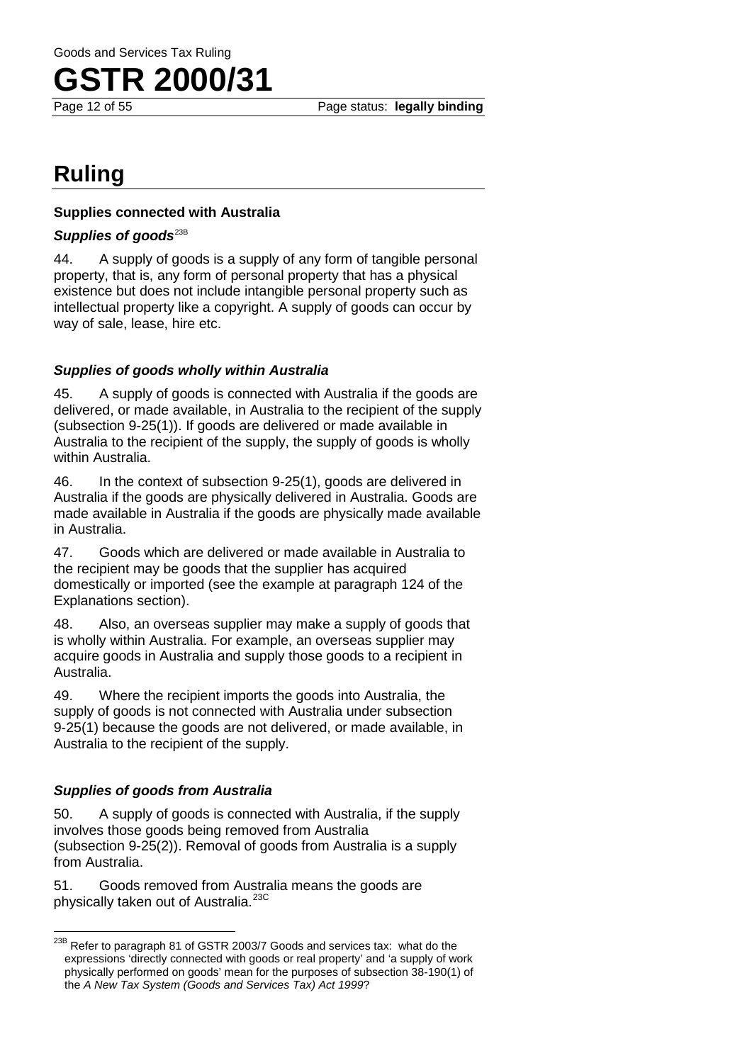# Ruling

**Supplies connected with Australia**

***Supplies of goods***[23B]

44. A supply of goods is a supply of any form of tangible personal property, that is, any form of personal property that has a physical existence but does not include intangible personal property such as intellectual property like a copyright. A supply of goods can occur by way of sale, lease, hire etc.

***Supplies of goods wholly within Australia***

45. A supply of goods is connected with Australia if the goods are delivered, or made available, in Australia to the recipient of the supply (subsection 9-25(1)). If goods are delivered or made available in Australia to the recipient of the supply, the supply of goods is wholly within Australia.

46. In the context of subsection 9-25(1), goods are delivered in Australia if the goods are physically delivered in Australia. Goods are made available in Australia if the goods are physically made available in Australia.

47. Goods which are delivered or made available in Australia to the recipient may be goods that the supplier has acquired domestically or imported (see the example at paragraph 124 of the Explanations section).

48. Also, an overseas supplier may make a supply of goods that is wholly within Australia. For example, an overseas supplier may acquire goods in Australia and supply those goods to a recipient in Australia.

49. Where the recipient imports the goods into Australia, the supply of goods is not connected with Australia under subsection 9-25(1) because the goods are not delivered, or made available, in Australia to the recipient of the supply.

***Supplies of goods from Australia***

50. A supply of goods is connected with Australia, if the supply involves those goods being removed from Australia (subsection 9-25(2)). Removal of goods from Australia is a supply from Australia.

51. Goods removed from Australia means the goods are physically taken out of Australia.[23C]

---

[23B] Refer to paragraph 81 of GSTR 2003/7 Goods and services tax: what do the expressions 'directly connected with goods or real property' and 'a supply of work physically performed on goods' mean for the purposes of subsection 38-190(1) of the *A New Tax System (Goods and Services Tax) Act 1999*?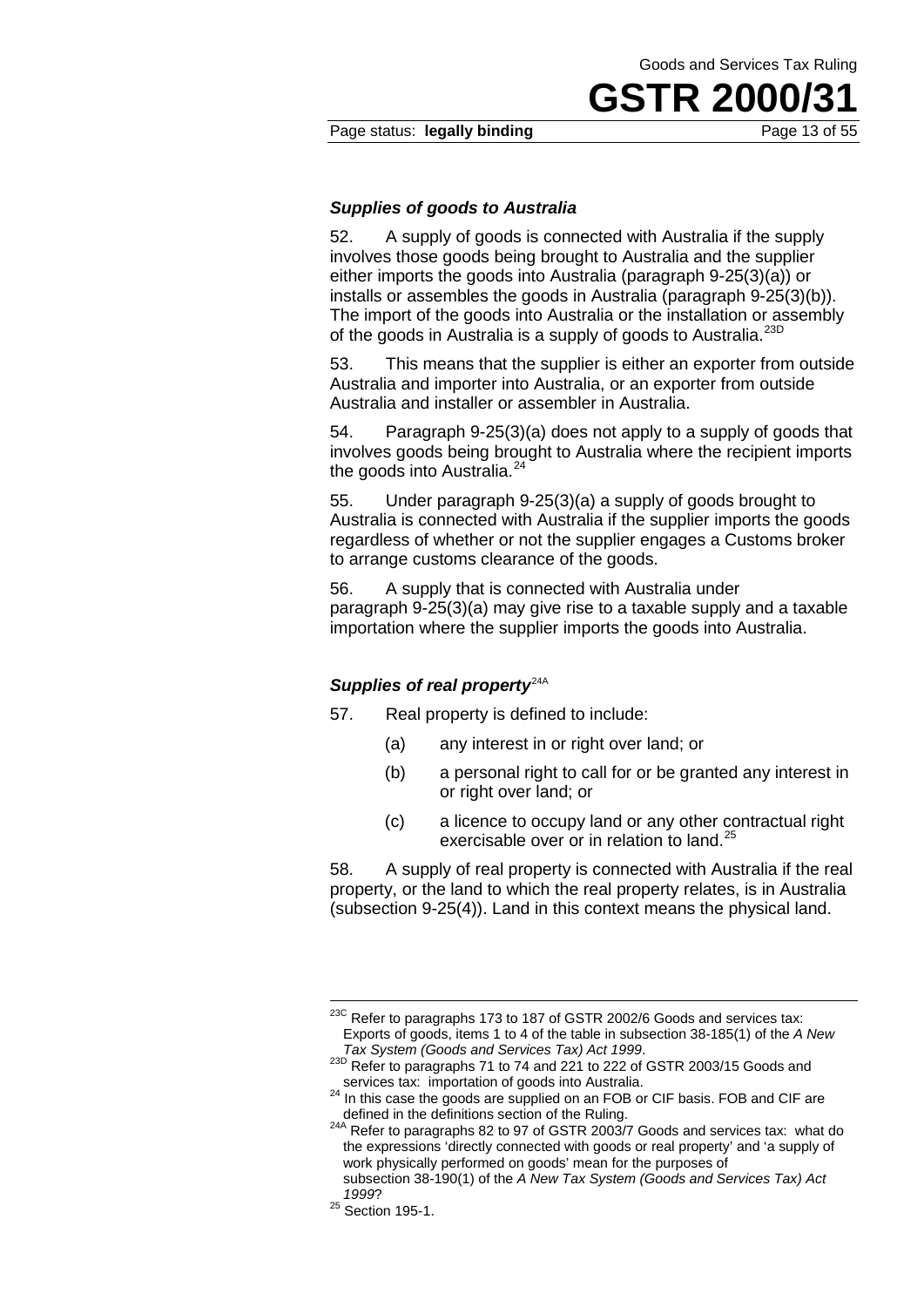### *Supplies of goods to Australia*

52. A supply of goods is connected with Australia if the supply involves those goods being brought to Australia and the supplier either imports the goods into Australia (paragraph 9-25(3)(a)) or installs or assembles the goods in Australia (paragraph 9-25(3)(b)). The import of the goods into Australia or the installation or assembly of the goods in Australia is a supply of goods to Australia.[23D]

53. This means that the supplier is either an exporter from outside Australia and importer into Australia, or an exporter from outside Australia and installer or assembler in Australia.

54. Paragraph 9-25(3)(a) does not apply to a supply of goods that involves goods being brought to Australia where the recipient imports the goods into Australia.[24]

55. Under paragraph 9-25(3)(a) a supply of goods brought to Australia is connected with Australia if the supplier imports the goods regardless of whether or not the supplier engages a Customs broker to arrange customs clearance of the goods.

56. A supply that is connected with Australia under paragraph 9-25(3)(a) may give rise to a taxable supply and a taxable importation where the supplier imports the goods into Australia.

### *Supplies of real property*[24A]

57. Real property is defined to include:

(a) any interest in or right over land; or

(b) a personal right to call for or be granted any interest in or right over land; or

(c) a licence to occupy land or any other contractual right exercisable over or in relation to land.[25]

58. A supply of real property is connected with Australia if the real property, or the land to which the real property relates, is in Australia (subsection 9-25(4)). Land in this context means the physical land.

---

[23C] Refer to paragraphs 173 to 187 of GSTR 2002/6 Goods and services tax: Exports of goods, items 1 to 4 of the table in subsection 38-185(1) of the *A New Tax System (Goods and Services Tax) Act 1999*.

[23D] Refer to paragraphs 71 to 74 and 221 to 222 of GSTR 2003/15 Goods and services tax: importation of goods into Australia.

[24] In this case the goods are supplied on an FOB or CIF basis. FOB and CIF are defined in the definitions section of the Ruling.

[24A] Refer to paragraphs 82 to 97 of GSTR 2003/7 Goods and services tax: what do the expressions 'directly connected with goods or real property' and 'a supply of work physically performed on goods' mean for the purposes of subsection 38-190(1) of the *A New Tax System (Goods and Services Tax) Act 1999*?

[25] Section 195-1.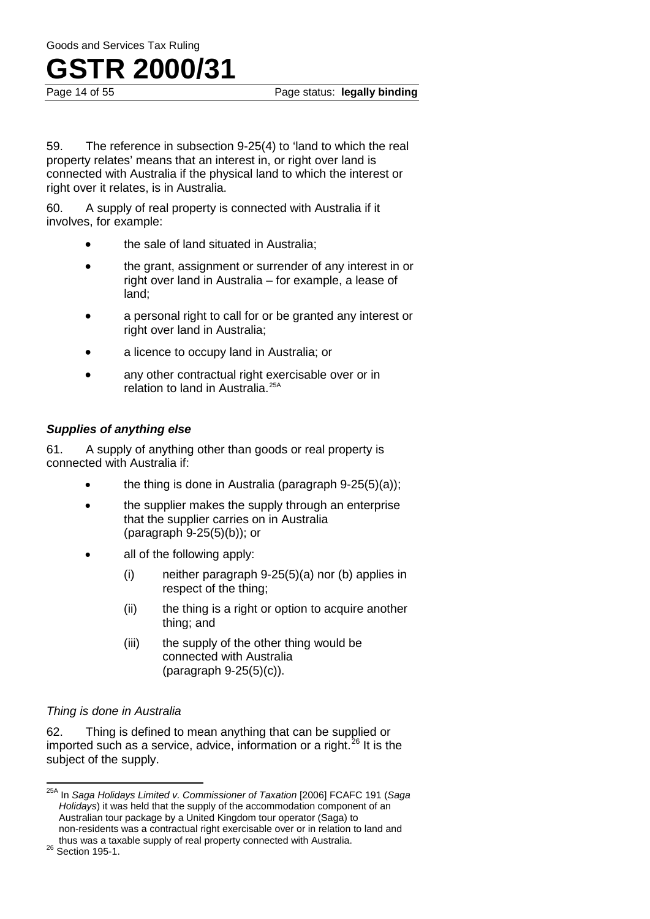59. The reference in subsection 9-25(4) to 'land to which the real property relates' means that an interest in, or right over land is connected with Australia if the physical land to which the interest or right over it relates, is in Australia.

60. A supply of real property is connected with Australia if it involves, for example:

- the sale of land situated in Australia;
- the grant, assignment or surrender of any interest in or right over land in Australia – for example, a lease of land;
- a personal right to call for or be granted any interest or right over land in Australia;
- a licence to occupy land in Australia; or
- any other contractual right exercisable over or in relation to land in Australia.[25A]

### *Supplies of anything else*

61. A supply of anything other than goods or real property is connected with Australia if:

- the thing is done in Australia (paragraph 9-25(5)(a));
- the supplier makes the supply through an enterprise that the supplier carries on in Australia (paragraph 9-25(5)(b)); or
- all of the following apply:
  - (i) neither paragraph 9-25(5)(a) nor (b) applies in respect of the thing;
  - (ii) the thing is a right or option to acquire another thing; and
  - (iii) the supply of the other thing would be connected with Australia (paragraph 9-25(5)(c)).

*Thing is done in Australia*

62. Thing is defined to mean anything that can be supplied or imported such as a service, advice, information or a right.[26] It is the subject of the supply.

---

[25A] In *Saga Holidays Limited v. Commissioner of Taxation* [2006] FCAFC 191 (*Saga Holidays*) it was held that the supply of the accommodation component of an Australian tour package by a United Kingdom tour operator (Saga) to non-residents was a contractual right exercisable over or in relation to land and thus was a taxable supply of real property connected with Australia.

[26] Section 195-1.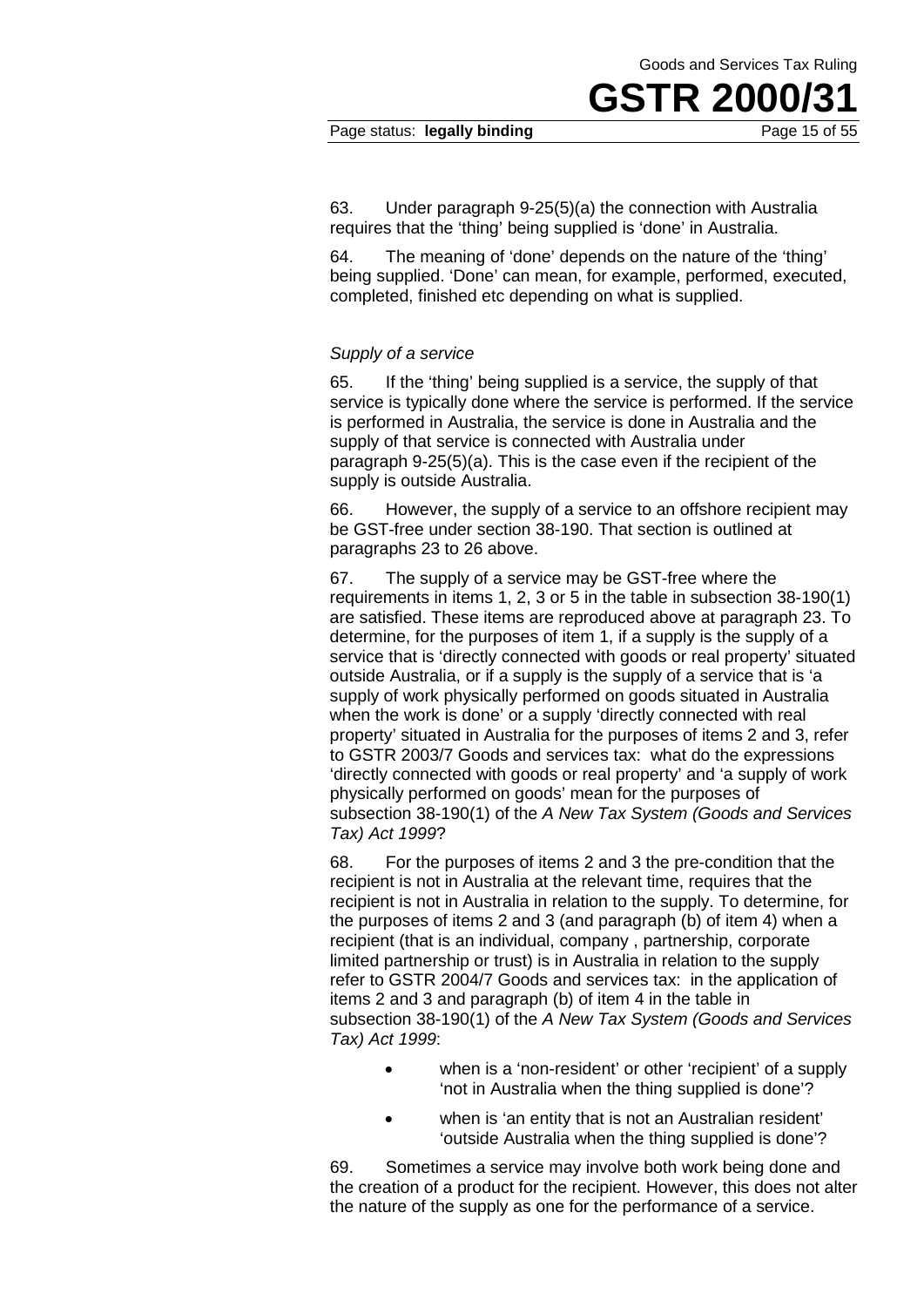63. Under paragraph 9-25(5)(a) the connection with Australia requires that the 'thing' being supplied is 'done' in Australia.

64. The meaning of 'done' depends on the nature of the 'thing' being supplied. 'Done' can mean, for example, performed, executed, completed, finished etc depending on what is supplied.

*Supply of a service*

65. If the 'thing' being supplied is a service, the supply of that service is typically done where the service is performed. If the service is performed in Australia, the service is done in Australia and the supply of that service is connected with Australia under paragraph 9-25(5)(a). This is the case even if the recipient of the supply is outside Australia.

66. However, the supply of a service to an offshore recipient may be GST-free under section 38-190. That section is outlined at paragraphs 23 to 26 above.

67. The supply of a service may be GST-free where the requirements in items 1, 2, 3 or 5 in the table in subsection 38-190(1) are satisfied. These items are reproduced above at paragraph 23. To determine, for the purposes of item 1, if a supply is the supply of a service that is 'directly connected with goods or real property' situated outside Australia, or if a supply is the supply of a service that is 'a supply of work physically performed on goods situated in Australia when the work is done' or a supply 'directly connected with real property' situated in Australia for the purposes of items 2 and 3, refer to GSTR 2003/7 Goods and services tax: what do the expressions 'directly connected with goods or real property' and 'a supply of work physically performed on goods' mean for the purposes of subsection 38-190(1) of the *A New Tax System (Goods and Services Tax) Act 1999*?

68. For the purposes of items 2 and 3 the pre-condition that the recipient is not in Australia at the relevant time, requires that the recipient is not in Australia in relation to the supply. To determine, for the purposes of items 2 and 3 (and paragraph (b) of item 4) when a recipient (that is an individual, company , partnership, corporate limited partnership or trust) is in Australia in relation to the supply refer to GSTR 2004/7 Goods and services tax: in the application of items 2 and 3 and paragraph (b) of item 4 in the table in subsection 38-190(1) of the *A New Tax System (Goods and Services Tax) Act 1999*:

- when is a 'non-resident' or other 'recipient' of a supply 'not in Australia when the thing supplied is done'?
- when is 'an entity that is not an Australian resident' 'outside Australia when the thing supplied is done'?

69. Sometimes a service may involve both work being done and the creation of a product for the recipient. However, this does not alter the nature of the supply as one for the performance of a service.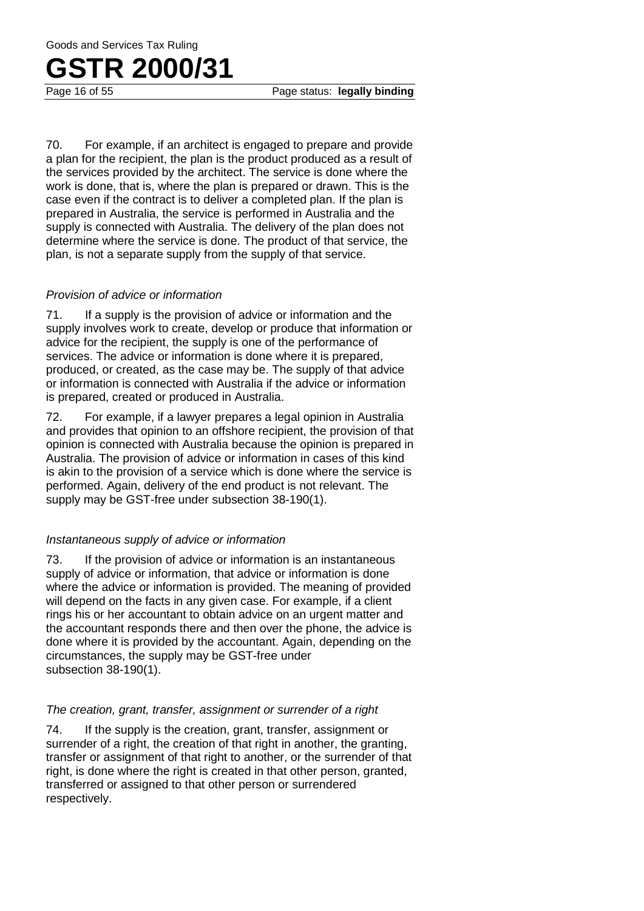70. For example, if an architect is engaged to prepare and provide a plan for the recipient, the plan is the product produced as a result of the services provided by the architect. The service is done where the work is done, that is, where the plan is prepared or drawn. This is the case even if the contract is to deliver a completed plan. If the plan is prepared in Australia, the service is performed in Australia and the supply is connected with Australia. The delivery of the plan does not determine where the service is done. The product of that service, the plan, is not a separate supply from the supply of that service.

*Provision of advice or information*

71. If a supply is the provision of advice or information and the supply involves work to create, develop or produce that information or advice for the recipient, the supply is one of the performance of services. The advice or information is done where it is prepared, produced, or created, as the case may be. The supply of that advice or information is connected with Australia if the advice or information is prepared, created or produced in Australia.

72. For example, if a lawyer prepares a legal opinion in Australia and provides that opinion to an offshore recipient, the provision of that opinion is connected with Australia because the opinion is prepared in Australia. The provision of advice or information in cases of this kind is akin to the provision of a service which is done where the service is performed. Again, delivery of the end product is not relevant. The supply may be GST-free under subsection 38-190(1).

*Instantaneous supply of advice or information*

73. If the provision of advice or information is an instantaneous supply of advice or information, that advice or information is done where the advice or information is provided. The meaning of provided will depend on the facts in any given case. For example, if a client rings his or her accountant to obtain advice on an urgent matter and the accountant responds there and then over the phone, the advice is done where it is provided by the accountant. Again, depending on the circumstances, the supply may be GST-free under subsection 38-190(1).

*The creation, grant, transfer, assignment or surrender of a right*

74. If the supply is the creation, grant, transfer, assignment or surrender of a right, the creation of that right in another, the granting, transfer or assignment of that right to another, or the surrender of that right, is done where the right is created in that other person, granted, transferred or assigned to that other person or surrendered respectively.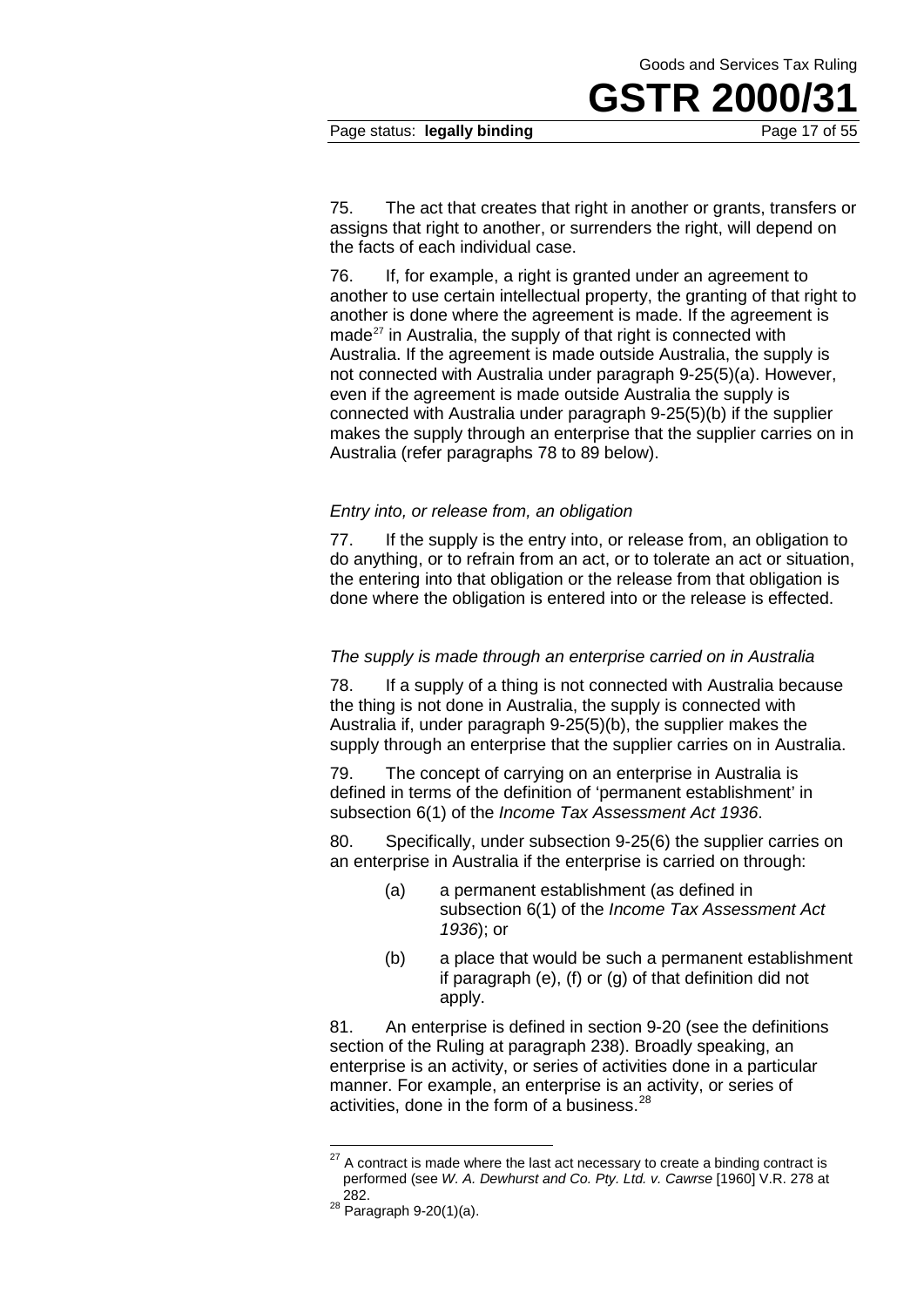75. The act that creates that right in another or grants, transfers or assigns that right to another, or surrenders the right, will depend on the facts of each individual case.

76. If, for example, a right is granted under an agreement to another to use certain intellectual property, the granting of that right to another is done where the agreement is made. If the agreement is made[27] in Australia, the supply of that right is connected with Australia. If the agreement is made outside Australia, the supply is not connected with Australia under paragraph 9-25(5)(a). However, even if the agreement is made outside Australia the supply is connected with Australia under paragraph 9-25(5)(b) if the supplier makes the supply through an enterprise that the supplier carries on in Australia (refer paragraphs 78 to 89 below).

### *Entry into, or release from, an obligation*

77. If the supply is the entry into, or release from, an obligation to do anything, or to refrain from an act, or to tolerate an act or situation, the entering into that obligation or the release from that obligation is done where the obligation is entered into or the release is effected.

### *The supply is made through an enterprise carried on in Australia*

78. If a supply of a thing is not connected with Australia because the thing is not done in Australia, the supply is connected with Australia if, under paragraph 9-25(5)(b), the supplier makes the supply through an enterprise that the supplier carries on in Australia.

79. The concept of carrying on an enterprise in Australia is defined in terms of the definition of 'permanent establishment' in subsection 6(1) of the *Income Tax Assessment Act 1936*.

80. Specifically, under subsection 9-25(6) the supplier carries on an enterprise in Australia if the enterprise is carried on through:

- (a) a permanent establishment (as defined in subsection 6(1) of the *Income Tax Assessment Act 1936*); or
- (b) a place that would be such a permanent establishment if paragraph (e), (f) or (g) of that definition did not apply.

81. An enterprise is defined in section 9-20 (see the definitions section of the Ruling at paragraph 238). Broadly speaking, an enterprise is an activity, or series of activities done in a particular manner. For example, an enterprise is an activity, or series of activities, done in the form of a business.[28]

---

[27] A contract is made where the last act necessary to create a binding contract is performed (see *W. A. Dewhurst and Co. Pty. Ltd. v. Cawrse* [1960] V.R. 278 at 282.

[28] Paragraph 9-20(1)(a).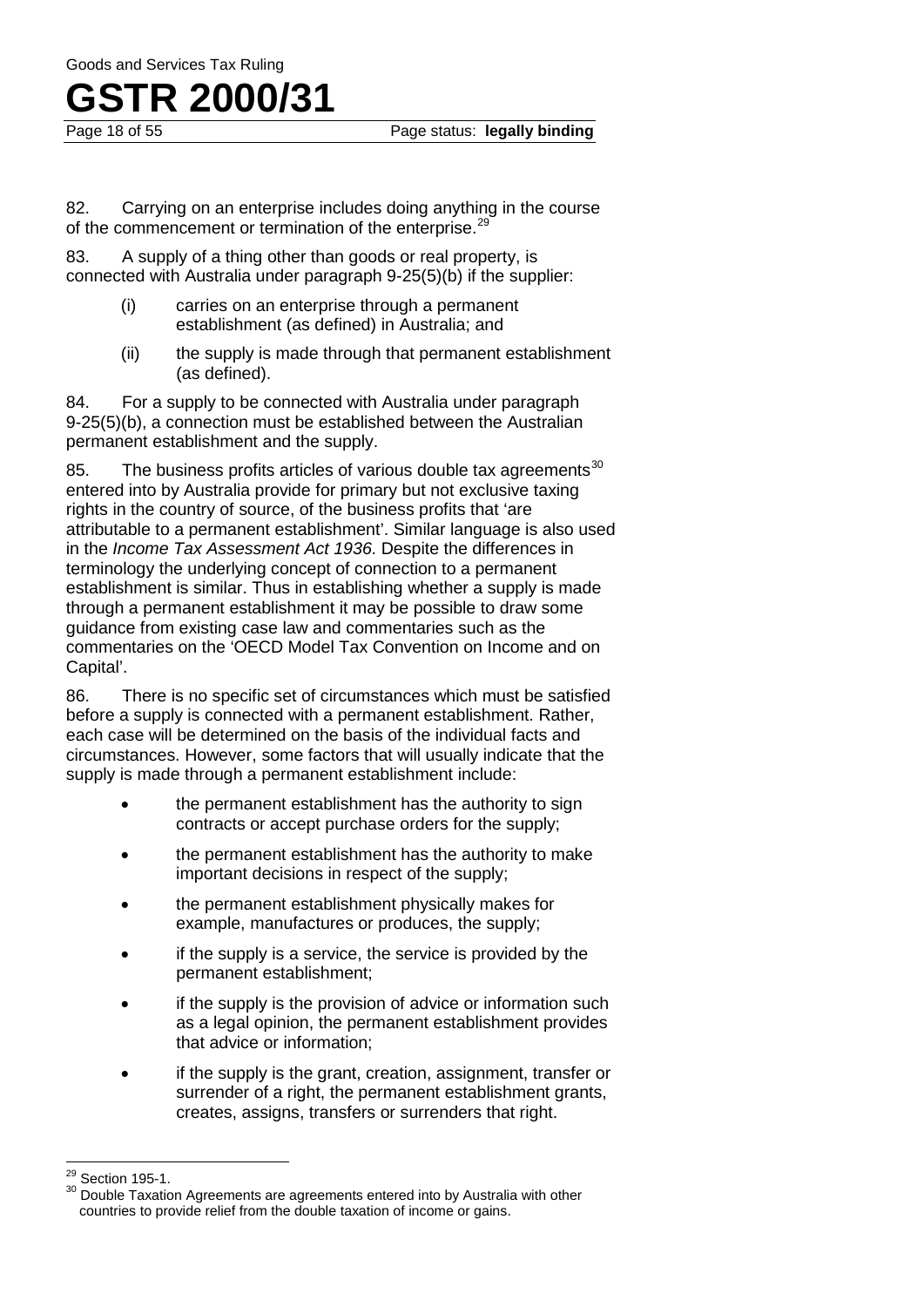82. Carrying on an enterprise includes doing anything in the course of the commencement or termination of the enterprise.[29]

83. A supply of a thing other than goods or real property, is connected with Australia under paragraph 9-25(5)(b) if the supplier:

(i) carries on an enterprise through a permanent establishment (as defined) in Australia; and

(ii) the supply is made through that permanent establishment (as defined).

84. For a supply to be connected with Australia under paragraph 9-25(5)(b), a connection must be established between the Australian permanent establishment and the supply.

85. The business profits articles of various double tax agreements[30] entered into by Australia provide for primary but not exclusive taxing rights in the country of source, of the business profits that 'are attributable to a permanent establishment'. Similar language is also used in the *Income Tax Assessment Act 1936*. Despite the differences in terminology the underlying concept of connection to a permanent establishment is similar. Thus in establishing whether a supply is made through a permanent establishment it may be possible to draw some guidance from existing case law and commentaries such as the commentaries on the 'OECD Model Tax Convention on Income and on Capital'.

86. There is no specific set of circumstances which must be satisfied before a supply is connected with a permanent establishment. Rather, each case will be determined on the basis of the individual facts and circumstances. However, some factors that will usually indicate that the supply is made through a permanent establishment include:

- the permanent establishment has the authority to sign contracts or accept purchase orders for the supply;
- the permanent establishment has the authority to make important decisions in respect of the supply;
- the permanent establishment physically makes for example, manufactures or produces, the supply;
- if the supply is a service, the service is provided by the permanent establishment;
- if the supply is the provision of advice or information such as a legal opinion, the permanent establishment provides that advice or information;
- if the supply is the grant, creation, assignment, transfer or surrender of a right, the permanent establishment grants, creates, assigns, transfers or surrenders that right.

---

[29] Section 195-1.

[30] Double Taxation Agreements are agreements entered into by Australia with other countries to provide relief from the double taxation of income or gains.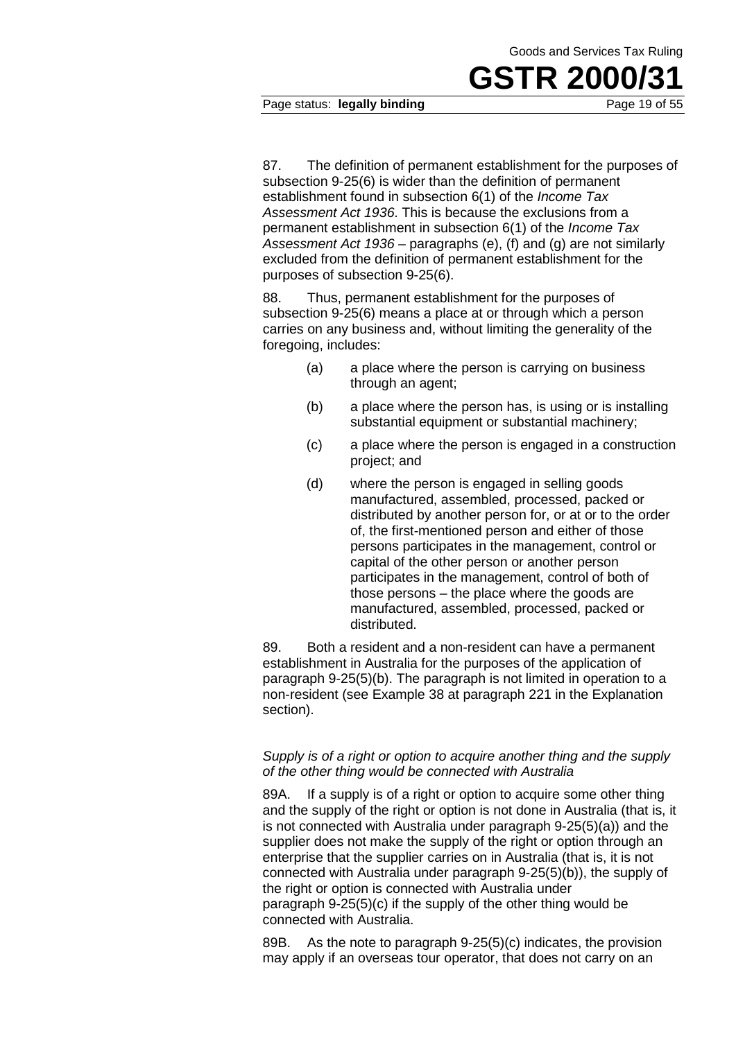87. The definition of permanent establishment for the purposes of subsection 9-25(6) is wider than the definition of permanent establishment found in subsection 6(1) of the *Income Tax Assessment Act 1936*. This is because the exclusions from a permanent establishment in subsection 6(1) of the *Income Tax Assessment Act 1936* – paragraphs (e), (f) and (g) are not similarly excluded from the definition of permanent establishment for the purposes of subsection 9-25(6).

88. Thus, permanent establishment for the purposes of subsection 9-25(6) means a place at or through which a person carries on any business and, without limiting the generality of the foregoing, includes:

> (a) a place where the person is carrying on business through an agent;
>
> (b) a place where the person has, is using or is installing substantial equipment or substantial machinery;
>
> (c) a place where the person is engaged in a construction project; and
>
> (d) where the person is engaged in selling goods manufactured, assembled, processed, packed or distributed by another person for, or at or to the order of, the first-mentioned person and either of those persons participates in the management, control or capital of the other person or another person participates in the management, control of both of those persons – the place where the goods are manufactured, assembled, processed, packed or distributed.

89. Both a resident and a non-resident can have a permanent establishment in Australia for the purposes of the application of paragraph 9-25(5)(b). The paragraph is not limited in operation to a non-resident (see Example 38 at paragraph 221 in the Explanation section).

*Supply is of a right or option to acquire another thing and the supply of the other thing would be connected with Australia*

89A. If a supply is of a right or option to acquire some other thing and the supply of the right or option is not done in Australia (that is, it is not connected with Australia under paragraph 9-25(5)(a)) and the supplier does not make the supply of the right or option through an enterprise that the supplier carries on in Australia (that is, it is not connected with Australia under paragraph 9-25(5)(b)), the supply of the right or option is connected with Australia under paragraph 9-25(5)(c) if the supply of the other thing would be connected with Australia.

89B. As the note to paragraph 9-25(5)(c) indicates, the provision may apply if an overseas tour operator, that does not carry on an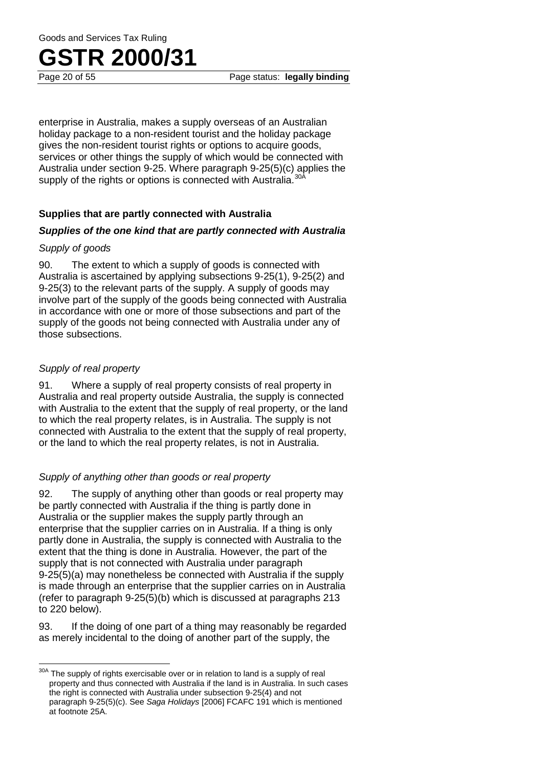enterprise in Australia, makes a supply overseas of an Australian holiday package to a non-resident tourist and the holiday package gives the non-resident tourist rights or options to acquire goods, services or other things the supply of which would be connected with Australia under section 9-25. Where paragraph 9-25(5)(c) applies the supply of the rights or options is connected with Australia.[30A]

### Supplies that are partly connected with Australia

#### *Supplies of the one kind that are partly connected with Australia*

*Supply of goods*

90. The extent to which a supply of goods is connected with Australia is ascertained by applying subsections 9-25(1), 9-25(2) and 9-25(3) to the relevant parts of the supply. A supply of goods may involve part of the supply of the goods being connected with Australia in accordance with one or more of those subsections and part of the supply of the goods not being connected with Australia under any of those subsections.

*Supply of real property*

91. Where a supply of real property consists of real property in Australia and real property outside Australia, the supply is connected with Australia to the extent that the supply of real property, or the land to which the real property relates, is in Australia. The supply is not connected with Australia to the extent that the supply of real property, or the land to which the real property relates, is not in Australia.

*Supply of anything other than goods or real property*

92. The supply of anything other than goods or real property may be partly connected with Australia if the thing is partly done in Australia or the supplier makes the supply partly through an enterprise that the supplier carries on in Australia. If a thing is only partly done in Australia, the supply is connected with Australia to the extent that the thing is done in Australia. However, the part of the supply that is not connected with Australia under paragraph 9-25(5)(a) may nonetheless be connected with Australia if the supply is made through an enterprise that the supplier carries on in Australia (refer to paragraph 9-25(5)(b) which is discussed at paragraphs 213 to 220 below).

93. If the doing of one part of a thing may reasonably be regarded as merely incidental to the doing of another part of the supply, the

---

[30A] The supply of rights exercisable over or in relation to land is a supply of real property and thus connected with Australia if the land is in Australia. In such cases the right is connected with Australia under subsection 9-25(4) and not paragraph 9-25(5)(c). See *Saga Holidays* [2006] FCAFC 191 which is mentioned at footnote 25A.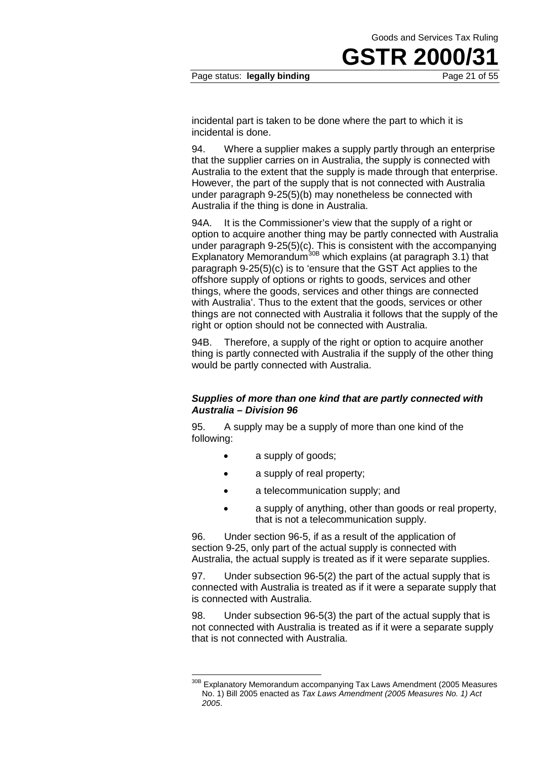incidental part is taken to be done where the part to which it is incidental is done.

94. Where a supplier makes a supply partly through an enterprise that the supplier carries on in Australia, the supply is connected with Australia to the extent that the supply is made through that enterprise. However, the part of the supply that is not connected with Australia under paragraph 9-25(5)(b) may nonetheless be connected with Australia if the thing is done in Australia.

94A. It is the Commissioner's view that the supply of a right or option to acquire another thing may be partly connected with Australia under paragraph 9-25(5)(c). This is consistent with the accompanying Explanatory Memorandum[30B] which explains (at paragraph 3.1) that paragraph 9-25(5)(c) is to 'ensure that the GST Act applies to the offshore supply of options or rights to goods, services and other things, where the goods, services and other things are connected with Australia'. Thus to the extent that the goods, services or other things are not connected with Australia it follows that the supply of the right or option should not be connected with Australia.

94B. Therefore, a supply of the right or option to acquire another thing is partly connected with Australia if the supply of the other thing would be partly connected with Australia.

### *Supplies of more than one kind that are partly connected with Australia – Division 96*

95. A supply may be a supply of more than one kind of the following:

- a supply of goods;
- a supply of real property;
- a telecommunication supply; and
- a supply of anything, other than goods or real property, that is not a telecommunication supply.

96. Under section 96-5, if as a result of the application of section 9-25, only part of the actual supply is connected with Australia, the actual supply is treated as if it were separate supplies.

97. Under subsection 96-5(2) the part of the actual supply that is connected with Australia is treated as if it were a separate supply that is connected with Australia.

98. Under subsection 96-5(3) the part of the actual supply that is not connected with Australia is treated as if it were a separate supply that is not connected with Australia.

---

[30B] Explanatory Memorandum accompanying Tax Laws Amendment (2005 Measures No. 1) Bill 2005 enacted as *Tax Laws Amendment (2005 Measures No. 1) Act 2005*.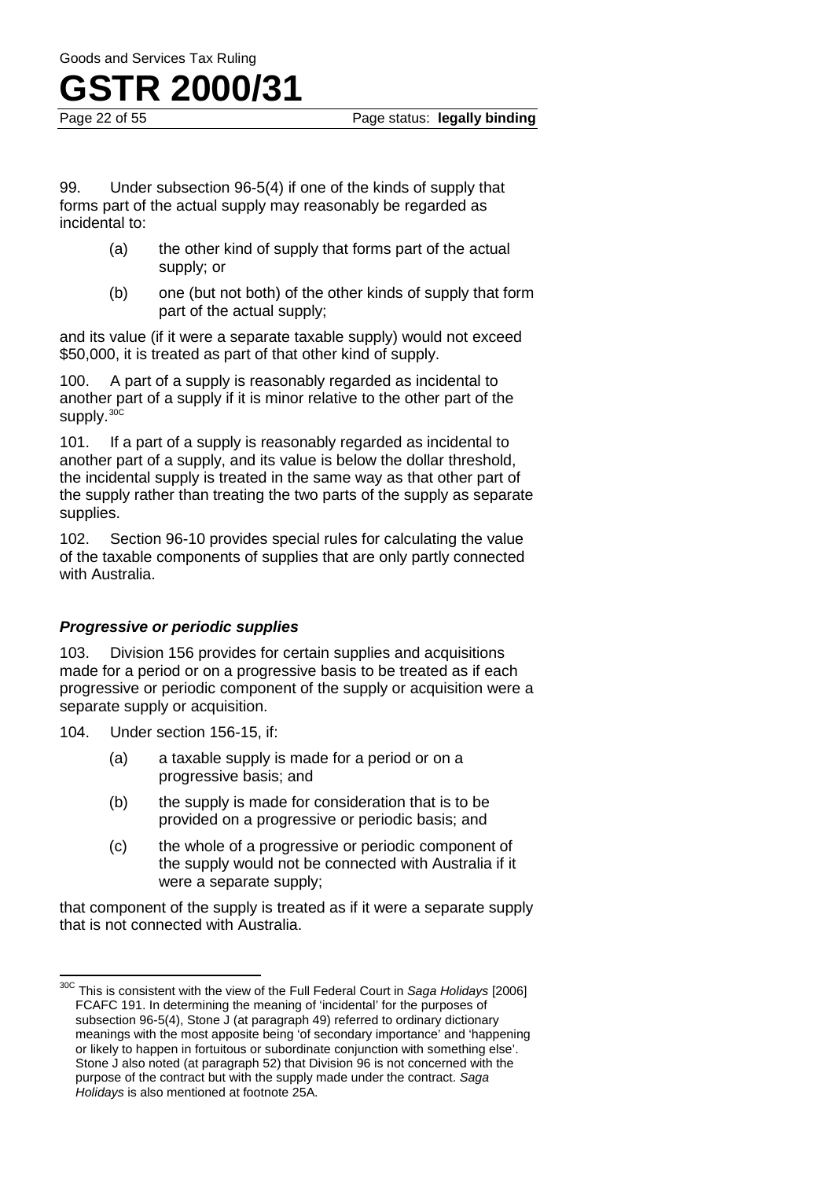99. Under subsection 96-5(4) if one of the kinds of supply that forms part of the actual supply may reasonably be regarded as incidental to:

(a) the other kind of supply that forms part of the actual supply; or

(b) one (but not both) of the other kinds of supply that form part of the actual supply;

and its value (if it were a separate taxable supply) would not exceed $50,000, it is treated as part of that other kind of supply.

100. A part of a supply is reasonably regarded as incidental to another part of a supply if it is minor relative to the other part of the supply.[30C]

101. If a part of a supply is reasonably regarded as incidental to another part of a supply, and its value is below the dollar threshold, the incidental supply is treated in the same way as that other part of the supply rather than treating the two parts of the supply as separate supplies.

102. Section 96-10 provides special rules for calculating the value of the taxable components of supplies that are only partly connected with Australia.

### *Progressive or periodic supplies*

103. Division 156 provides for certain supplies and acquisitions made for a period or on a progressive basis to be treated as if each progressive or periodic component of the supply or acquisition were a separate supply or acquisition.

104. Under section 156-15, if:

(a) a taxable supply is made for a period or on a progressive basis; and

(b) the supply is made for consideration that is to be provided on a progressive or periodic basis; and

(c) the whole of a progressive or periodic component of the supply would not be connected with Australia if it were a separate supply;

that component of the supply is treated as if it were a separate supply that is not connected with Australia.

---

[30C] This is consistent with the view of the Full Federal Court in *Saga Holidays* [2006] FCAFC 191. In determining the meaning of 'incidental' for the purposes of subsection 96-5(4), Stone J (at paragraph 49) referred to ordinary dictionary meanings with the most apposite being 'of secondary importance' and 'happening or likely to happen in fortuitous or subordinate conjunction with something else'. Stone J also noted (at paragraph 52) that Division 96 is not concerned with the purpose of the contract but with the supply made under the contract. *Saga Holidays* is also mentioned at footnote 25A.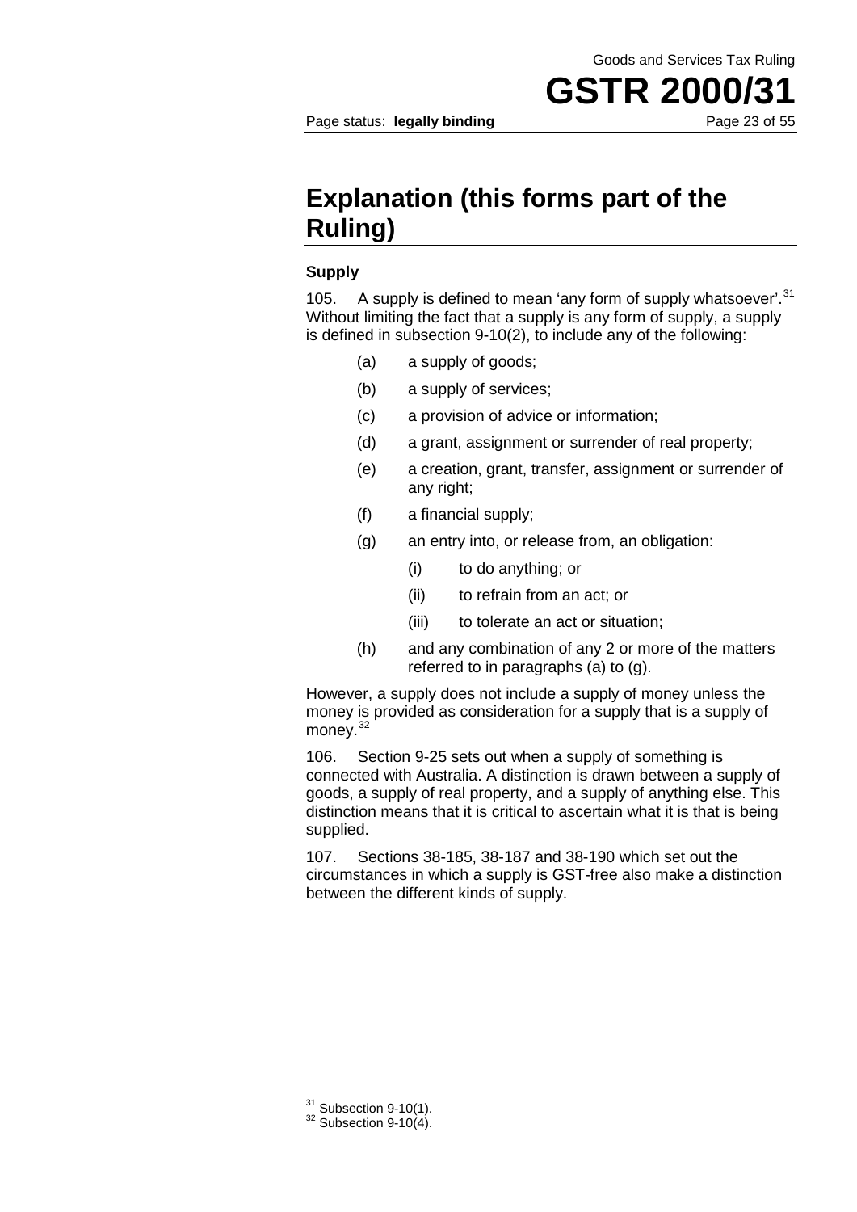## Explanation (this forms part of the Ruling)

### Supply

105. A supply is defined to mean 'any form of supply whatsoever'.[31] Without limiting the fact that a supply is any form of supply, a supply is defined in subsection 9-10(2), to include any of the following:

- (a) a supply of goods;
- (b) a supply of services;
- (c) a provision of advice or information;
- (d) a grant, assignment or surrender of real property;
- (e) a creation, grant, transfer, assignment or surrender of any right;
- (f) a financial supply;
- (g) an entry into, or release from, an obligation:
  - (i) to do anything; or
  - (ii) to refrain from an act; or
  - (iii) to tolerate an act or situation;
- (h) and any combination of any 2 or more of the matters referred to in paragraphs (a) to (g).

However, a supply does not include a supply of money unless the money is provided as consideration for a supply that is a supply of money.[32]

106. Section 9-25 sets out when a supply of something is connected with Australia. A distinction is drawn between a supply of goods, a supply of real property, and a supply of anything else. This distinction means that it is critical to ascertain what it is that is being supplied.

107. Sections 38-185, 38-187 and 38-190 which set out the circumstances in which a supply is GST-free also make a distinction between the different kinds of supply.

---

[31] Subsection 9-10(1).

[32] Subsection 9-10(4).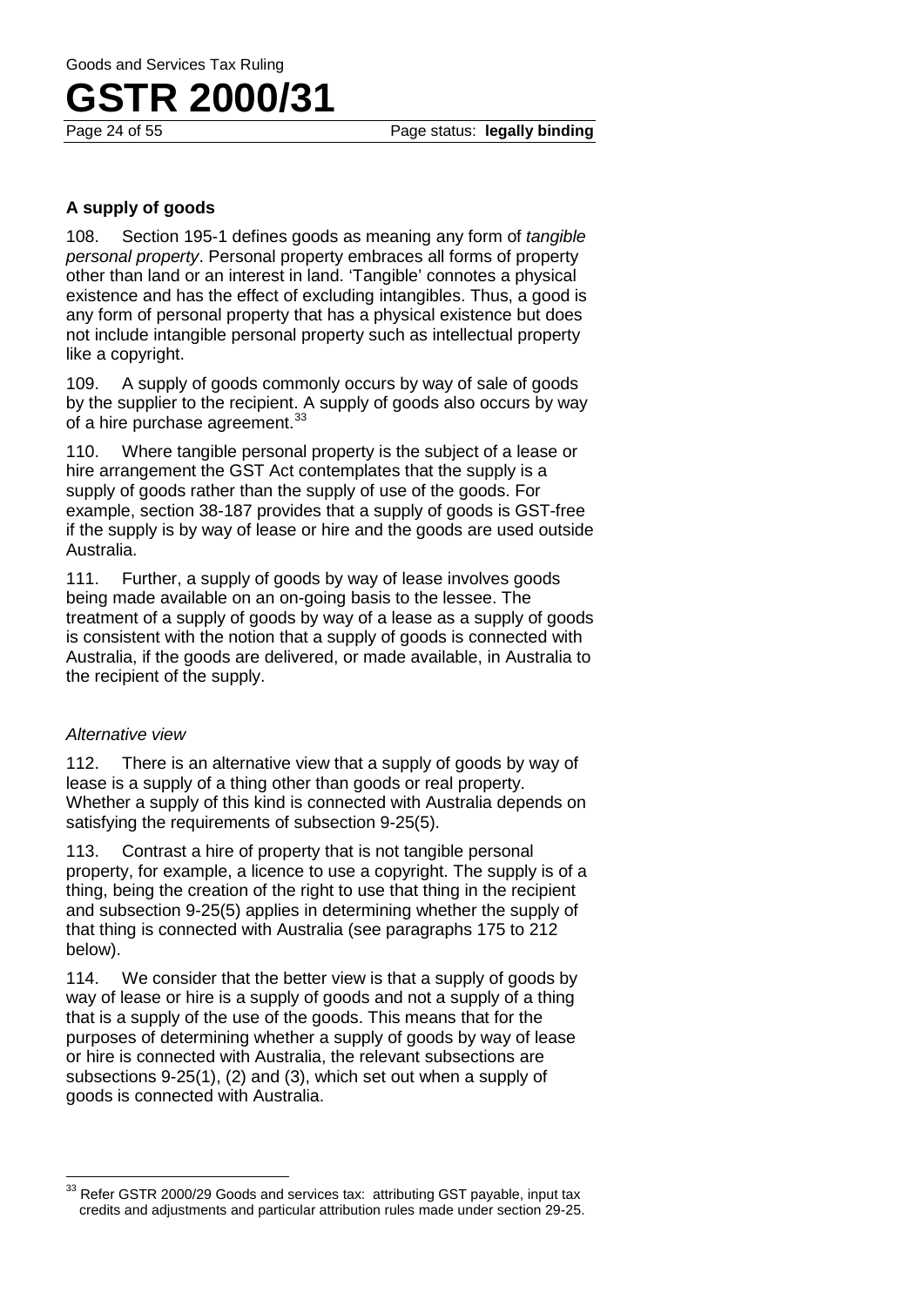### A supply of goods

108. Section 195-1 defines goods as meaning any form of *tangible personal property*. Personal property embraces all forms of property other than land or an interest in land. 'Tangible' connotes a physical existence and has the effect of excluding intangibles. Thus, a good is any form of personal property that has a physical existence but does not include intangible personal property such as intellectual property like a copyright.

109. A supply of goods commonly occurs by way of sale of goods by the supplier to the recipient. A supply of goods also occurs by way of a hire purchase agreement.[33]

110. Where tangible personal property is the subject of a lease or hire arrangement the GST Act contemplates that the supply is a supply of goods rather than the supply of use of the goods. For example, section 38-187 provides that a supply of goods is GST-free if the supply is by way of lease or hire and the goods are used outside Australia.

111. Further, a supply of goods by way of lease involves goods being made available on an on-going basis to the lessee. The treatment of a supply of goods by way of a lease as a supply of goods is consistent with the notion that a supply of goods is connected with Australia, if the goods are delivered, or made available, in Australia to the recipient of the supply.

*Alternative view*

112. There is an alternative view that a supply of goods by way of lease is a supply of a thing other than goods or real property. Whether a supply of this kind is connected with Australia depends on satisfying the requirements of subsection 9-25(5).

113. Contrast a hire of property that is not tangible personal property, for example, a licence to use a copyright. The supply is of a thing, being the creation of the right to use that thing in the recipient and subsection 9-25(5) applies in determining whether the supply of that thing is connected with Australia (see paragraphs 175 to 212 below).

114. We consider that the better view is that a supply of goods by way of lease or hire is a supply of goods and not a supply of a thing that is a supply of the use of the goods. This means that for the purposes of determining whether a supply of goods by way of lease or hire is connected with Australia, the relevant subsections are subsections 9-25(1), (2) and (3), which set out when a supply of goods is connected with Australia.

---

[33] Refer GSTR 2000/29 Goods and services tax: attributing GST payable, input tax credits and adjustments and particular attribution rules made under section 29-25.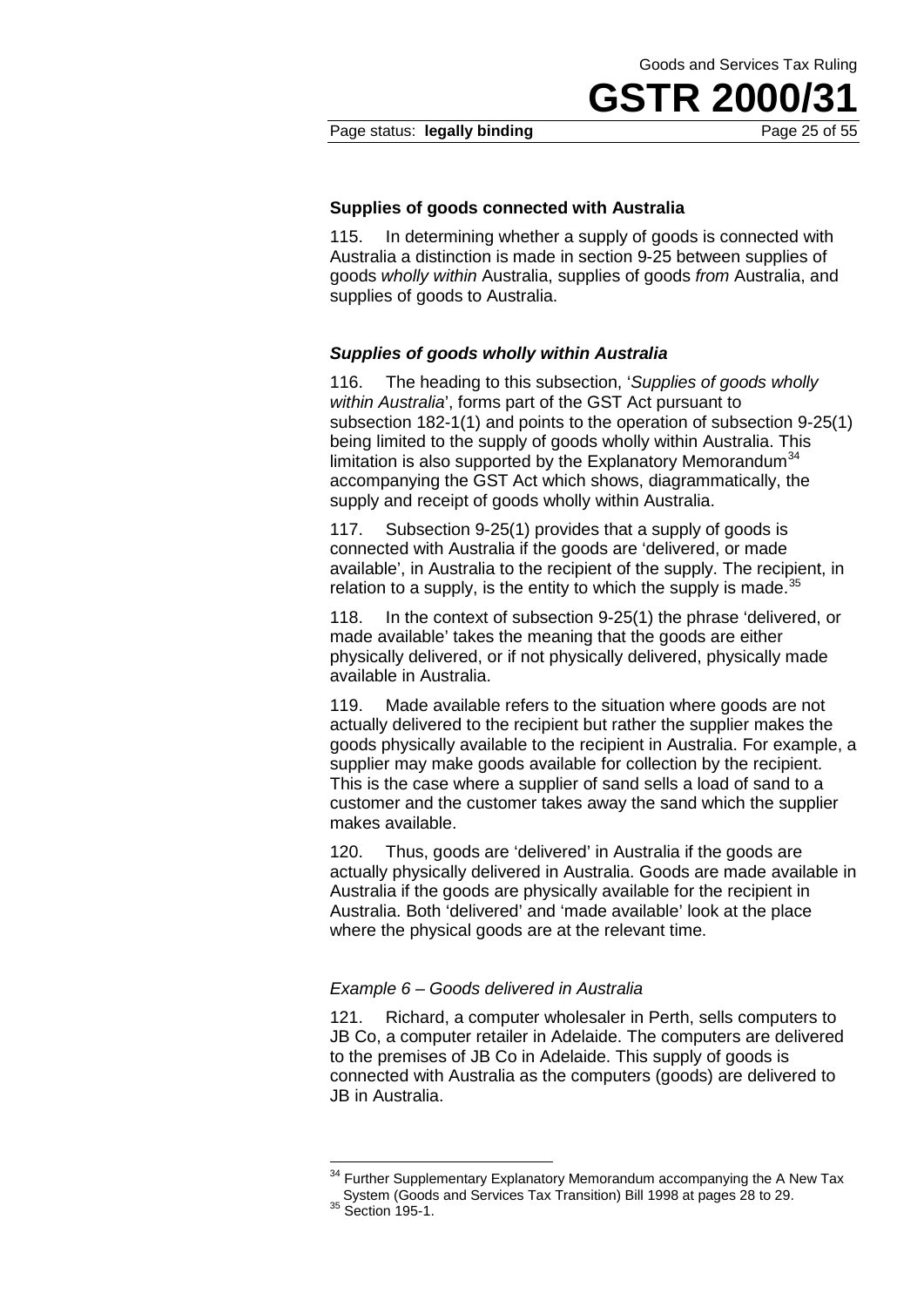### Supplies of goods connected with Australia

115. In determining whether a supply of goods is connected with Australia a distinction is made in section 9-25 between supplies of goods *wholly within* Australia, supplies of goods *from* Australia, and supplies of goods to Australia.

#### *Supplies of goods wholly within Australia*

116. The heading to this subsection, '*Supplies of goods wholly within Australia*', forms part of the GST Act pursuant to subsection 182-1(1) and points to the operation of subsection 9-25(1) being limited to the supply of goods wholly within Australia. This limitation is also supported by the Explanatory Memorandum[34] accompanying the GST Act which shows, diagrammatically, the supply and receipt of goods wholly within Australia.

117. Subsection 9-25(1) provides that a supply of goods is connected with Australia if the goods are 'delivered, or made available', in Australia to the recipient of the supply. The recipient, in relation to a supply, is the entity to which the supply is made.[35]

118. In the context of subsection 9-25(1) the phrase 'delivered, or made available' takes the meaning that the goods are either physically delivered, or if not physically delivered, physically made available in Australia.

119. Made available refers to the situation where goods are not actually delivered to the recipient but rather the supplier makes the goods physically available to the recipient in Australia. For example, a supplier may make goods available for collection by the recipient. This is the case where a supplier of sand sells a load of sand to a customer and the customer takes away the sand which the supplier makes available.

120. Thus, goods are 'delivered' in Australia if the goods are actually physically delivered in Australia. Goods are made available in Australia if the goods are physically available for the recipient in Australia. Both 'delivered' and 'made available' look at the place where the physical goods are at the relevant time.

*Example 6 – Goods delivered in Australia*

121. Richard, a computer wholesaler in Perth, sells computers to JB Co, a computer retailer in Adelaide. The computers are delivered to the premises of JB Co in Adelaide. This supply of goods is connected with Australia as the computers (goods) are delivered to JB in Australia.

---

[34] Further Supplementary Explanatory Memorandum accompanying the A New Tax System (Goods and Services Tax Transition) Bill 1998 at pages 28 to 29.

[35] Section 195-1.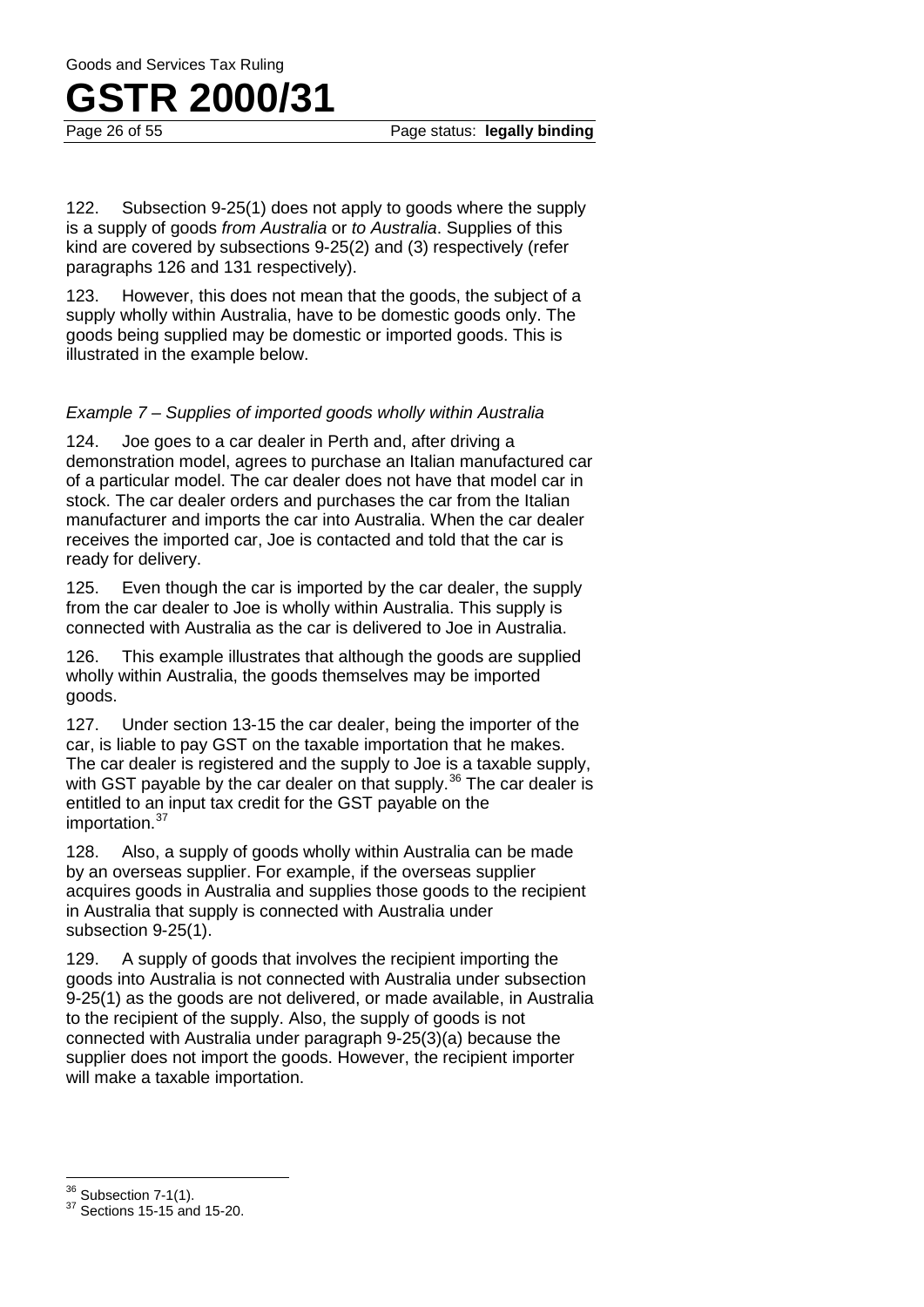122. Subsection 9-25(1) does not apply to goods where the supply is a supply of goods *from Australia* or *to Australia*. Supplies of this kind are covered by subsections 9-25(2) and (3) respectively (refer paragraphs 126 and 131 respectively).

123. However, this does not mean that the goods, the subject of a supply wholly within Australia, have to be domestic goods only. The goods being supplied may be domestic or imported goods. This is illustrated in the example below.

*Example 7 – Supplies of imported goods wholly within Australia*

124. Joe goes to a car dealer in Perth and, after driving a demonstration model, agrees to purchase an Italian manufactured car of a particular model. The car dealer does not have that model car in stock. The car dealer orders and purchases the car from the Italian manufacturer and imports the car into Australia. When the car dealer receives the imported car, Joe is contacted and told that the car is ready for delivery.

125. Even though the car is imported by the car dealer, the supply from the car dealer to Joe is wholly within Australia. This supply is connected with Australia as the car is delivered to Joe in Australia.

126. This example illustrates that although the goods are supplied wholly within Australia, the goods themselves may be imported goods.

127. Under section 13-15 the car dealer, being the importer of the car, is liable to pay GST on the taxable importation that he makes. The car dealer is registered and the supply to Joe is a taxable supply, with GST payable by the car dealer on that supply.[36] The car dealer is entitled to an input tax credit for the GST payable on the importation.[37]

128. Also, a supply of goods wholly within Australia can be made by an overseas supplier. For example, if the overseas supplier acquires goods in Australia and supplies those goods to the recipient in Australia that supply is connected with Australia under subsection 9-25(1).

129. A supply of goods that involves the recipient importing the goods into Australia is not connected with Australia under subsection 9-25(1) as the goods are not delivered, or made available, in Australia to the recipient of the supply. Also, the supply of goods is not connected with Australia under paragraph 9-25(3)(a) because the supplier does not import the goods. However, the recipient importer will make a taxable importation.

---

[36] Subsection 7-1(1).

[37] Sections 15-15 and 15-20.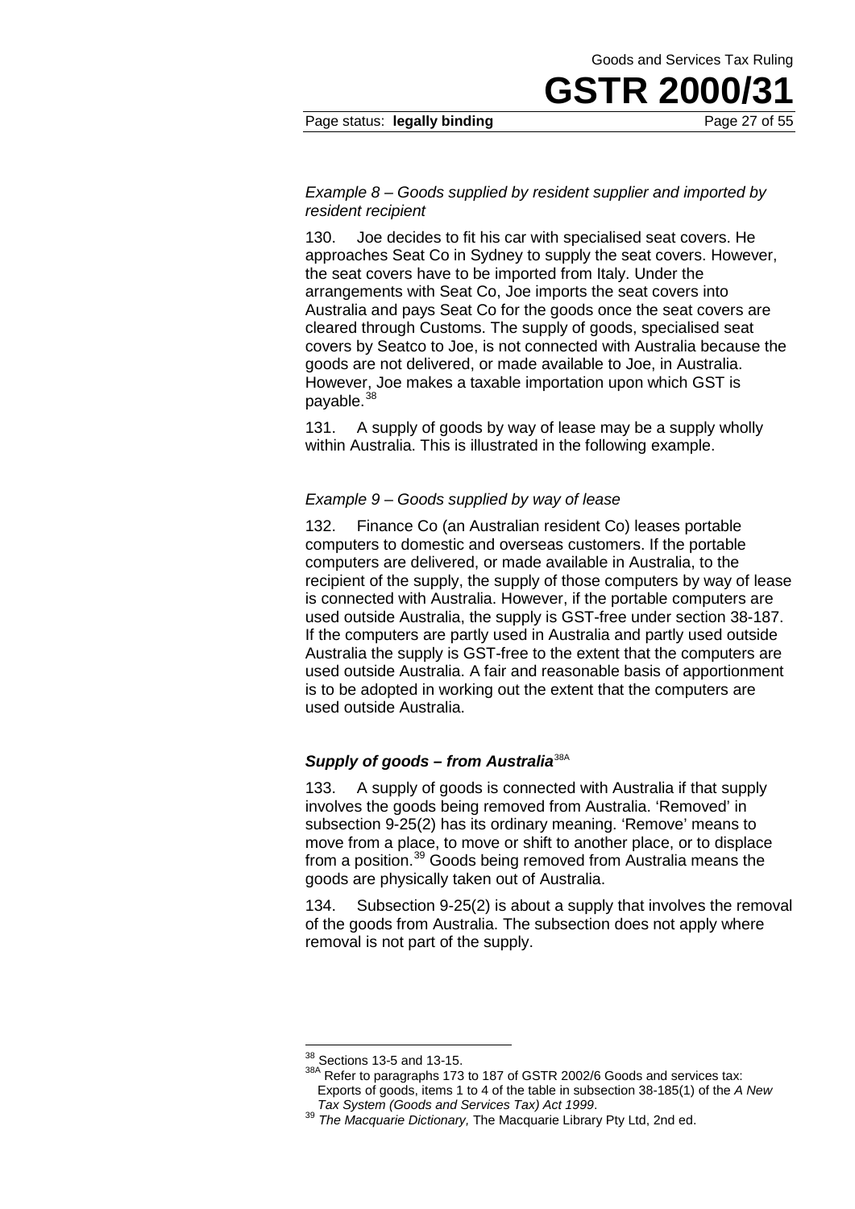*Example 8 – Goods supplied by resident supplier and imported by resident recipient*

130. Joe decides to fit his car with specialised seat covers. He approaches Seat Co in Sydney to supply the seat covers. However, the seat covers have to be imported from Italy. Under the arrangements with Seat Co, Joe imports the seat covers into Australia and pays Seat Co for the goods once the seat covers are cleared through Customs. The supply of goods, specialised seat covers by Seatco to Joe, is not connected with Australia because the goods are not delivered, or made available to Joe, in Australia. However, Joe makes a taxable importation upon which GST is payable.[38]

131. A supply of goods by way of lease may be a supply wholly within Australia. This is illustrated in the following example.

*Example 9 – Goods supplied by way of lease*

132. Finance Co (an Australian resident Co) leases portable computers to domestic and overseas customers. If the portable computers are delivered, or made available in Australia, to the recipient of the supply, the supply of those computers by way of lease is connected with Australia. However, if the portable computers are used outside Australia, the supply is GST-free under section 38-187. If the computers are partly used in Australia and partly used outside Australia the supply is GST-free to the extent that the computers are used outside Australia. A fair and reasonable basis of apportionment is to be adopted in working out the extent that the computers are used outside Australia.

### ***Supply of goods – from Australia***[38A]

133. A supply of goods is connected with Australia if that supply involves the goods being removed from Australia. 'Removed' in subsection 9-25(2) has its ordinary meaning. 'Remove' means to move from a place, to move or shift to another place, or to displace from a position.[39] Goods being removed from Australia means the goods are physically taken out of Australia.

134. Subsection 9-25(2) is about a supply that involves the removal of the goods from Australia. The subsection does not apply where removal is not part of the supply.

---

[38] Sections 13-5 and 13-15.

[38A] Refer to paragraphs 173 to 187 of GSTR 2002/6 Goods and services tax: Exports of goods, items 1 to 4 of the table in subsection 38-185(1) of the *A New Tax System (Goods and Services Tax) Act 1999*.

[39] *The Macquarie Dictionary,* The Macquarie Library Pty Ltd, 2nd ed.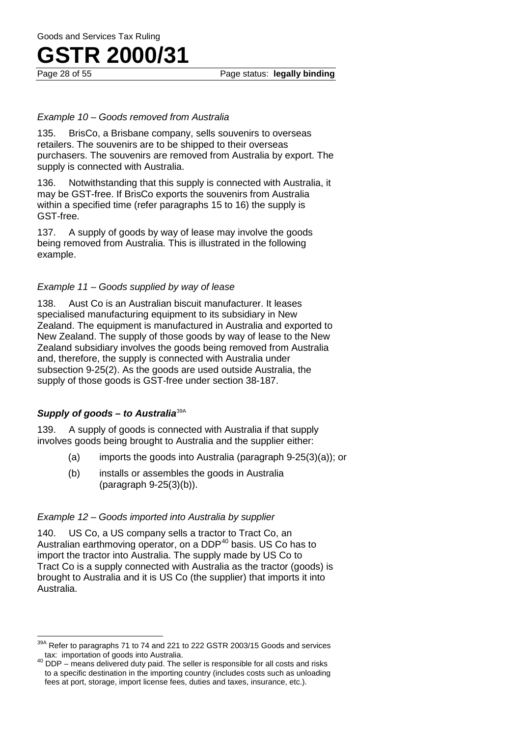*Example 10 – Goods removed from Australia*

135. BrisCo, a Brisbane company, sells souvenirs to overseas retailers. The souvenirs are to be shipped to their overseas purchasers. The souvenirs are removed from Australia by export. The supply is connected with Australia.

136. Notwithstanding that this supply is connected with Australia, it may be GST-free. If BrisCo exports the souvenirs from Australia within a specified time (refer paragraphs 15 to 16) the supply is GST-free.

137. A supply of goods by way of lease may involve the goods being removed from Australia. This is illustrated in the following example.

*Example 11 – Goods supplied by way of lease*

138. Aust Co is an Australian biscuit manufacturer. It leases specialised manufacturing equipment to its subsidiary in New Zealand. The equipment is manufactured in Australia and exported to New Zealand. The supply of those goods by way of lease to the New Zealand subsidiary involves the goods being removed from Australia and, therefore, the supply is connected with Australia under subsection 9-25(2). As the goods are used outside Australia, the supply of those goods is GST-free under section 38-187.

### *Supply of goods – to Australia*[39A]

139. A supply of goods is connected with Australia if that supply involves goods being brought to Australia and the supplier either:

(a) imports the goods into Australia (paragraph 9-25(3)(a)); or

(b) installs or assembles the goods in Australia (paragraph 9-25(3)(b)).

*Example 12 – Goods imported into Australia by supplier*

140. US Co, a US company sells a tractor to Tract Co, an Australian earthmoving operator, on a DDP[40] basis. US Co has to import the tractor into Australia. The supply made by US Co to Tract Co is a supply connected with Australia as the tractor (goods) is brought to Australia and it is US Co (the supplier) that imports it into Australia.

---

[39A] Refer to paragraphs 71 to 74 and 221 to 222 GSTR 2003/15 Goods and services tax: importation of goods into Australia.

[40] DDP – means delivered duty paid. The seller is responsible for all costs and risks to a specific destination in the importing country (includes costs such as unloading fees at port, storage, import license fees, duties and taxes, insurance, etc.).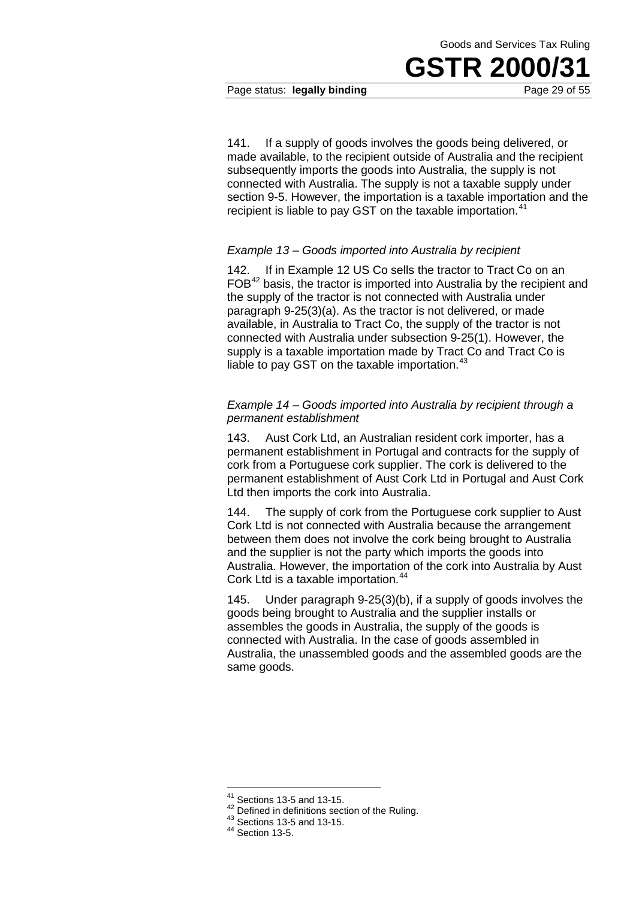141. If a supply of goods involves the goods being delivered, or made available, to the recipient outside of Australia and the recipient subsequently imports the goods into Australia, the supply is not connected with Australia. The supply is not a taxable supply under section 9-5. However, the importation is a taxable importation and the recipient is liable to pay GST on the taxable importation.[41]

*Example 13 – Goods imported into Australia by recipient*

142. If in Example 12 US Co sells the tractor to Tract Co on an FOB[42] basis, the tractor is imported into Australia by the recipient and the supply of the tractor is not connected with Australia under paragraph 9-25(3)(a). As the tractor is not delivered, or made available, in Australia to Tract Co, the supply of the tractor is not connected with Australia under subsection 9-25(1). However, the supply is a taxable importation made by Tract Co and Tract Co is liable to pay GST on the taxable importation.[43]

*Example 14 – Goods imported into Australia by recipient through a permanent establishment*

143. Aust Cork Ltd, an Australian resident cork importer, has a permanent establishment in Portugal and contracts for the supply of cork from a Portuguese cork supplier. The cork is delivered to the permanent establishment of Aust Cork Ltd in Portugal and Aust Cork Ltd then imports the cork into Australia.

144. The supply of cork from the Portuguese cork supplier to Aust Cork Ltd is not connected with Australia because the arrangement between them does not involve the cork being brought to Australia and the supplier is not the party which imports the goods into Australia. However, the importation of the cork into Australia by Aust Cork Ltd is a taxable importation.[44]

145. Under paragraph 9-25(3)(b), if a supply of goods involves the goods being brought to Australia and the supplier installs or assembles the goods in Australia, the supply of the goods is connected with Australia. In the case of goods assembled in Australia, the unassembled goods and the assembled goods are the same goods.

---

[41] Sections 13-5 and 13-15.
[42] Defined in definitions section of the Ruling.
[43] Sections 13-5 and 13-15.
[44] Section 13-5.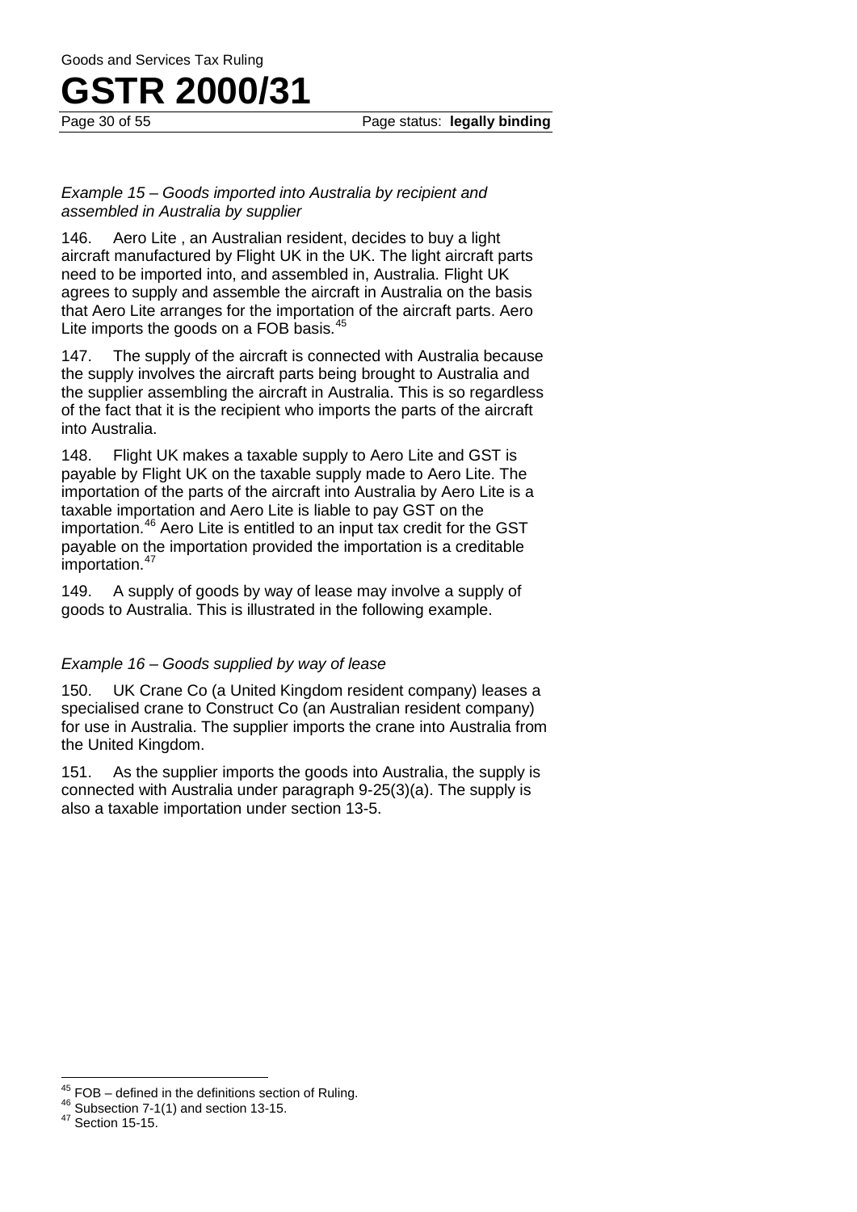*Example 15 – Goods imported into Australia by recipient and assembled in Australia by supplier*

146. Aero Lite , an Australian resident, decides to buy a light aircraft manufactured by Flight UK in the UK. The light aircraft parts need to be imported into, and assembled in, Australia. Flight UK agrees to supply and assemble the aircraft in Australia on the basis that Aero Lite arranges for the importation of the aircraft parts. Aero Lite imports the goods on a FOB basis.[45]

147. The supply of the aircraft is connected with Australia because the supply involves the aircraft parts being brought to Australia and the supplier assembling the aircraft in Australia. This is so regardless of the fact that it is the recipient who imports the parts of the aircraft into Australia.

148. Flight UK makes a taxable supply to Aero Lite and GST is payable by Flight UK on the taxable supply made to Aero Lite. The importation of the parts of the aircraft into Australia by Aero Lite is a taxable importation and Aero Lite is liable to pay GST on the importation.[46] Aero Lite is entitled to an input tax credit for the GST payable on the importation provided the importation is a creditable importation.[47]

149. A supply of goods by way of lease may involve a supply of goods to Australia. This is illustrated in the following example.

*Example 16 – Goods supplied by way of lease*

150. UK Crane Co (a United Kingdom resident company) leases a specialised crane to Construct Co (an Australian resident company) for use in Australia. The supplier imports the crane into Australia from the United Kingdom.

151. As the supplier imports the goods into Australia, the supply is connected with Australia under paragraph 9-25(3)(a). The supply is also a taxable importation under section 13-5.

---

[45] FOB – defined in the definitions section of Ruling.

[46] Subsection 7-1(1) and section 13-15.

[47] Section 15-15.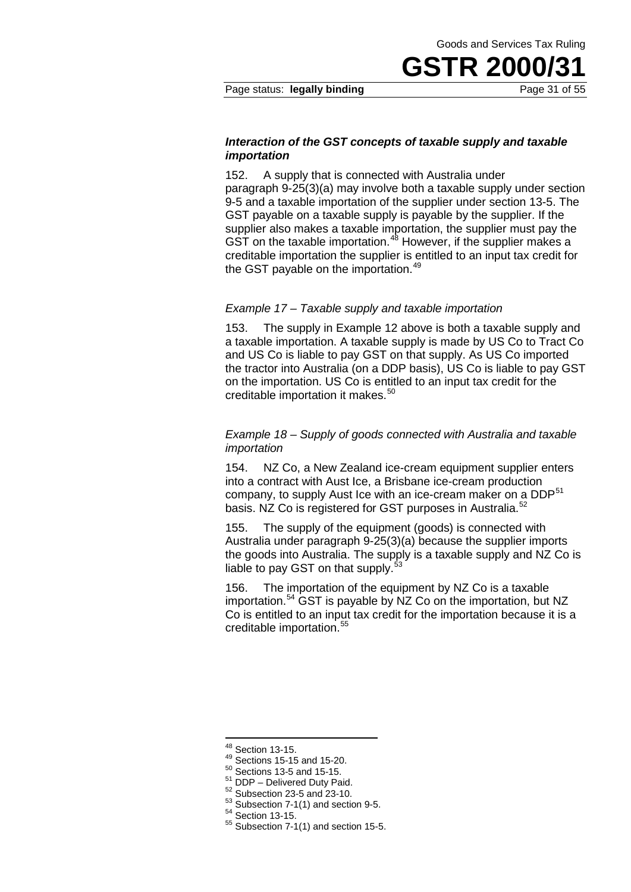### *Interaction of the GST concepts of taxable supply and taxable importation*

152. A supply that is connected with Australia under paragraph 9-25(3)(a) may involve both a taxable supply under section 9-5 and a taxable importation of the supplier under section 13-5. The GST payable on a taxable supply is payable by the supplier. If the supplier also makes a taxable importation, the supplier must pay the GST on the taxable importation.[48] However, if the supplier makes a creditable importation the supplier is entitled to an input tax credit for the GST payable on the importation.[49]

*Example 17 – Taxable supply and taxable importation*

153. The supply in Example 12 above is both a taxable supply and a taxable importation. A taxable supply is made by US Co to Tract Co and US Co is liable to pay GST on that supply. As US Co imported the tractor into Australia (on a DDP basis), US Co is liable to pay GST on the importation. US Co is entitled to an input tax credit for the creditable importation it makes.[50]

*Example 18 – Supply of goods connected with Australia and taxable importation*

154. NZ Co, a New Zealand ice-cream equipment supplier enters into a contract with Aust Ice, a Brisbane ice-cream production company, to supply Aust Ice with an ice-cream maker on a DDP[51] basis. NZ Co is registered for GST purposes in Australia.[52]

155. The supply of the equipment (goods) is connected with Australia under paragraph 9-25(3)(a) because the supplier imports the goods into Australia. The supply is a taxable supply and NZ Co is liable to pay GST on that supply.[53]

156. The importation of the equipment by NZ Co is a taxable importation.[54] GST is payable by NZ Co on the importation, but NZ Co is entitled to an input tax credit for the importation because it is a creditable importation.[55]

---

[48] Section 13-15.

[49] Sections 15-15 and 15-20.

[50] Sections 13-5 and 15-15.

[51] DDP – Delivered Duty Paid.

[52] Subsection 23-5 and 23-10.

[53] Subsection 7-1(1) and section 9-5.

[54] Section 13-15.

[55] Subsection 7-1(1) and section 15-5.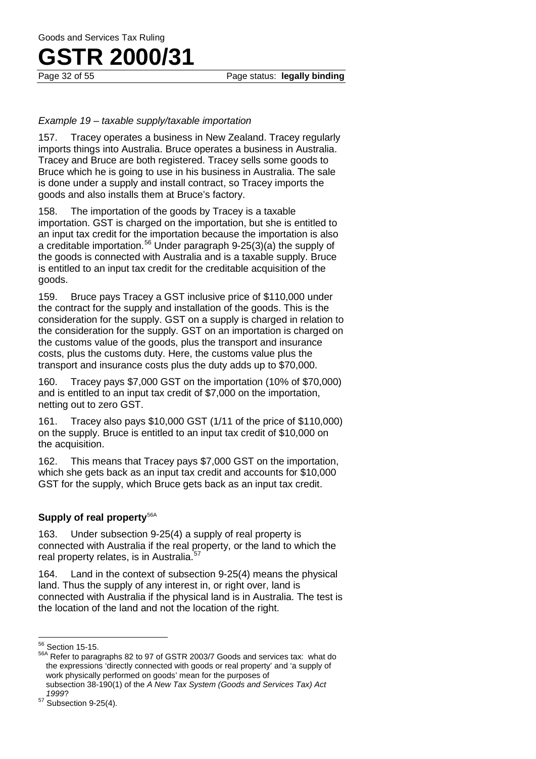*Example 19 – taxable supply/taxable importation*

157. Tracey operates a business in New Zealand. Tracey regularly imports things into Australia. Bruce operates a business in Australia. Tracey and Bruce are both registered. Tracey sells some goods to Bruce which he is going to use in his business in Australia. The sale is done under a supply and install contract, so Tracey imports the goods and also installs them at Bruce's factory.

158. The importation of the goods by Tracey is a taxable importation. GST is charged on the importation, but she is entitled to an input tax credit for the importation because the importation is also a creditable importation.[56] Under paragraph 9-25(3)(a) the supply of the goods is connected with Australia and is a taxable supply. Bruce is entitled to an input tax credit for the creditable acquisition of the goods.

159. Bruce pays Tracey a GST inclusive price of $110,000 under the contract for the supply and installation of the goods. This is the consideration for the supply. GST on a supply is charged in relation to the consideration for the supply. GST on an importation is charged on the customs value of the goods, plus the transport and insurance costs, plus the customs duty. Here, the customs value plus the transport and insurance costs plus the duty adds up to $70,000.

160. Tracey pays $7,000 GST on the importation (10% of $70,000) and is entitled to an input tax credit of $7,000 on the importation, netting out to zero GST.

161. Tracey also pays $10,000 GST (1/11 of the price of $110,000) on the supply. Bruce is entitled to an input tax credit of $10,000 on the acquisition.

162. This means that Tracey pays $7,000 GST on the importation, which she gets back as an input tax credit and accounts for $10,000 GST for the supply, which Bruce gets back as an input tax credit.

### Supply of real property[56A]

163. Under subsection 9-25(4) a supply of real property is connected with Australia if the real property, or the land to which the real property relates, is in Australia.[57]

164. Land in the context of subsection 9-25(4) means the physical land. Thus the supply of any interest in, or right over, land is connected with Australia if the physical land is in Australia. The test is the location of the land and not the location of the right.

---

[56] Section 15-15.

[56A] Refer to paragraphs 82 to 97 of GSTR 2003/7 Goods and services tax: what do the expressions 'directly connected with goods or real property' and 'a supply of work physically performed on goods' mean for the purposes of subsection 38-190(1) of the *A New Tax System (Goods and Services Tax) Act 1999*?

[57] Subsection 9-25(4).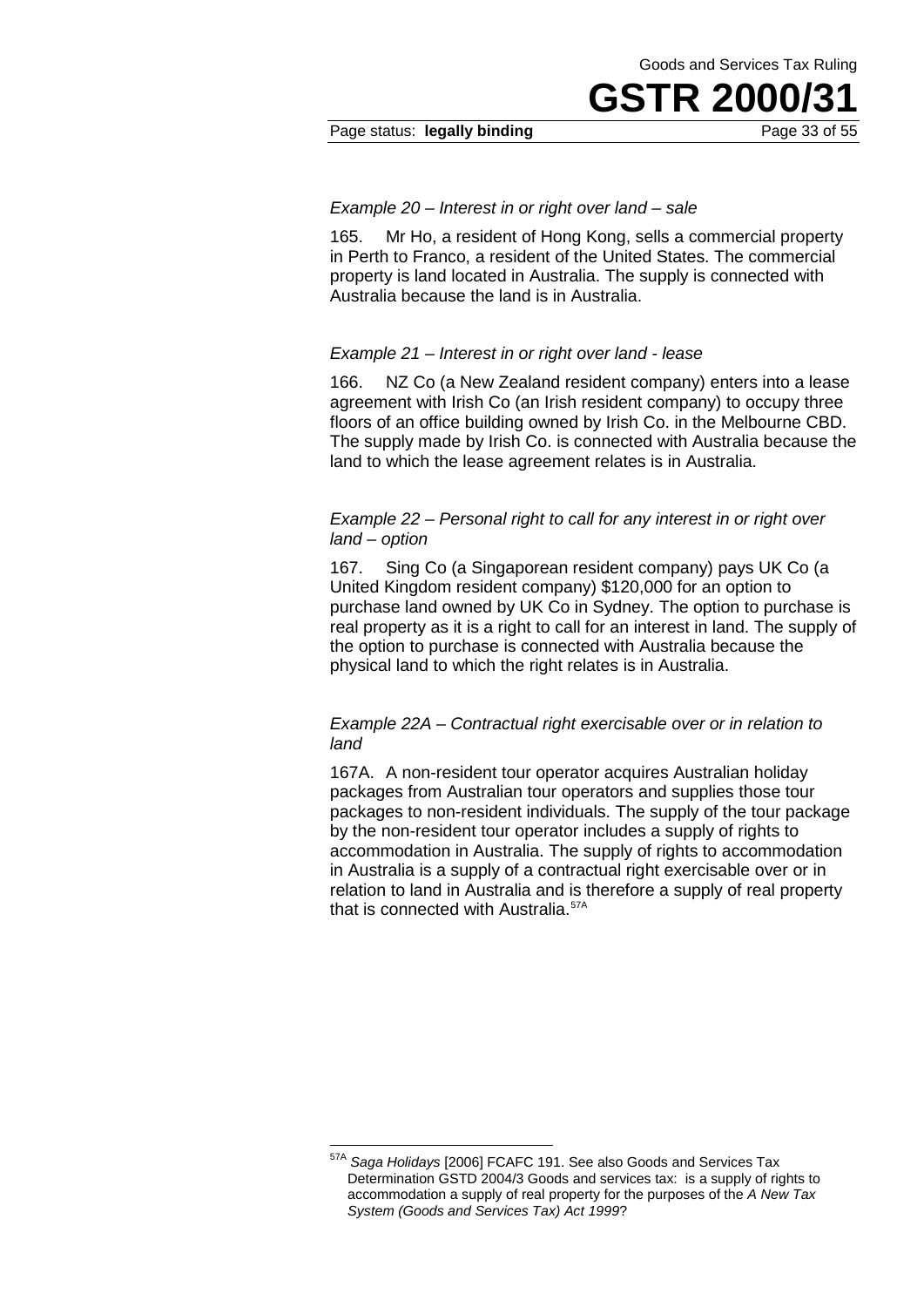*Example 20 – Interest in or right over land – sale*

165. Mr Ho, a resident of Hong Kong, sells a commercial property in Perth to Franco, a resident of the United States. The commercial property is land located in Australia. The supply is connected with Australia because the land is in Australia.

*Example 21 – Interest in or right over land - lease*

166. NZ Co (a New Zealand resident company) enters into a lease agreement with Irish Co (an Irish resident company) to occupy three floors of an office building owned by Irish Co. in the Melbourne CBD. The supply made by Irish Co. is connected with Australia because the land to which the lease agreement relates is in Australia.

*Example 22 – Personal right to call for any interest in or right over land – option*

167. Sing Co (a Singaporean resident company) pays UK Co (a United Kingdom resident company) $120,000 for an option to purchase land owned by UK Co in Sydney. The option to purchase is real property as it is a right to call for an interest in land. The supply of the option to purchase is connected with Australia because the physical land to which the right relates is in Australia.

*Example 22A – Contractual right exercisable over or in relation to land*

167A. A non-resident tour operator acquires Australian holiday packages from Australian tour operators and supplies those tour packages to non-resident individuals. The supply of the tour package by the non-resident tour operator includes a supply of rights to accommodation in Australia. The supply of rights to accommodation in Australia is a supply of a contractual right exercisable over or in relation to land in Australia and is therefore a supply of real property that is connected with Australia.[57A]

---

[57A] *Saga Holidays* [2006] FCAFC 191. See also Goods and Services Tax Determination GSTD 2004/3 Goods and services tax: is a supply of rights to accommodation a supply of real property for the purposes of the *A New Tax System (Goods and Services Tax) Act 1999*?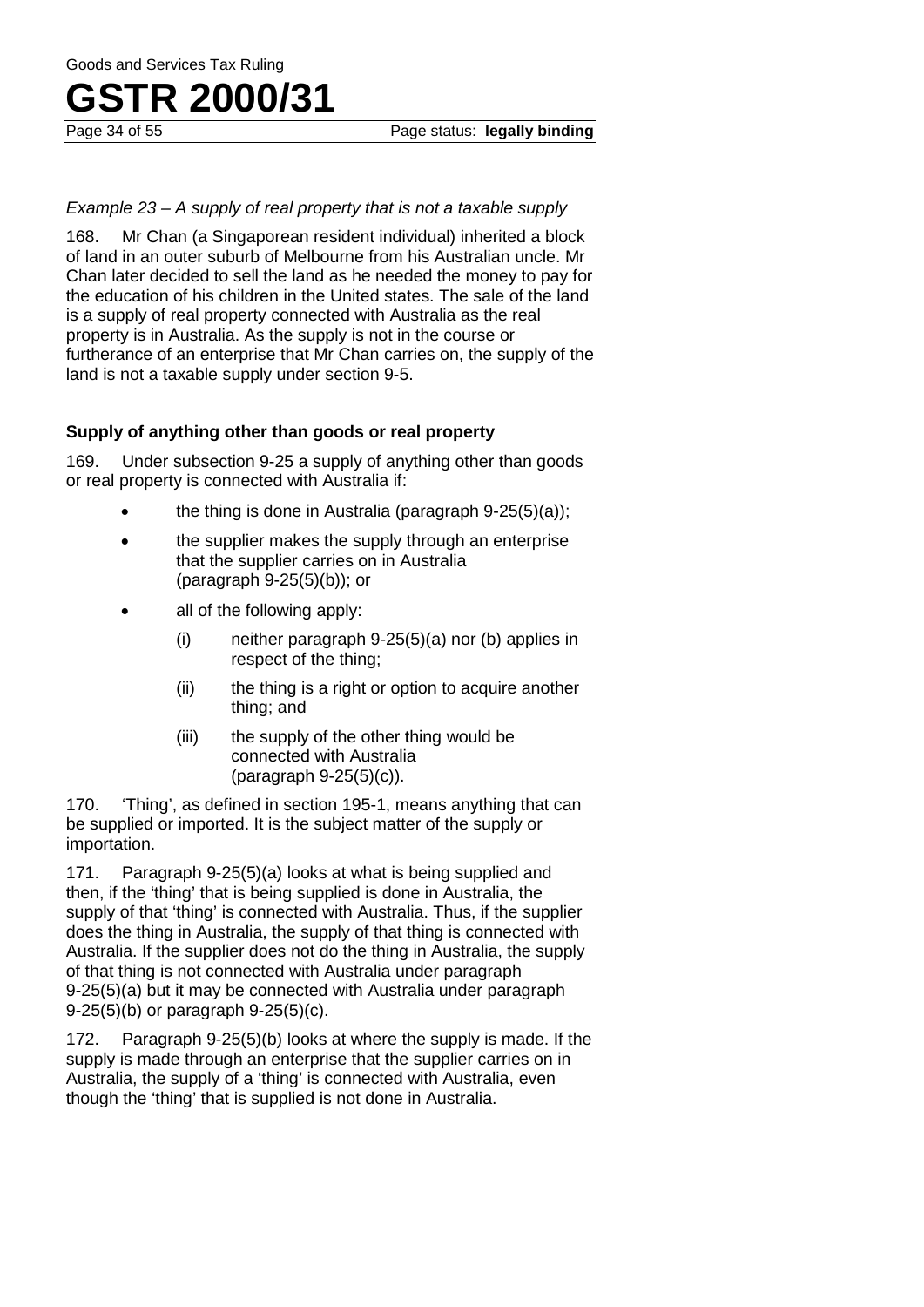*Example 23 – A supply of real property that is not a taxable supply*

168. Mr Chan (a Singaporean resident individual) inherited a block of land in an outer suburb of Melbourne from his Australian uncle. Mr Chan later decided to sell the land as he needed the money to pay for the education of his children in the United states. The sale of the land is a supply of real property connected with Australia as the real property is in Australia. As the supply is not in the course or furtherance of an enterprise that Mr Chan carries on, the supply of the land is not a taxable supply under section 9-5.

### Supply of anything other than goods or real property

169. Under subsection 9-25 a supply of anything other than goods or real property is connected with Australia if:

- the thing is done in Australia (paragraph 9-25(5)(a));
- the supplier makes the supply through an enterprise that the supplier carries on in Australia (paragraph 9-25(5)(b)); or
- all of the following apply:
  - (i) neither paragraph 9-25(5)(a) nor (b) applies in respect of the thing;
  - (ii) the thing is a right or option to acquire another thing; and
  - (iii) the supply of the other thing would be connected with Australia (paragraph 9-25(5)(c)).

170. 'Thing', as defined in section 195-1, means anything that can be supplied or imported. It is the subject matter of the supply or importation.

171. Paragraph 9-25(5)(a) looks at what is being supplied and then, if the 'thing' that is being supplied is done in Australia, the supply of that 'thing' is connected with Australia. Thus, if the supplier does the thing in Australia, the supply of that thing is connected with Australia. If the supplier does not do the thing in Australia, the supply of that thing is not connected with Australia under paragraph 9-25(5)(a) but it may be connected with Australia under paragraph 9-25(5)(b) or paragraph 9-25(5)(c).

172. Paragraph 9-25(5)(b) looks at where the supply is made. If the supply is made through an enterprise that the supplier carries on in Australia, the supply of a 'thing' is connected with Australia, even though the 'thing' that is supplied is not done in Australia.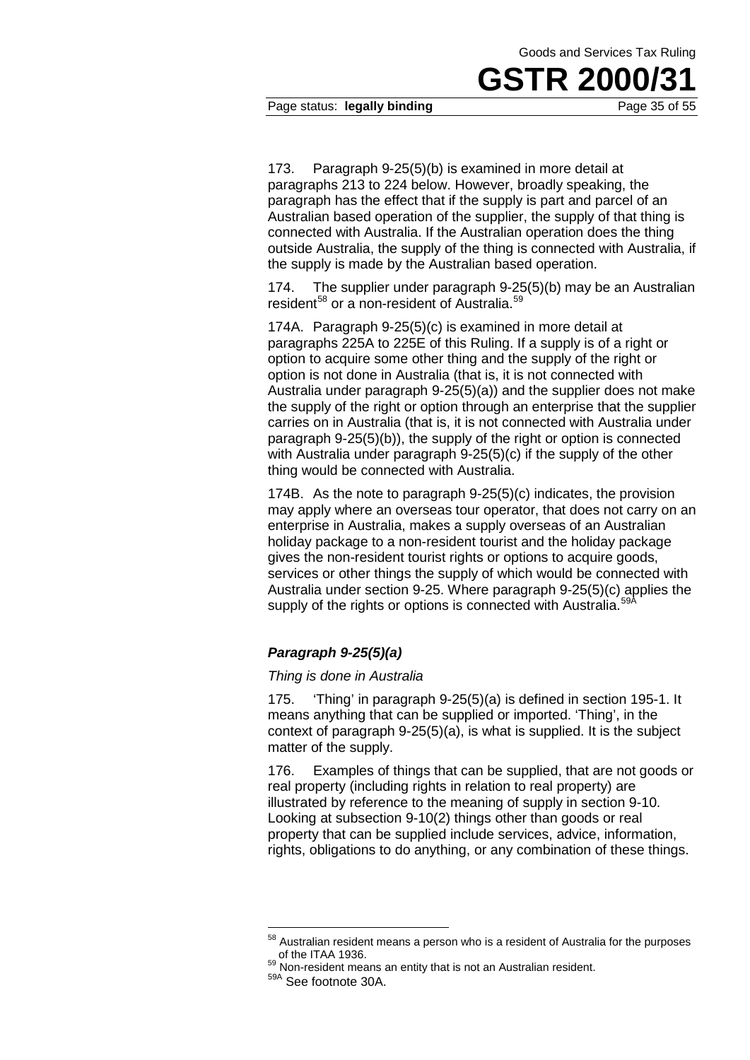173. Paragraph 9-25(5)(b) is examined in more detail at paragraphs 213 to 224 below. However, broadly speaking, the paragraph has the effect that if the supply is part and parcel of an Australian based operation of the supplier, the supply of that thing is connected with Australia. If the Australian operation does the thing outside Australia, the supply of the thing is connected with Australia, if the supply is made by the Australian based operation.

174. The supplier under paragraph 9-25(5)(b) may be an Australian resident[58] or a non-resident of Australia.[59]

174A. Paragraph 9-25(5)(c) is examined in more detail at paragraphs 225A to 225E of this Ruling. If a supply is of a right or option to acquire some other thing and the supply of the right or option is not done in Australia (that is, it is not connected with Australia under paragraph 9-25(5)(a)) and the supplier does not make the supply of the right or option through an enterprise that the supplier carries on in Australia (that is, it is not connected with Australia under paragraph 9-25(5)(b)), the supply of the right or option is connected with Australia under paragraph 9-25(5)(c) if the supply of the other thing would be connected with Australia.

174B. As the note to paragraph 9-25(5)(c) indicates, the provision may apply where an overseas tour operator, that does not carry on an enterprise in Australia, makes a supply overseas of an Australian holiday package to a non-resident tourist and the holiday package gives the non-resident tourist rights or options to acquire goods, services or other things the supply of which would be connected with Australia under section 9-25. Where paragraph 9-25(5)(c) applies the supply of the rights or options is connected with Australia.[59A]

### *Paragraph 9-25(5)(a)*

*Thing is done in Australia*

175. 'Thing' in paragraph 9-25(5)(a) is defined in section 195-1. It means anything that can be supplied or imported. 'Thing', in the context of paragraph 9-25(5)(a), is what is supplied. It is the subject matter of the supply.

176. Examples of things that can be supplied, that are not goods or real property (including rights in relation to real property) are illustrated by reference to the meaning of supply in section 9-10. Looking at subsection 9-10(2) things other than goods or real property that can be supplied include services, advice, information, rights, obligations to do anything, or any combination of these things.

---

[58] Australian resident means a person who is a resident of Australia for the purposes of the ITAA 1936.

[59] Non-resident means an entity that is not an Australian resident.

[59A] See footnote 30A.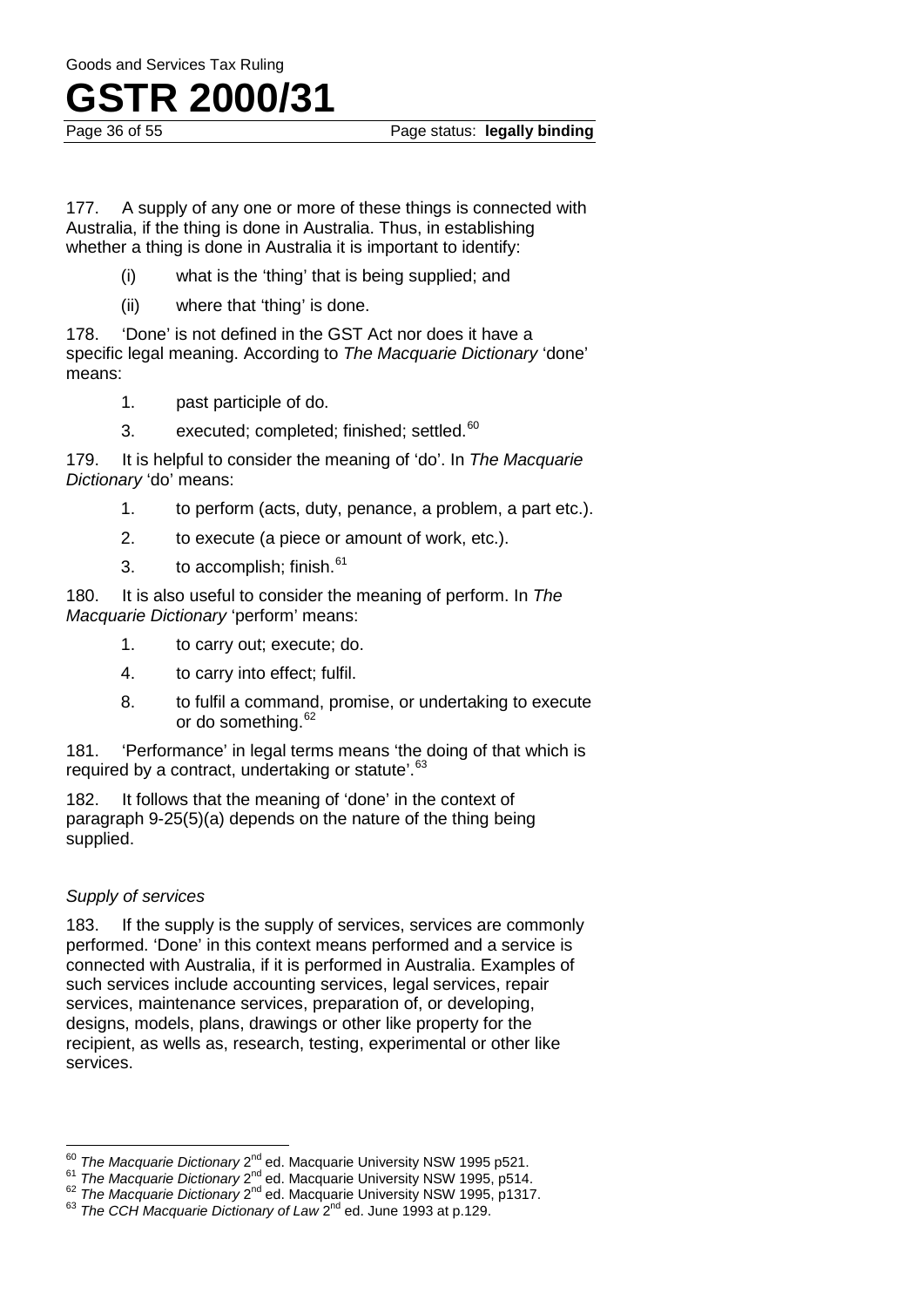177. A supply of any one or more of these things is connected with Australia, if the thing is done in Australia. Thus, in establishing whether a thing is done in Australia it is important to identify:

(i) what is the 'thing' that is being supplied; and

(ii) where that 'thing' is done.

178. 'Done' is not defined in the GST Act nor does it have a specific legal meaning. According to *The Macquarie Dictionary* 'done' means:

1. past participle of do.

3. executed; completed; finished; settled.[60]

179. It is helpful to consider the meaning of 'do'. In *The Macquarie Dictionary* 'do' means:

1. to perform (acts, duty, penance, a problem, a part etc.).

2. to execute (a piece or amount of work, etc.).

3. to accomplish; finish.[61]

180. It is also useful to consider the meaning of perform. In *The Macquarie Dictionary* 'perform' means:

1. to carry out; execute; do.

4. to carry into effect; fulfil.

8. to fulfil a command, promise, or undertaking to execute or do something.[62]

181. 'Performance' in legal terms means 'the doing of that which is required by a contract, undertaking or statute'.[63]

182. It follows that the meaning of 'done' in the context of paragraph 9-25(5)(a) depends on the nature of the thing being supplied.

### *Supply of services*

183. If the supply is the supply of services, services are commonly performed. 'Done' in this context means performed and a service is connected with Australia, if it is performed in Australia. Examples of such services include accounting services, legal services, repair services, maintenance services, preparation of, or developing, designs, models, plans, drawings or other like property for the recipient, as wells as, research, testing, experimental or other like services.

---

[60] *The Macquarie Dictionary* 2nd ed. Macquarie University NSW 1995 p521.

[61] *The Macquarie Dictionary* 2nd ed. Macquarie University NSW 1995, p514.

[62] *The Macquarie Dictionary* 2nd ed. Macquarie University NSW 1995, p1317.

[63] *The CCH Macquarie Dictionary of Law* 2nd ed. June 1993 at p.129.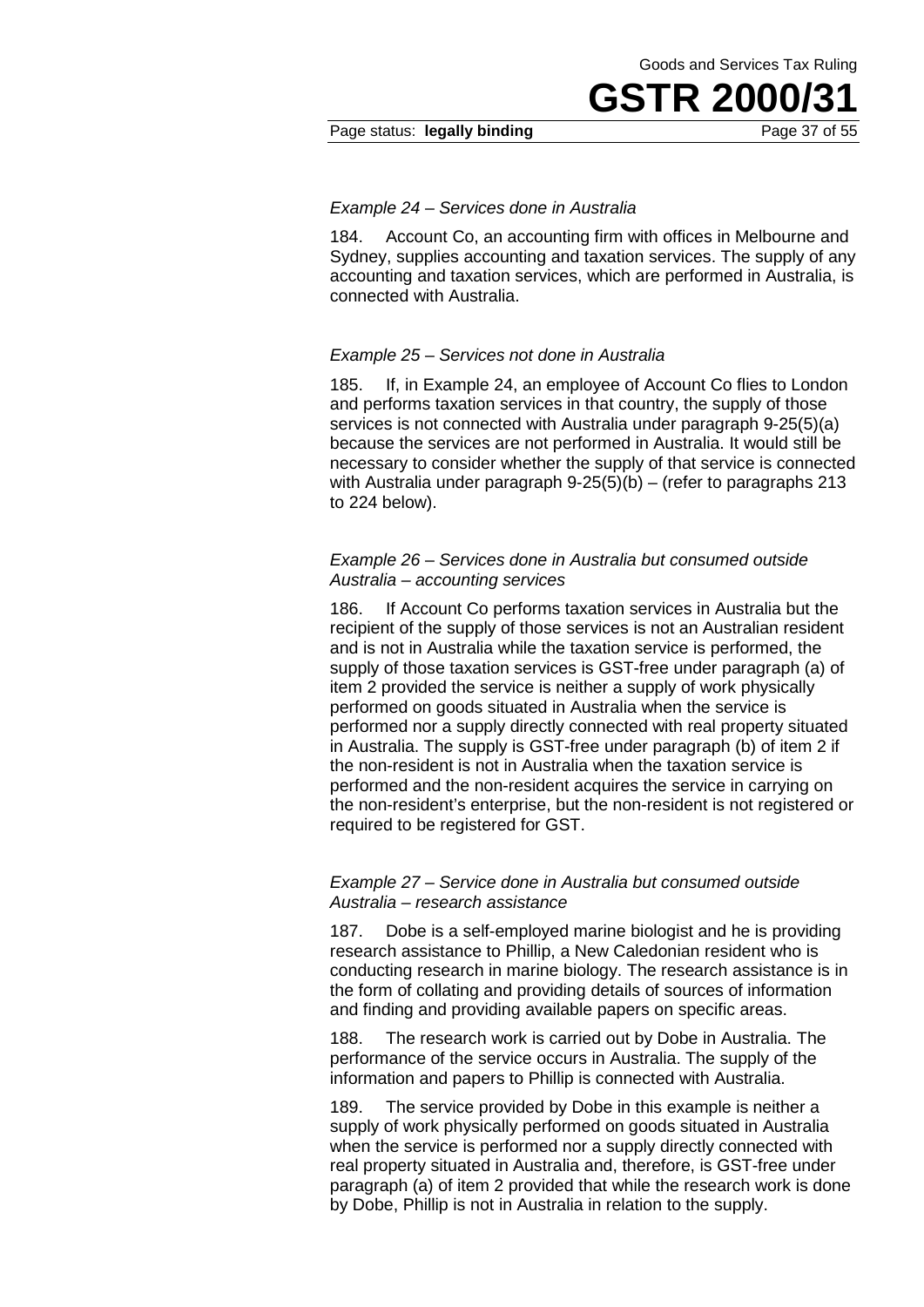*Example 24 – Services done in Australia*

184. Account Co, an accounting firm with offices in Melbourne and Sydney, supplies accounting and taxation services. The supply of any accounting and taxation services, which are performed in Australia, is connected with Australia.

*Example 25 – Services not done in Australia*

185. If, in Example 24, an employee of Account Co flies to London and performs taxation services in that country, the supply of those services is not connected with Australia under paragraph 9-25(5)(a) because the services are not performed in Australia. It would still be necessary to consider whether the supply of that service is connected with Australia under paragraph 9-25(5)(b) – (refer to paragraphs 213 to 224 below).

*Example 26 – Services done in Australia but consumed outside Australia – accounting services*

186. If Account Co performs taxation services in Australia but the recipient of the supply of those services is not an Australian resident and is not in Australia while the taxation service is performed, the supply of those taxation services is GST-free under paragraph (a) of item 2 provided the service is neither a supply of work physically performed on goods situated in Australia when the service is performed nor a supply directly connected with real property situated in Australia. The supply is GST-free under paragraph (b) of item 2 if the non-resident is not in Australia when the taxation service is performed and the non-resident acquires the service in carrying on the non-resident's enterprise, but the non-resident is not registered or required to be registered for GST.

*Example 27 – Service done in Australia but consumed outside Australia – research assistance*

187. Dobe is a self-employed marine biologist and he is providing research assistance to Phillip, a New Caledonian resident who is conducting research in marine biology. The research assistance is in the form of collating and providing details of sources of information and finding and providing available papers on specific areas.

188. The research work is carried out by Dobe in Australia. The performance of the service occurs in Australia. The supply of the information and papers to Phillip is connected with Australia.

189. The service provided by Dobe in this example is neither a supply of work physically performed on goods situated in Australia when the service is performed nor a supply directly connected with real property situated in Australia and, therefore, is GST-free under paragraph (a) of item 2 provided that while the research work is done by Dobe, Phillip is not in Australia in relation to the supply.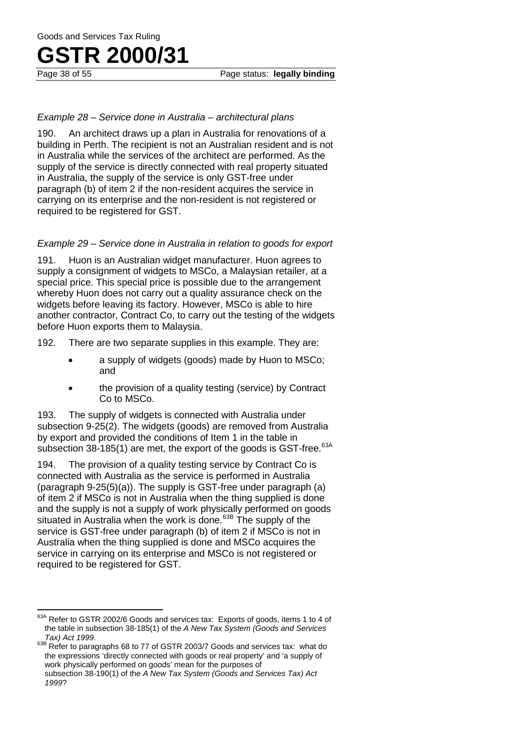*Example 28 – Service done in Australia – architectural plans*

190. An architect draws up a plan in Australia for renovations of a building in Perth. The recipient is not an Australian resident and is not in Australia while the services of the architect are performed. As the supply of the service is directly connected with real property situated in Australia, the supply of the service is only GST-free under paragraph (b) of item 2 if the non-resident acquires the service in carrying on its enterprise and the non-resident is not registered or required to be registered for GST.

*Example 29 – Service done in Australia in relation to goods for export*

191. Huon is an Australian widget manufacturer. Huon agrees to supply a consignment of widgets to MSCo, a Malaysian retailer, at a special price. This special price is possible due to the arrangement whereby Huon does not carry out a quality assurance check on the widgets before leaving its factory. However, MSCo is able to hire another contractor, Contract Co, to carry out the testing of the widgets before Huon exports them to Malaysia.

192. There are two separate supplies in this example. They are:

- a supply of widgets (goods) made by Huon to MSCo; and
- the provision of a quality testing (service) by Contract Co to MSCo.

193. The supply of widgets is connected with Australia under subsection 9-25(2). The widgets (goods) are removed from Australia by export and provided the conditions of Item 1 in the table in subsection 38-185(1) are met, the export of the goods is GST-free.[63A]

194. The provision of a quality testing service by Contract Co is connected with Australia as the service is performed in Australia (paragraph 9-25(5)(a)). The supply is GST-free under paragraph (a) of item 2 if MSCo is not in Australia when the thing supplied is done and the supply is not a supply of work physically performed on goods situated in Australia when the work is done.[63B] The supply of the service is GST-free under paragraph (b) of item 2 if MSCo is not in Australia when the thing supplied is done and MSCo acquires the service in carrying on its enterprise and MSCo is not registered or required to be registered for GST.

---

[63A] Refer to GSTR 2002/6 Goods and services tax: Exports of goods, items 1 to 4 of the table in subsection 38-185(1) of the *A New Tax System (Goods and Services Tax) Act 1999.*

[63B] Refer to paragraphs 68 to 77 of GSTR 2003/7 Goods and services tax: what do the expressions 'directly connected with goods or real property' and 'a supply of work physically performed on goods' mean for the purposes of subsection 38-190(1) of the *A New Tax System (Goods and Services Tax) Act 1999*?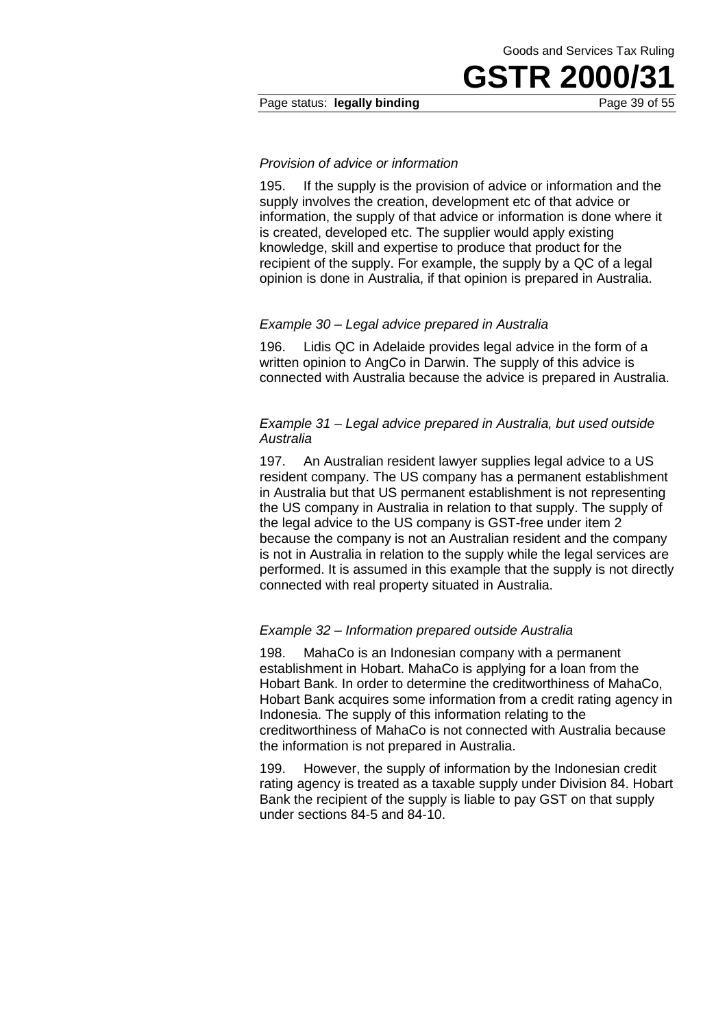*Provision of advice or information*

195. If the supply is the provision of advice or information and the supply involves the creation, development etc of that advice or information, the supply of that advice or information is done where it is created, developed etc. The supplier would apply existing knowledge, skill and expertise to produce that product for the recipient of the supply. For example, the supply by a QC of a legal opinion is done in Australia, if that opinion is prepared in Australia.

*Example 30 – Legal advice prepared in Australia*

196. Lidis QC in Adelaide provides legal advice in the form of a written opinion to AngCo in Darwin. The supply of this advice is connected with Australia because the advice is prepared in Australia.

*Example 31 – Legal advice prepared in Australia, but used outside Australia*

197. An Australian resident lawyer supplies legal advice to a US resident company. The US company has a permanent establishment in Australia but that US permanent establishment is not representing the US company in Australia in relation to that supply. The supply of the legal advice to the US company is GST-free under item 2 because the company is not an Australian resident and the company is not in Australia in relation to the supply while the legal services are performed. It is assumed in this example that the supply is not directly connected with real property situated in Australia.

*Example 32 – Information prepared outside Australia*

198. MahaCo is an Indonesian company with a permanent establishment in Hobart. MahaCo is applying for a loan from the Hobart Bank. In order to determine the creditworthiness of MahaCo, Hobart Bank acquires some information from a credit rating agency in Indonesia. The supply of this information relating to the creditworthiness of MahaCo is not connected with Australia because the information is not prepared in Australia.

199. However, the supply of information by the Indonesian credit rating agency is treated as a taxable supply under Division 84. Hobart Bank the recipient of the supply is liable to pay GST on that supply under sections 84-5 and 84-10.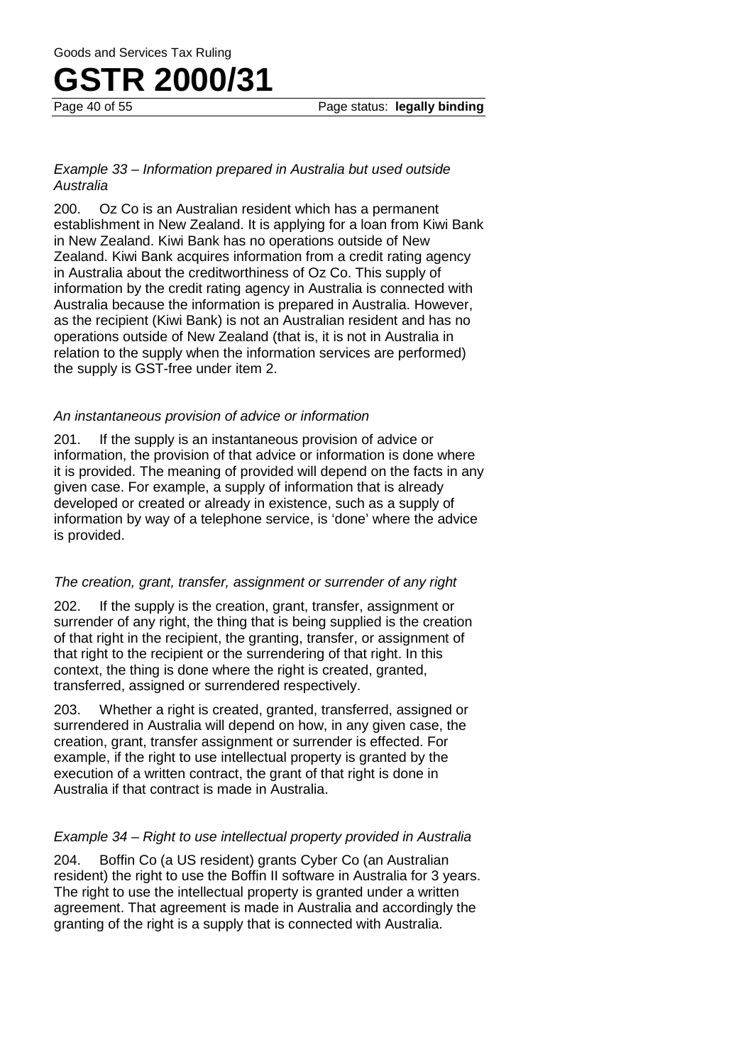*Example 33 – Information prepared in Australia but used outside Australia*

200. Oz Co is an Australian resident which has a permanent establishment in New Zealand. It is applying for a loan from Kiwi Bank in New Zealand. Kiwi Bank has no operations outside of New Zealand. Kiwi Bank acquires information from a credit rating agency in Australia about the creditworthiness of Oz Co. This supply of information by the credit rating agency in Australia is connected with Australia because the information is prepared in Australia. However, as the recipient (Kiwi Bank) is not an Australian resident and has no operations outside of New Zealand (that is, it is not in Australia in relation to the supply when the information services are performed) the supply is GST-free under item 2.

*An instantaneous provision of advice or information*

201. If the supply is an instantaneous provision of advice or information, the provision of that advice or information is done where it is provided. The meaning of provided will depend on the facts in any given case. For example, a supply of information that is already developed or created or already in existence, such as a supply of information by way of a telephone service, is 'done' where the advice is provided.

*The creation, grant, transfer, assignment or surrender of any right*

202. If the supply is the creation, grant, transfer, assignment or surrender of any right, the thing that is being supplied is the creation of that right in the recipient, the granting, transfer, or assignment of that right to the recipient or the surrendering of that right. In this context, the thing is done where the right is created, granted, transferred, assigned or surrendered respectively.

203. Whether a right is created, granted, transferred, assigned or surrendered in Australia will depend on how, in any given case, the creation, grant, transfer assignment or surrender is effected. For example, if the right to use intellectual property is granted by the execution of a written contract, the grant of that right is done in Australia if that contract is made in Australia.

*Example 34 – Right to use intellectual property provided in Australia*

204. Boffin Co (a US resident) grants Cyber Co (an Australian resident) the right to use the Boffin II software in Australia for 3 years. The right to use the intellectual property is granted under a written agreement. That agreement is made in Australia and accordingly the granting of the right is a supply that is connected with Australia.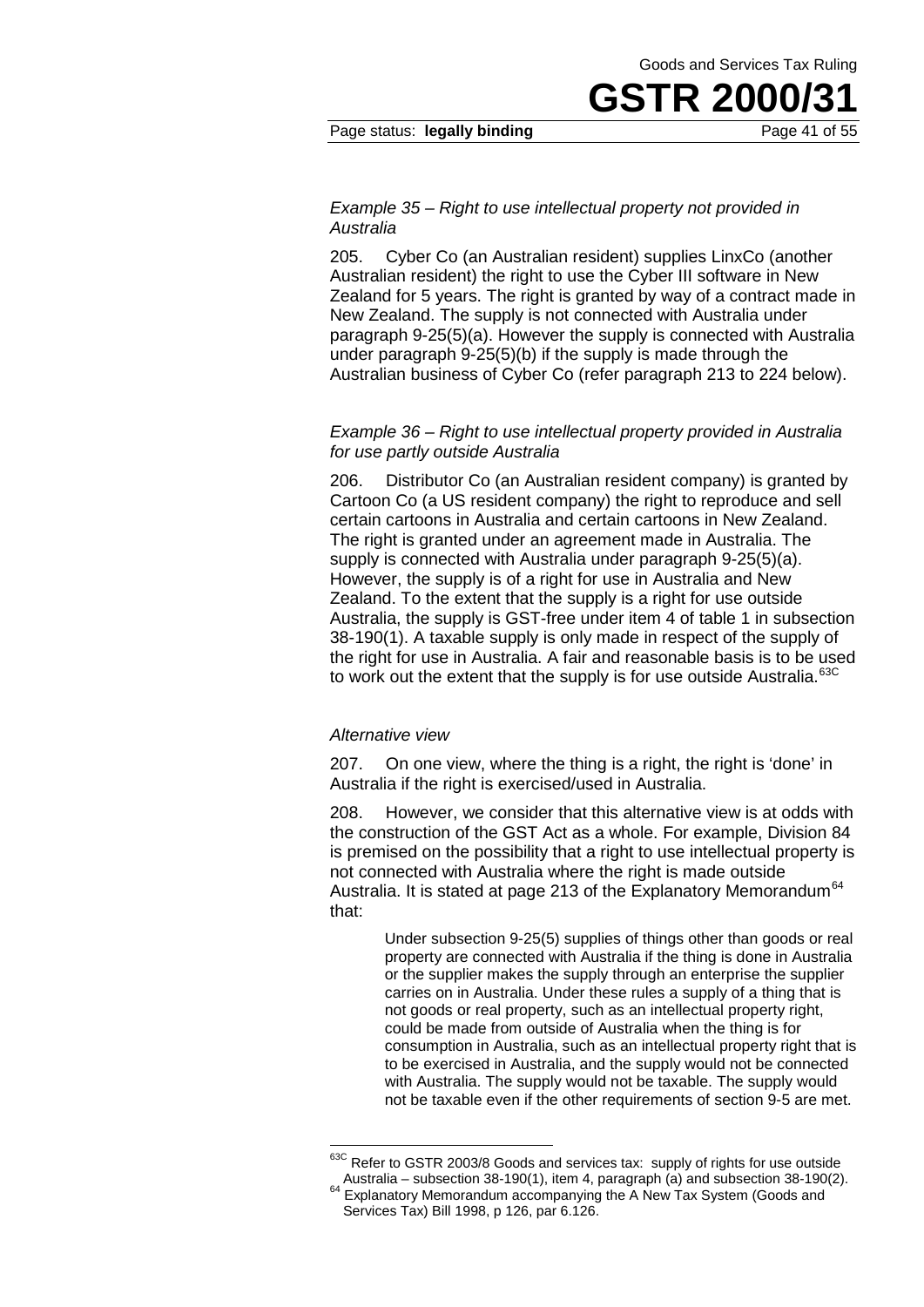*Example 35 – Right to use intellectual property not provided in Australia*

205. Cyber Co (an Australian resident) supplies LinxCo (another Australian resident) the right to use the Cyber III software in New Zealand for 5 years. The right is granted by way of a contract made in New Zealand. The supply is not connected with Australia under paragraph 9-25(5)(a). However the supply is connected with Australia under paragraph 9-25(5)(b) if the supply is made through the Australian business of Cyber Co (refer paragraph 213 to 224 below).

*Example 36 – Right to use intellectual property provided in Australia for use partly outside Australia*

206. Distributor Co (an Australian resident company) is granted by Cartoon Co (a US resident company) the right to reproduce and sell certain cartoons in Australia and certain cartoons in New Zealand. The right is granted under an agreement made in Australia. The supply is connected with Australia under paragraph 9-25(5)(a). However, the supply is of a right for use in Australia and New Zealand. To the extent that the supply is a right for use outside Australia, the supply is GST-free under item 4 of table 1 in subsection 38-190(1). A taxable supply is only made in respect of the supply of the right for use in Australia. A fair and reasonable basis is to be used to work out the extent that the supply is for use outside Australia.[63C]

*Alternative view*

207. On one view, where the thing is a right, the right is 'done' in Australia if the right is exercised/used in Australia.

208. However, we consider that this alternative view is at odds with the construction of the GST Act as a whole. For example, Division 84 is premised on the possibility that a right to use intellectual property is not connected with Australia where the right is made outside Australia. It is stated at page 213 of the Explanatory Memorandum[64] that:

> Under subsection 9-25(5) supplies of things other than goods or real property are connected with Australia if the thing is done in Australia or the supplier makes the supply through an enterprise the supplier carries on in Australia. Under these rules a supply of a thing that is not goods or real property, such as an intellectual property right, could be made from outside of Australia when the thing is for consumption in Australia, such as an intellectual property right that is to be exercised in Australia, and the supply would not be connected with Australia. The supply would not be taxable. The supply would not be taxable even if the other requirements of section 9-5 are met.

---

[63C] Refer to GSTR 2003/8 Goods and services tax: supply of rights for use outside Australia – subsection 38-190(1), item 4, paragraph (a) and subsection 38-190(2).

[64] Explanatory Memorandum accompanying the A New Tax System (Goods and Services Tax) Bill 1998, p 126, par 6.126.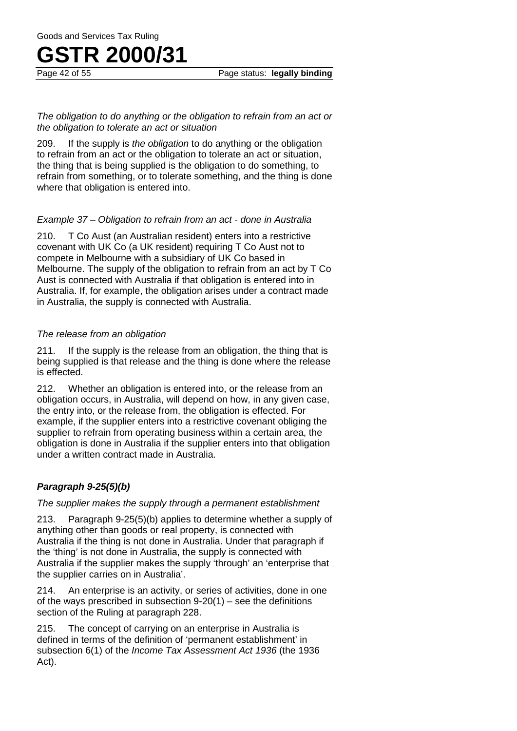*The obligation to do anything or the obligation to refrain from an act or the obligation to tolerate an act or situation*

209. If the supply is *the obligation* to do anything or the obligation to refrain from an act or the obligation to tolerate an act or situation, the thing that is being supplied is the obligation to do something, to refrain from something, or to tolerate something, and the thing is done where that obligation is entered into.

*Example 37 – Obligation to refrain from an act - done in Australia*

210. T Co Aust (an Australian resident) enters into a restrictive covenant with UK Co (a UK resident) requiring T Co Aust not to compete in Melbourne with a subsidiary of UK Co based in Melbourne. The supply of the obligation to refrain from an act by T Co Aust is connected with Australia if that obligation is entered into in Australia. If, for example, the obligation arises under a contract made in Australia, the supply is connected with Australia.

*The release from an obligation*

211. If the supply is the release from an obligation, the thing that is being supplied is that release and the thing is done where the release is effected.

212. Whether an obligation is entered into, or the release from an obligation occurs, in Australia, will depend on how, in any given case, the entry into, or the release from, the obligation is effected. For example, if the supplier enters into a restrictive covenant obliging the supplier to refrain from operating business within a certain area, the obligation is done in Australia if the supplier enters into that obligation under a written contract made in Australia.

### *Paragraph 9-25(5)(b)*

*The supplier makes the supply through a permanent establishment*

213. Paragraph 9-25(5)(b) applies to determine whether a supply of anything other than goods or real property, is connected with Australia if the thing is not done in Australia. Under that paragraph if the 'thing' is not done in Australia, the supply is connected with Australia if the supplier makes the supply 'through' an 'enterprise that the supplier carries on in Australia'.

214. An enterprise is an activity, or series of activities, done in one of the ways prescribed in subsection 9-20(1) – see the definitions section of the Ruling at paragraph 228.

215. The concept of carrying on an enterprise in Australia is defined in terms of the definition of 'permanent establishment' in subsection 6(1) of the *Income Tax Assessment Act 1936* (the 1936 Act).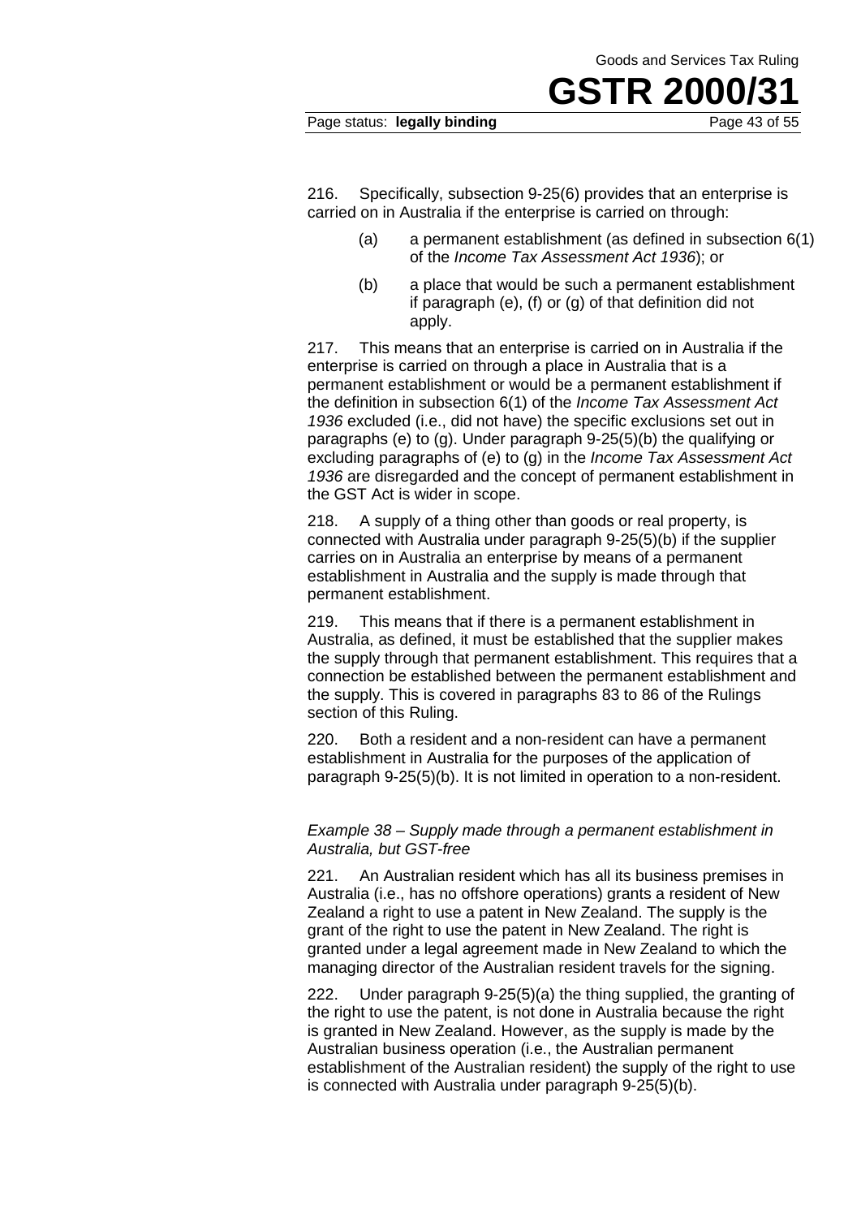216. Specifically, subsection 9-25(6) provides that an enterprise is carried on in Australia if the enterprise is carried on through:

(a) a permanent establishment (as defined in subsection 6(1) of the *Income Tax Assessment Act 1936*); or

(b) a place that would be such a permanent establishment if paragraph (e), (f) or (g) of that definition did not apply.

217. This means that an enterprise is carried on in Australia if the enterprise is carried on through a place in Australia that is a permanent establishment or would be a permanent establishment if the definition in subsection 6(1) of the *Income Tax Assessment Act 1936* excluded (i.e., did not have) the specific exclusions set out in paragraphs (e) to (g). Under paragraph 9-25(5)(b) the qualifying or excluding paragraphs of (e) to (g) in the *Income Tax Assessment Act 1936* are disregarded and the concept of permanent establishment in the GST Act is wider in scope.

218. A supply of a thing other than goods or real property, is connected with Australia under paragraph 9-25(5)(b) if the supplier carries on in Australia an enterprise by means of a permanent establishment in Australia and the supply is made through that permanent establishment.

219. This means that if there is a permanent establishment in Australia, as defined, it must be established that the supplier makes the supply through that permanent establishment. This requires that a connection be established between the permanent establishment and the supply. This is covered in paragraphs 83 to 86 of the Rulings section of this Ruling.

220. Both a resident and a non-resident can have a permanent establishment in Australia for the purposes of the application of paragraph 9-25(5)(b). It is not limited in operation to a non-resident.

*Example 38 – Supply made through a permanent establishment in Australia, but GST-free*

221. An Australian resident which has all its business premises in Australia (i.e., has no offshore operations) grants a resident of New Zealand a right to use a patent in New Zealand. The supply is the grant of the right to use the patent in New Zealand. The right is granted under a legal agreement made in New Zealand to which the managing director of the Australian resident travels for the signing.

222. Under paragraph 9-25(5)(a) the thing supplied, the granting of the right to use the patent, is not done in Australia because the right is granted in New Zealand. However, as the supply is made by the Australian business operation (i.e., the Australian permanent establishment of the Australian resident) the supply of the right to use is connected with Australia under paragraph 9-25(5)(b).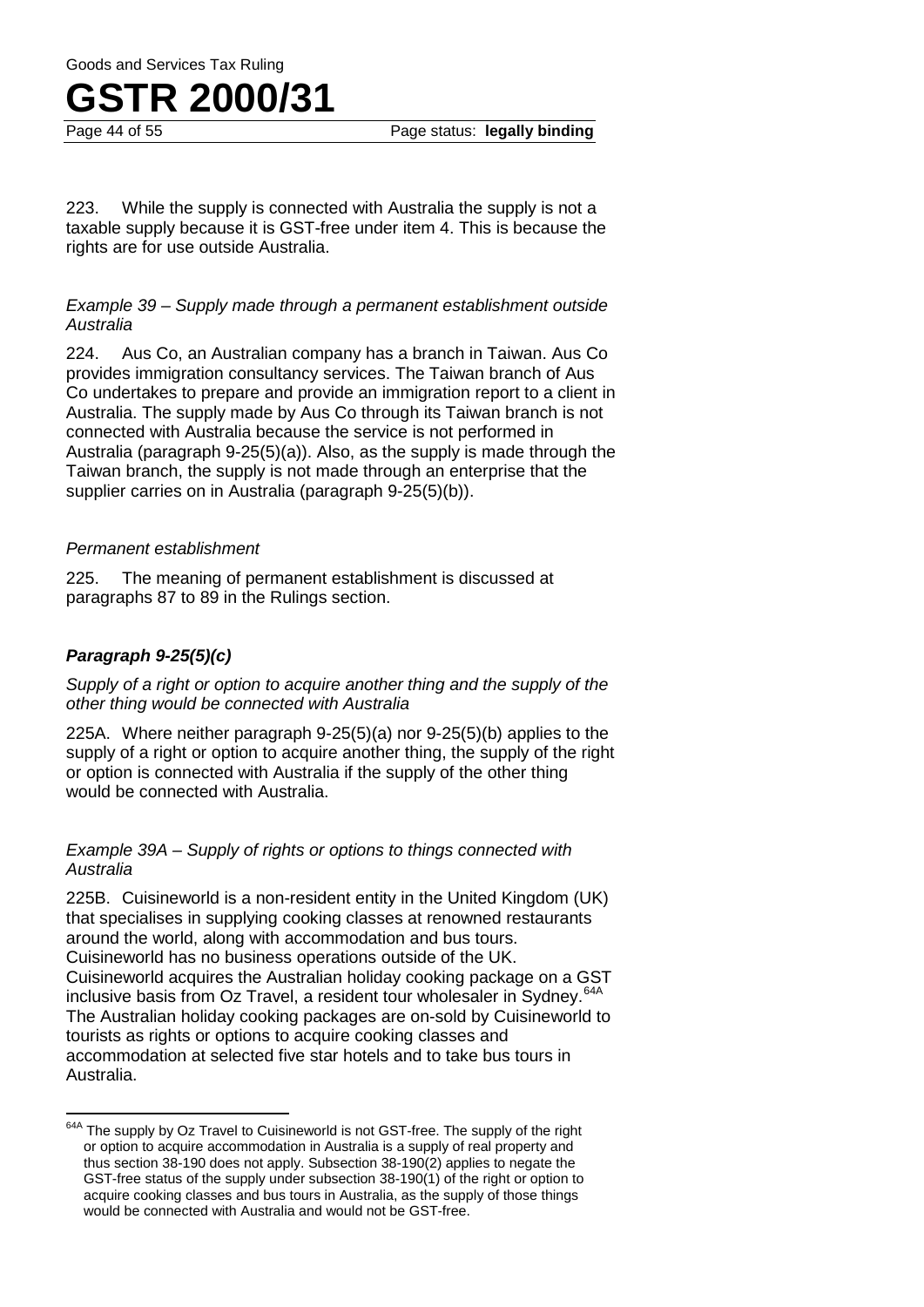223. While the supply is connected with Australia the supply is not a taxable supply because it is GST-free under item 4. This is because the rights are for use outside Australia.

*Example 39 – Supply made through a permanent establishment outside Australia*

224. Aus Co, an Australian company has a branch in Taiwan. Aus Co provides immigration consultancy services. The Taiwan branch of Aus Co undertakes to prepare and provide an immigration report to a client in Australia. The supply made by Aus Co through its Taiwan branch is not connected with Australia because the service is not performed in Australia (paragraph 9-25(5)(a)). Also, as the supply is made through the Taiwan branch, the supply is not made through an enterprise that the supplier carries on in Australia (paragraph 9-25(5)(b)).

*Permanent establishment*

225. The meaning of permanent establishment is discussed at paragraphs 87 to 89 in the Rulings section.

### ***Paragraph 9-25(5)(c)***

*Supply of a right or option to acquire another thing and the supply of the other thing would be connected with Australia*

225A. Where neither paragraph 9-25(5)(a) nor 9-25(5)(b) applies to the supply of a right or option to acquire another thing, the supply of the right or option is connected with Australia if the supply of the other thing would be connected with Australia.

*Example 39A – Supply of rights or options to things connected with Australia*

225B. Cuisineworld is a non-resident entity in the United Kingdom (UK) that specialises in supplying cooking classes at renowned restaurants around the world, along with accommodation and bus tours. Cuisineworld has no business operations outside of the UK. Cuisineworld acquires the Australian holiday cooking package on a GST inclusive basis from Oz Travel, a resident tour wholesaler in Sydney.[64A] The Australian holiday cooking packages are on-sold by Cuisineworld to tourists as rights or options to acquire cooking classes and accommodation at selected five star hotels and to take bus tours in Australia.

---

[64A] The supply by Oz Travel to Cuisineworld is not GST-free. The supply of the right or option to acquire accommodation in Australia is a supply of real property and thus section 38-190 does not apply. Subsection 38-190(2) applies to negate the GST-free status of the supply under subsection 38-190(1) of the right or option to acquire cooking classes and bus tours in Australia, as the supply of those things would be connected with Australia and would not be GST-free.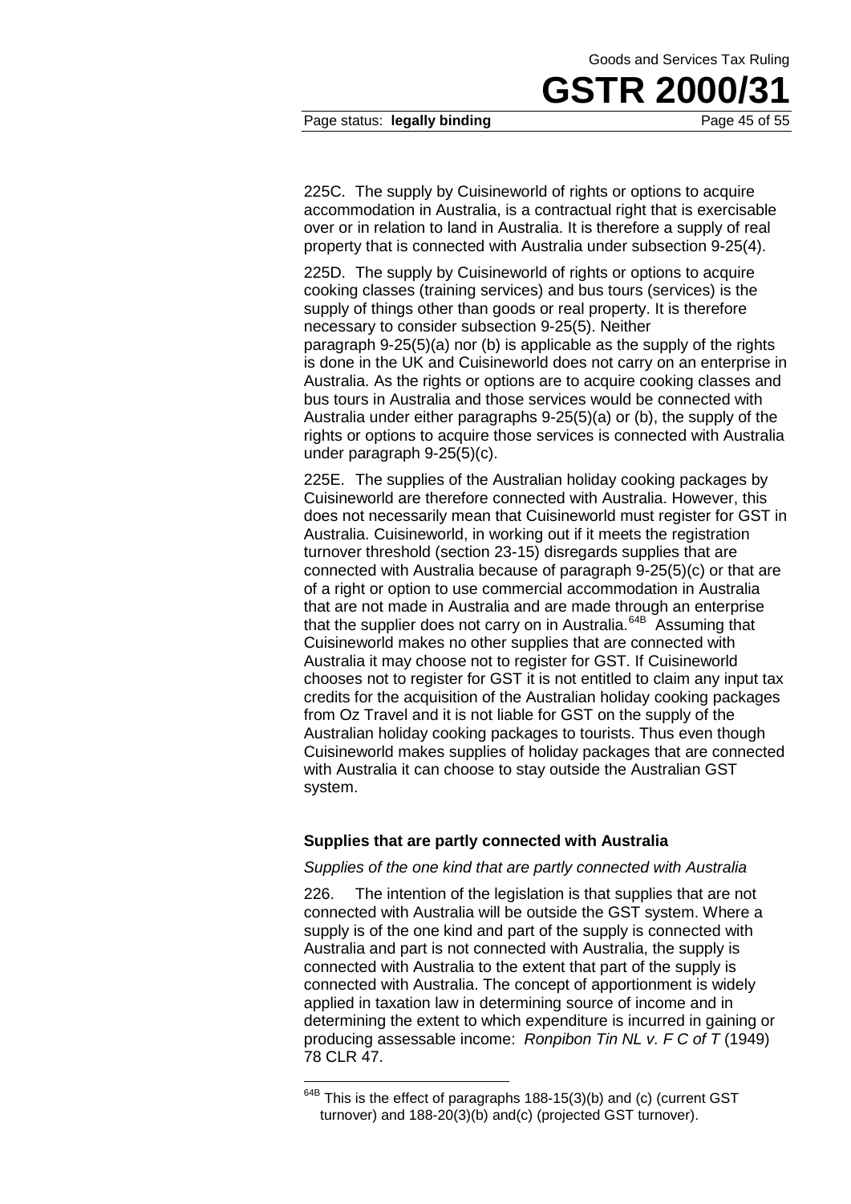225C. The supply by Cuisineworld of rights or options to acquire accommodation in Australia, is a contractual right that is exercisable over or in relation to land in Australia. It is therefore a supply of real property that is connected with Australia under subsection 9-25(4).

225D. The supply by Cuisineworld of rights or options to acquire cooking classes (training services) and bus tours (services) is the supply of things other than goods or real property. It is therefore necessary to consider subsection 9-25(5). Neither paragraph 9-25(5)(a) nor (b) is applicable as the supply of the rights is done in the UK and Cuisineworld does not carry on an enterprise in Australia. As the rights or options are to acquire cooking classes and bus tours in Australia and those services would be connected with Australia under either paragraphs 9-25(5)(a) or (b), the supply of the rights or options to acquire those services is connected with Australia under paragraph 9-25(5)(c).

225E. The supplies of the Australian holiday cooking packages by Cuisineworld are therefore connected with Australia. However, this does not necessarily mean that Cuisineworld must register for GST in Australia. Cuisineworld, in working out if it meets the registration turnover threshold (section 23-15) disregards supplies that are connected with Australia because of paragraph 9-25(5)(c) or that are of a right or option to use commercial accommodation in Australia that are not made in Australia and are made through an enterprise that the supplier does not carry on in Australia.[64B] Assuming that Cuisineworld makes no other supplies that are connected with Australia it may choose not to register for GST. If Cuisineworld chooses not to register for GST it is not entitled to claim any input tax credits for the acquisition of the Australian holiday cooking packages from Oz Travel and it is not liable for GST on the supply of the Australian holiday cooking packages to tourists. Thus even though Cuisineworld makes supplies of holiday packages that are connected with Australia it can choose to stay outside the Australian GST system.

**Supplies that are partly connected with Australia**

*Supplies of the one kind that are partly connected with Australia*

226. The intention of the legislation is that supplies that are not connected with Australia will be outside the GST system. Where a supply is of the one kind and part of the supply is connected with Australia and part is not connected with Australia, the supply is connected with Australia to the extent that part of the supply is connected with Australia. The concept of apportionment is widely applied in taxation law in determining source of income and in determining the extent to which expenditure is incurred in gaining or producing assessable income: *Ronpibon Tin NL v. F C of T* (1949) 78 CLR 47.

---

[64B] This is the effect of paragraphs 188-15(3)(b) and (c) (current GST turnover) and 188-20(3)(b) and(c) (projected GST turnover).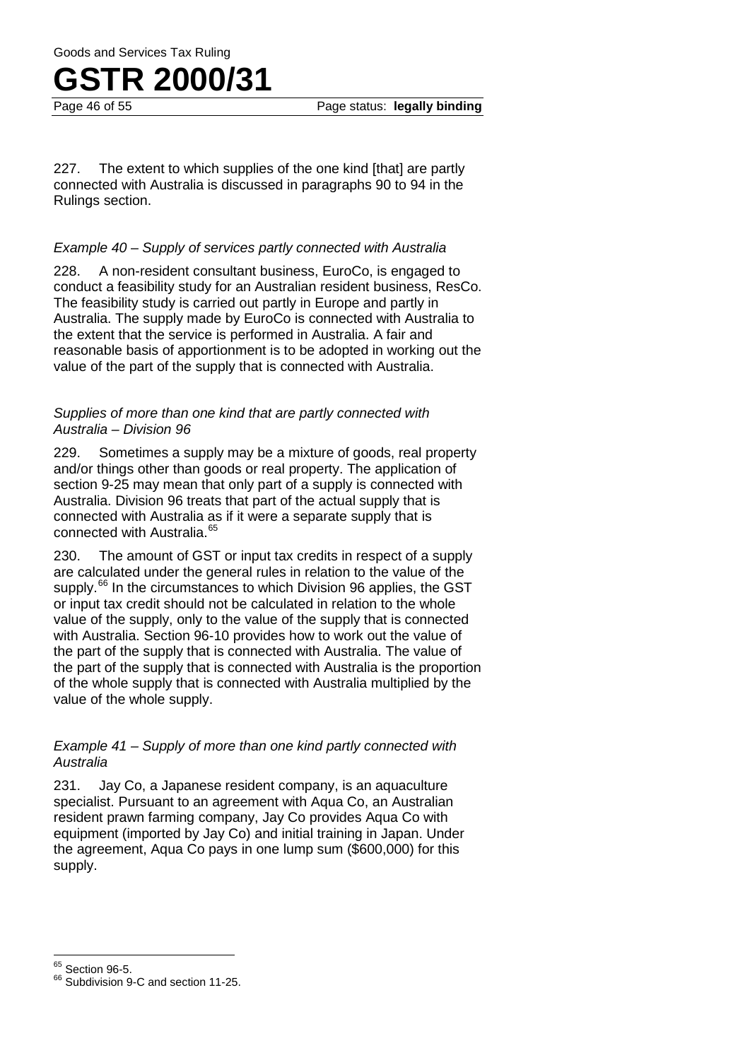227. The extent to which supplies of the one kind [that] are partly connected with Australia is discussed in paragraphs 90 to 94 in the Rulings section.

*Example 40 – Supply of services partly connected with Australia*

228. A non-resident consultant business, EuroCo, is engaged to conduct a feasibility study for an Australian resident business, ResCo. The feasibility study is carried out partly in Europe and partly in Australia. The supply made by EuroCo is connected with Australia to the extent that the service is performed in Australia. A fair and reasonable basis of apportionment is to be adopted in working out the value of the part of the supply that is connected with Australia.

*Supplies of more than one kind that are partly connected with Australia – Division 96*

229. Sometimes a supply may be a mixture of goods, real property and/or things other than goods or real property. The application of section 9-25 may mean that only part of a supply is connected with Australia. Division 96 treats that part of the actual supply that is connected with Australia as if it were a separate supply that is connected with Australia.[65]

230. The amount of GST or input tax credits in respect of a supply are calculated under the general rules in relation to the value of the supply.[66] In the circumstances to which Division 96 applies, the GST or input tax credit should not be calculated in relation to the whole value of the supply, only to the value of the supply that is connected with Australia. Section 96-10 provides how to work out the value of the part of the supply that is connected with Australia. The value of the part of the supply that is connected with Australia is the proportion of the whole supply that is connected with Australia multiplied by the value of the whole supply.

*Example 41 – Supply of more than one kind partly connected with Australia*

231. Jay Co, a Japanese resident company, is an aquaculture specialist. Pursuant to an agreement with Aqua Co, an Australian resident prawn farming company, Jay Co provides Aqua Co with equipment (imported by Jay Co) and initial training in Japan. Under the agreement, Aqua Co pays in one lump sum ($600,000) for this supply.

---

[65] Section 96-5.

[66] Subdivision 9-C and section 11-25.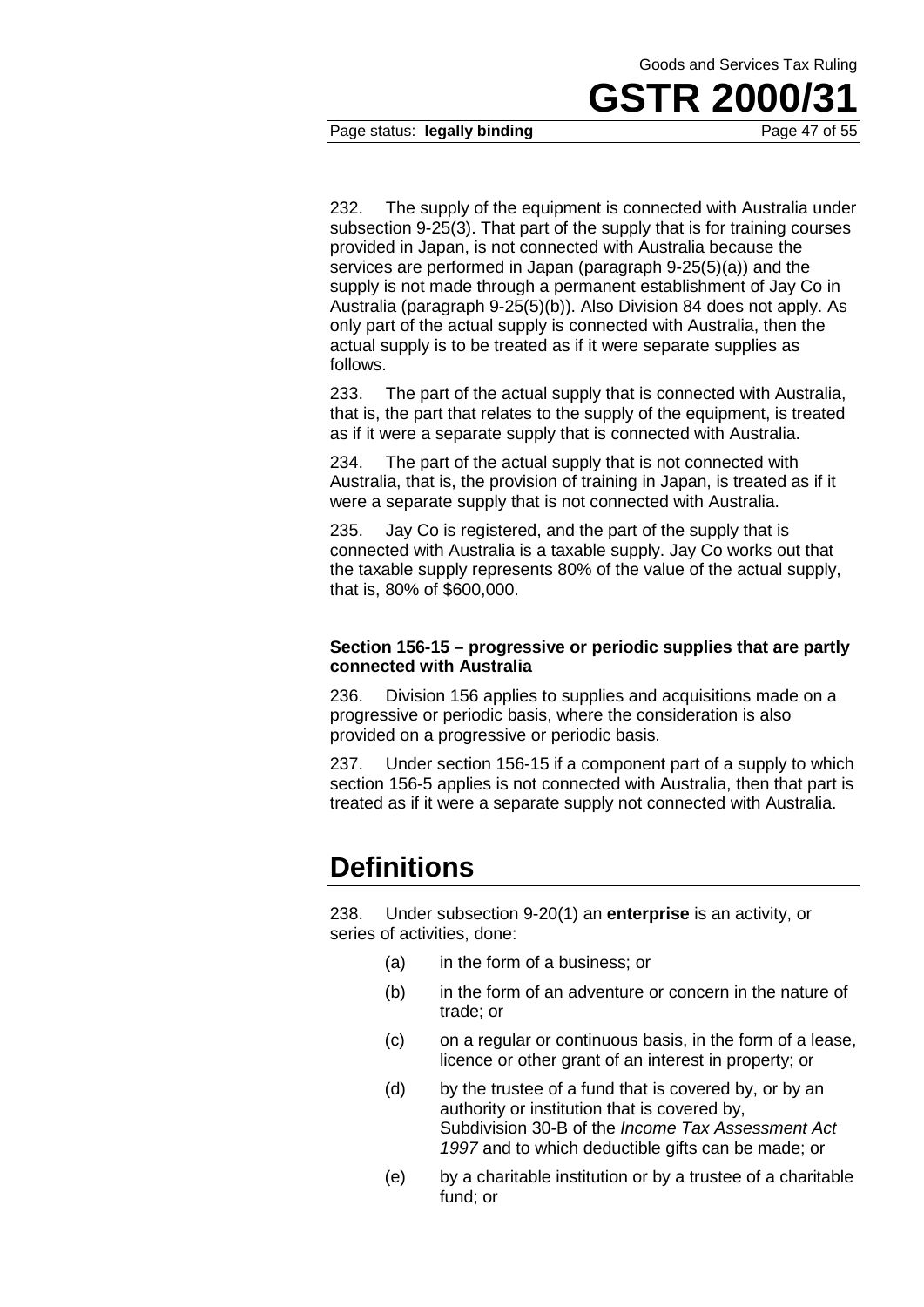232. The supply of the equipment is connected with Australia under subsection 9-25(3). That part of the supply that is for training courses provided in Japan, is not connected with Australia because the services are performed in Japan (paragraph 9-25(5)(a)) and the supply is not made through a permanent establishment of Jay Co in Australia (paragraph 9-25(5)(b)). Also Division 84 does not apply. As only part of the actual supply is connected with Australia, then the actual supply is to be treated as if it were separate supplies as follows.

233. The part of the actual supply that is connected with Australia, that is, the part that relates to the supply of the equipment, is treated as if it were a separate supply that is connected with Australia.

234. The part of the actual supply that is not connected with Australia, that is, the provision of training in Japan, is treated as if it were a separate supply that is not connected with Australia.

235. Jay Co is registered, and the part of the supply that is connected with Australia is a taxable supply. Jay Co works out that the taxable supply represents 80% of the value of the actual supply, that is, 80% of $600,000.

**Section 156-15 – progressive or periodic supplies that are partly connected with Australia**

236. Division 156 applies to supplies and acquisitions made on a progressive or periodic basis, where the consideration is also provided on a progressive or periodic basis.

237. Under section 156-15 if a component part of a supply to which section 156-5 applies is not connected with Australia, then that part is treated as if it were a separate supply not connected with Australia.

# Definitions

238. Under subsection 9-20(1) an **enterprise** is an activity, or series of activities, done:

(a) in the form of a business; or

(b) in the form of an adventure or concern in the nature of trade; or

(c) on a regular or continuous basis, in the form of a lease, licence or other grant of an interest in property; or

(d) by the trustee of a fund that is covered by, or by an authority or institution that is covered by, Subdivision 30-B of the *Income Tax Assessment Act 1997* and to which deductible gifts can be made; or

(e) by a charitable institution or by a trustee of a charitable fund; or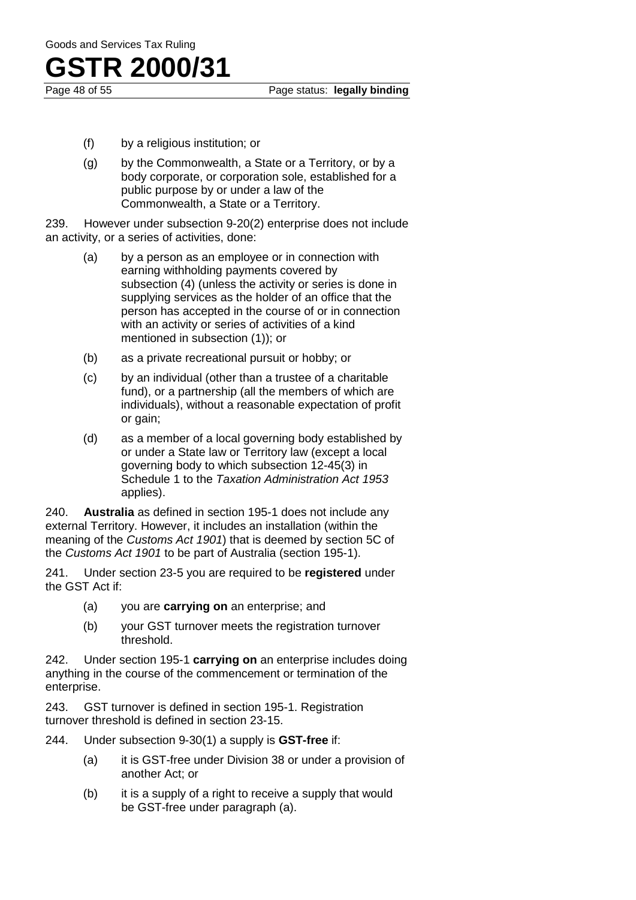(f) by a religious institution; or

(g) by the Commonwealth, a State or a Territory, or by a body corporate, or corporation sole, established for a public purpose by or under a law of the Commonwealth, a State or a Territory.

239. However under subsection 9-20(2) enterprise does not include an activity, or a series of activities, done:

(a) by a person as an employee or in connection with earning withholding payments covered by subsection (4) (unless the activity or series is done in supplying services as the holder of an office that the person has accepted in the course of or in connection with an activity or series of activities of a kind mentioned in subsection (1)); or

(b) as a private recreational pursuit or hobby; or

(c) by an individual (other than a trustee of a charitable fund), or a partnership (all the members of which are individuals), without a reasonable expectation of profit or gain;

(d) as a member of a local governing body established by or under a State law or Territory law (except a local governing body to which subsection 12-45(3) in Schedule 1 to the *Taxation Administration Act 1953* applies).

240. **Australia** as defined in section 195-1 does not include any external Territory. However, it includes an installation (within the meaning of the *Customs Act 1901*) that is deemed by section 5C of the *Customs Act 1901* to be part of Australia (section 195-1).

241. Under section 23-5 you are required to be **registered** under the GST Act if:

(a) you are **carrying on** an enterprise; and

(b) your GST turnover meets the registration turnover threshold.

242. Under section 195-1 **carrying on** an enterprise includes doing anything in the course of the commencement or termination of the enterprise.

243. GST turnover is defined in section 195-1. Registration turnover threshold is defined in section 23-15.

244. Under subsection 9-30(1) a supply is **GST-free** if:

(a) it is GST-free under Division 38 or under a provision of another Act; or

(b) it is a supply of a right to receive a supply that would be GST-free under paragraph (a).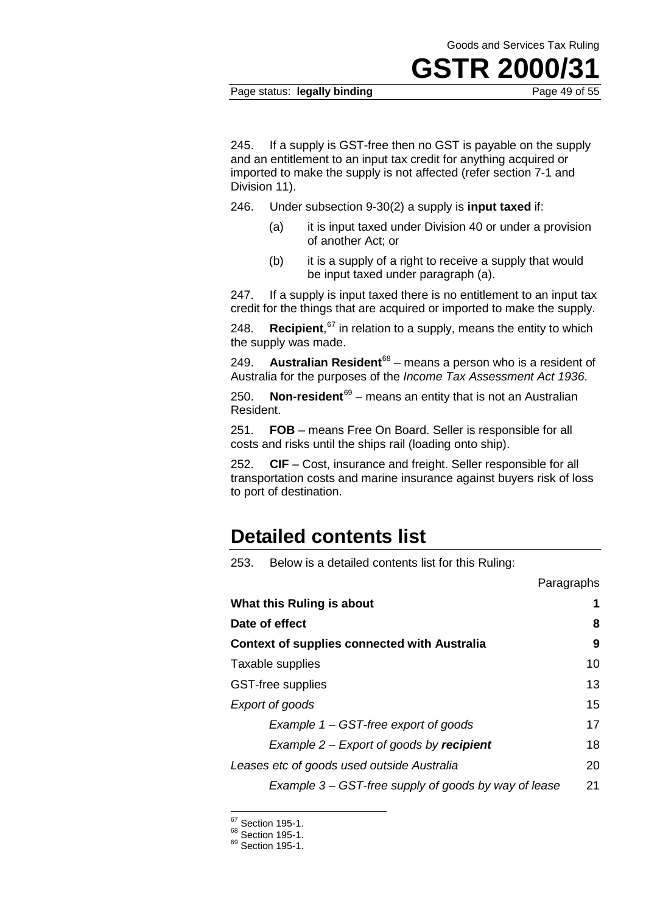245. If a supply is GST-free then no GST is payable on the supply and an entitlement to an input tax credit for anything acquired or imported to make the supply is not affected (refer section 7-1 and Division 11).

246. Under subsection 9-30(2) a supply is **input taxed** if:

> (a) it is input taxed under Division 40 or under a provision of another Act; or
>
> (b) it is a supply of a right to receive a supply that would be input taxed under paragraph (a).

247. If a supply is input taxed there is no entitlement to an input tax credit for the things that are acquired or imported to make the supply.

248. **Recipient**,[67] in relation to a supply, means the entity to which the supply was made.

249. **Australian Resident**[68] – means a person who is a resident of Australia for the purposes of the *Income Tax Assessment Act 1936*.

250. **Non-resident**[69] – means an entity that is not an Australian Resident.

251. **FOB** – means Free On Board. Seller is responsible for all costs and risks until the ships rail (loading onto ship).

252. **CIF** – Cost, insurance and freight. Seller responsible for all transportation costs and marine insurance against buyers risk of loss to port of destination.

# Detailed contents list

253. Below is a detailed contents list for this Ruling:

| | Paragraphs |
|---|---|
| **What this Ruling is about** | **1** |
| **Date of effect** | **8** |
| **Context of supplies connected with Australia** | **9** |
| Taxable supplies | 10 |
| GST-free supplies | 13 |
| *Export of goods* | 15 |
| *Example 1 – GST-free export of goods* | 17 |
| *Example 2 – Export of goods by **recipient*** | 18 |
| *Leases etc of goods used outside Australia* | 20 |
| *Example 3 – GST-free supply of goods by way of lease* | 21 |

[67] Section 195-1.
[68] Section 195-1.
[69] Section 195-1.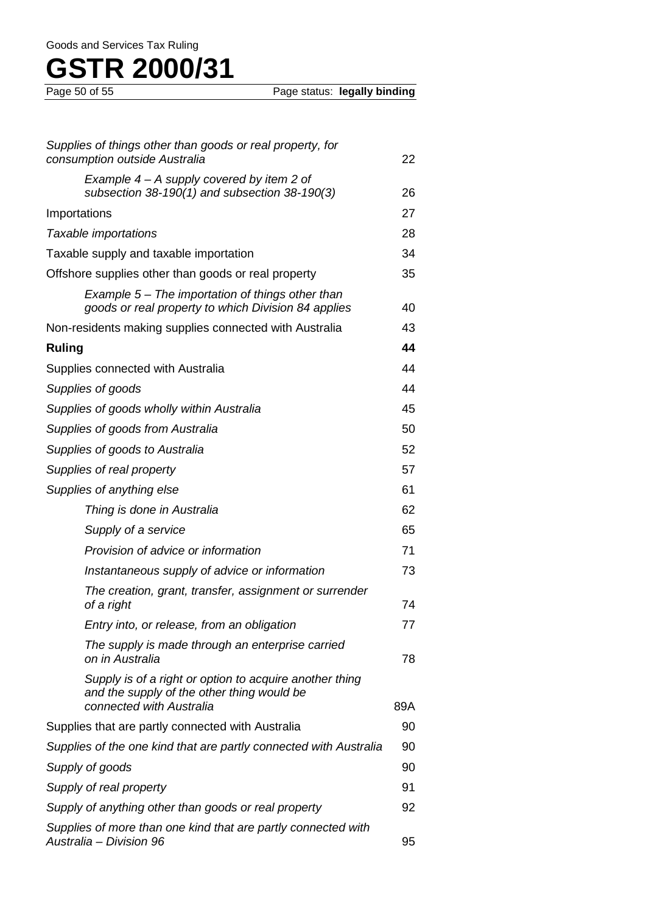| | |
|---|---|
| *Supplies of things other than goods or real property, for consumption outside Australia* | 22 |
| *Example 4 – A supply covered by item 2 of subsection 38-190(1) and subsection 38-190(3)* | 26 |
| Importations | 27 |
| *Taxable importations* | 28 |
| Taxable supply and taxable importation | 34 |
| Offshore supplies other than goods or real property | 35 |
| *Example 5 – The importation of things other than goods or real property to which Division 84 applies* | 40 |
| Non-residents making supplies connected with Australia | 43 |
| **Ruling** | **44** |
| Supplies connected with Australia | 44 |
| *Supplies of goods* | 44 |
| *Supplies of goods wholly within Australia* | 45 |
| *Supplies of goods from Australia* | 50 |
| *Supplies of goods to Australia* | 52 |
| *Supplies of real property* | 57 |
| *Supplies of anything else* | 61 |
| *Thing is done in Australia* | 62 |
| *Supply of a service* | 65 |
| *Provision of advice or information* | 71 |
| *Instantaneous supply of advice or information* | 73 |
| *The creation, grant, transfer, assignment or surrender of a right* | 74 |
| *Entry into, or release, from an obligation* | 77 |
| *The supply is made through an enterprise carried on in Australia* | 78 |
| *Supply is of a right or option to acquire another thing and the supply of the other thing would be connected with Australia* | 89A |
| Supplies that are partly connected with Australia | 90 |
| *Supplies of the one kind that are partly connected with Australia* | 90 |
| *Supply of goods* | 90 |
| *Supply of real property* | 91 |
| *Supply of anything other than goods or real property* | 92 |
| *Supplies of more than one kind that are partly connected with Australia – Division 96* | 95 |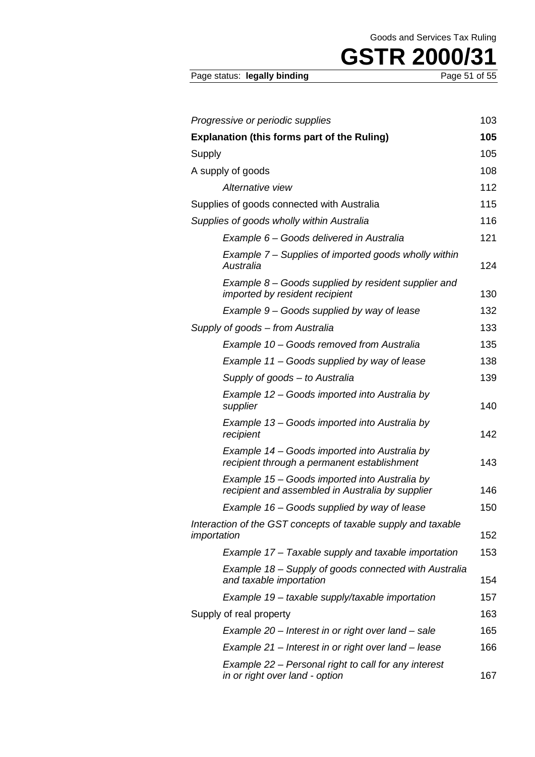| | |
|---|---|
| *Progressive or periodic supplies* | 103 |
| **Explanation (this forms part of the Ruling)** | **105** |
| Supply | 105 |
| A supply of goods | 108 |
| *Alternative view* | 112 |
| Supplies of goods connected with Australia | 115 |
| *Supplies of goods wholly within Australia* | 116 |
| *Example 6 – Goods delivered in Australia* | 121 |
| *Example 7 – Supplies of imported goods wholly within Australia* | 124 |
| *Example 8 – Goods supplied by resident supplier and imported by resident recipient* | 130 |
| *Example 9 – Goods supplied by way of lease* | 132 |
| *Supply of goods – from Australia* | 133 |
| *Example 10 – Goods removed from Australia* | 135 |
| *Example 11 – Goods supplied by way of lease* | 138 |
| *Supply of goods – to Australia* | 139 |
| *Example 12 – Goods imported into Australia by supplier* | 140 |
| *Example 13 – Goods imported into Australia by recipient* | 142 |
| *Example 14 – Goods imported into Australia by recipient through a permanent establishment* | 143 |
| *Example 15 – Goods imported into Australia by recipient and assembled in Australia by supplier* | 146 |
| *Example 16 – Goods supplied by way of lease* | 150 |
| *Interaction of the GST concepts of taxable supply and taxable importation* | 152 |
| *Example 17 – Taxable supply and taxable importation* | 153 |
| *Example 18 – Supply of goods connected with Australia and taxable importation* | 154 |
| *Example 19 – taxable supply/taxable importation* | 157 |
| Supply of real property | 163 |
| *Example 20 – Interest in or right over land – sale* | 165 |
| *Example 21 – Interest in or right over land – lease* | 166 |
| *Example 22 – Personal right to call for any interest in or right over land - option* | 167 |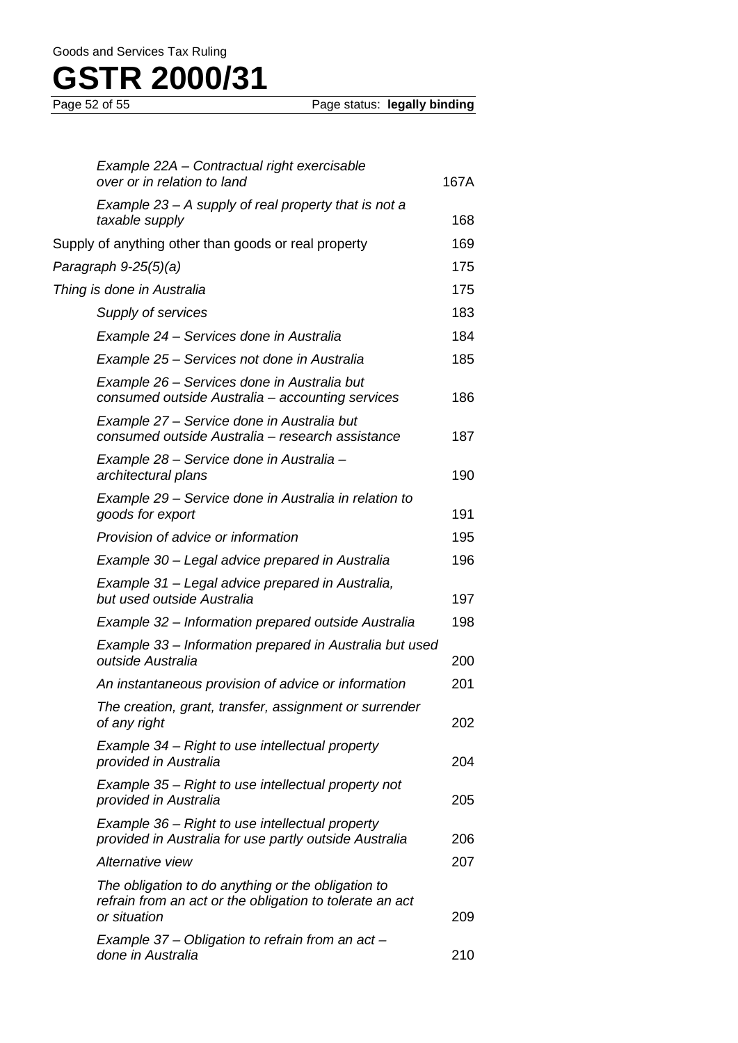| | |
|---|---|
| *Example 22A – Contractual right exercisable over or in relation to land* | 167A |
| *Example 23 – A supply of real property that is not a taxable supply* | 168 |
| Supply of anything other than goods or real property | 169 |
| *Paragraph 9-25(5)(a)* | 175 |
| *Thing is done in Australia* | 175 |
| *Supply of services* | 183 |
| *Example 24 – Services done in Australia* | 184 |
| *Example 25 – Services not done in Australia* | 185 |
| *Example 26 – Services done in Australia but consumed outside Australia – accounting services* | 186 |
| *Example 27 – Service done in Australia but consumed outside Australia – research assistance* | 187 |
| *Example 28 – Service done in Australia – architectural plans* | 190 |
| *Example 29 – Service done in Australia in relation to goods for export* | 191 |
| *Provision of advice or information* | 195 |
| *Example 30 – Legal advice prepared in Australia* | 196 |
| *Example 31 – Legal advice prepared in Australia, but used outside Australia* | 197 |
| *Example 32 – Information prepared outside Australia* | 198 |
| *Example 33 – Information prepared in Australia but used outside Australia* | 200 |
| *An instantaneous provision of advice or information* | 201 |
| *The creation, grant, transfer, assignment or surrender of any right* | 202 |
| *Example 34 – Right to use intellectual property provided in Australia* | 204 |
| *Example 35 – Right to use intellectual property not provided in Australia* | 205 |
| *Example 36 – Right to use intellectual property provided in Australia for use partly outside Australia* | 206 |
| *Alternative view* | 207 |
| *The obligation to do anything or the obligation to refrain from an act or the obligation to tolerate an act or situation* | 209 |
| *Example 37 – Obligation to refrain from an act – done in Australia* | 210 |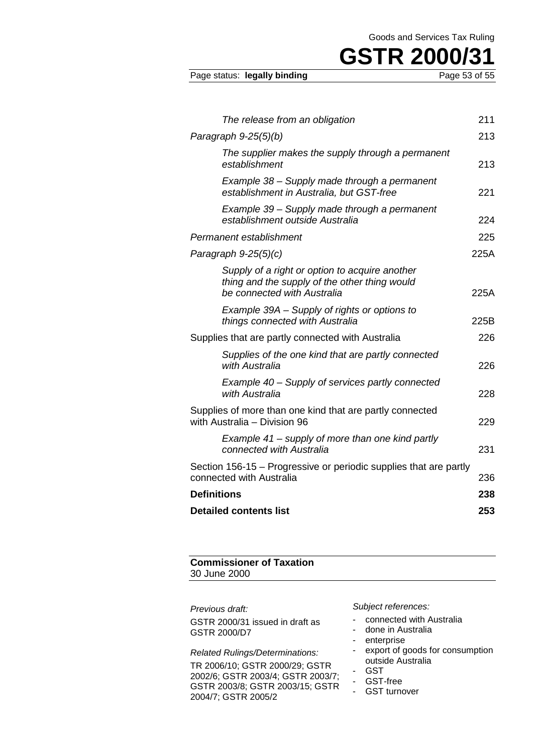| | |
|---|---|
| *The release from an obligation* | 211 |
| *Paragraph 9-25(5)(b)* | 213 |
| *The supplier makes the supply through a permanent establishment* | 213 |
| *Example 38 – Supply made through a permanent establishment in Australia, but GST-free* | 221 |
| *Example 39 – Supply made through a permanent establishment outside Australia* | 224 |
| *Permanent establishment* | 225 |
| *Paragraph 9-25(5)(c)* | 225A |
| *Supply of a right or option to acquire another thing and the supply of the other thing would be connected with Australia* | 225A |
| *Example 39A – Supply of rights or options to things connected with Australia* | 225B |
| Supplies that are partly connected with Australia | 226 |
| *Supplies of the one kind that are partly connected with Australia* | 226 |
| *Example 40 – Supply of services partly connected with Australia* | 228 |
| Supplies of more than one kind that are partly connected with Australia – Division 96 | 229 |
| *Example 41 – supply of more than one kind partly connected with Australia* | 231 |
| Section 156-15 – Progressive or periodic supplies that are partly connected with Australia | 236 |
| **Definitions** | **238** |
| **Detailed contents list** | **253** |

**Commissioner of Taxation**
30 June 2000

*Previous draft:*

GSTR 2000/31 issued in draft as GSTR 2000/D7

*Related Rulings/Determinations:*

TR 2006/10; GSTR 2000/29; GSTR 2002/6; GSTR 2003/4; GSTR 2003/7; GSTR 2003/8; GSTR 2003/15; GSTR 2004/7; GSTR 2005/2

*Subject references:*

- connected with Australia
- done in Australia
- enterprise
- export of goods for consumption outside Australia
- GST
- GST-free
- GST turnover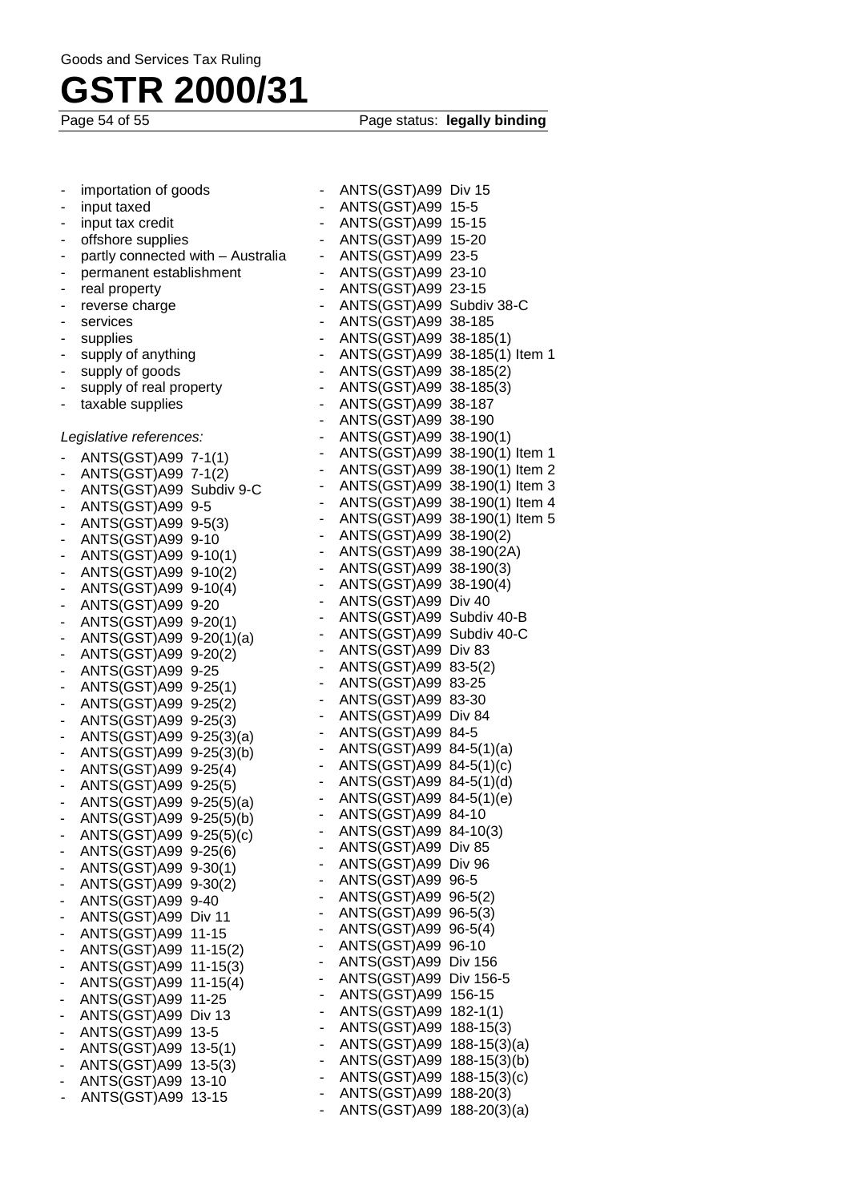- importation of goods
- input taxed
- input tax credit
- offshore supplies
- partly connected with – Australia
- permanent establishment
- real property
- reverse charge
- services
- supplies
- supply of anything
- supply of goods
- supply of real property
- taxable supplies

*Legislative references:*

- ANTS(GST)A99 7-1(1)
- ANTS(GST)A99 7-1(2)
- ANTS(GST)A99 Subdiv 9-C
- ANTS(GST)A99 9-5
- ANTS(GST)A99 9-5(3)
- ANTS(GST)A99 9-10
- ANTS(GST)A99 9-10(1)
- ANTS(GST)A99 9-10(2)
- ANTS(GST)A99 9-10(4)
- ANTS(GST)A99 9-20
- ANTS(GST)A99 9-20(1)
- ANTS(GST)A99 9-20(1)(a)
- ANTS(GST)A99 9-20(2)
- ANTS(GST)A99 9-25
- ANTS(GST)A99 9-25(1)
- ANTS(GST)A99 9-25(2)
- ANTS(GST)A99 9-25(3)
- ANTS(GST)A99 9-25(3)(a)
- ANTS(GST)A99 9-25(3)(b)
- ANTS(GST)A99 9-25(4)
- ANTS(GST)A99 9-25(5)
- ANTS(GST)A99 9-25(5)(a)
- ANTS(GST)A99 9-25(5)(b)
- ANTS(GST)A99 9-25(5)(c)
- ANTS(GST)A99 9-25(6)
- ANTS(GST)A99 9-30(1)
- ANTS(GST)A99 9-30(2)
- ANTS(GST)A99 9-40
- ANTS(GST)A99 Div 11
- ANTS(GST)A99 11-15
- ANTS(GST)A99 11-15(2)
- ANTS(GST)A99 11-15(3)
- ANTS(GST)A99 11-15(4)
- ANTS(GST)A99 11-25
- ANTS(GST)A99 Div 13
- ANTS(GST)A99 13-5
- ANTS(GST)A99 13-5(1)
- ANTS(GST)A99 13-5(3)
- ANTS(GST)A99 13-10
- ANTS(GST)A99 13-15
- ANTS(GST)A99 Div 15
- ANTS(GST)A99 15-5
- ANTS(GST)A99 15-15
- ANTS(GST)A99 15-20
- ANTS(GST)A99 23-5
- ANTS(GST)A99 23-10
- ANTS(GST)A99 23-15
- ANTS(GST)A99 Subdiv 38-C
- ANTS(GST)A99 38-185
- ANTS(GST)A99 38-185(1)
- ANTS(GST)A99 38-185(1) Item 1
- ANTS(GST)A99 38-185(2)
- ANTS(GST)A99 38-185(3)
- ANTS(GST)A99 38-187
- ANTS(GST)A99 38-190
- ANTS(GST)A99 38-190(1)
- ANTS(GST)A99 38-190(1) Item 1
- ANTS(GST)A99 38-190(1) Item 2
- ANTS(GST)A99 38-190(1) Item 3
- ANTS(GST)A99 38-190(1) Item 4
- ANTS(GST)A99 38-190(1) Item 5
- ANTS(GST)A99 38-190(2)
- ANTS(GST)A99 38-190(2A)
- ANTS(GST)A99 38-190(3)
- ANTS(GST)A99 38-190(4)
- ANTS(GST)A99 Div 40
- ANTS(GST)A99 Subdiv 40-B
- ANTS(GST)A99 Subdiv 40-C
- ANTS(GST)A99 Div 83
- ANTS(GST)A99 83-5(2)
- ANTS(GST)A99 83-25
- ANTS(GST)A99 83-30
- ANTS(GST)A99 Div 84
- ANTS(GST)A99 84-5
- ANTS(GST)A99 84-5(1)(a)
- ANTS(GST)A99 84-5(1)(c)
- ANTS(GST)A99 84-5(1)(d)
- ANTS(GST)A99 84-5(1)(e)
- ANTS(GST)A99 84-10
- ANTS(GST)A99 84-10(3)
- ANTS(GST)A99 Div 85
- ANTS(GST)A99 Div 96
- ANTS(GST)A99 96-5
- ANTS(GST)A99 96-5(2)
- ANTS(GST)A99 96-5(3)
- ANTS(GST)A99 96-5(4)
- ANTS(GST)A99 96-10
- ANTS(GST)A99 Div 156
- ANTS(GST)A99 Div 156-5
- ANTS(GST)A99 156-15
- ANTS(GST)A99 182-1(1)
- ANTS(GST)A99 188-15(3)
- ANTS(GST)A99 188-15(3)(a)
- ANTS(GST)A99 188-15(3)(b)
- ANTS(GST)A99 188-15(3)(c)
- ANTS(GST)A99 188-20(3)
- ANTS(GST)A99 188-20(3)(a)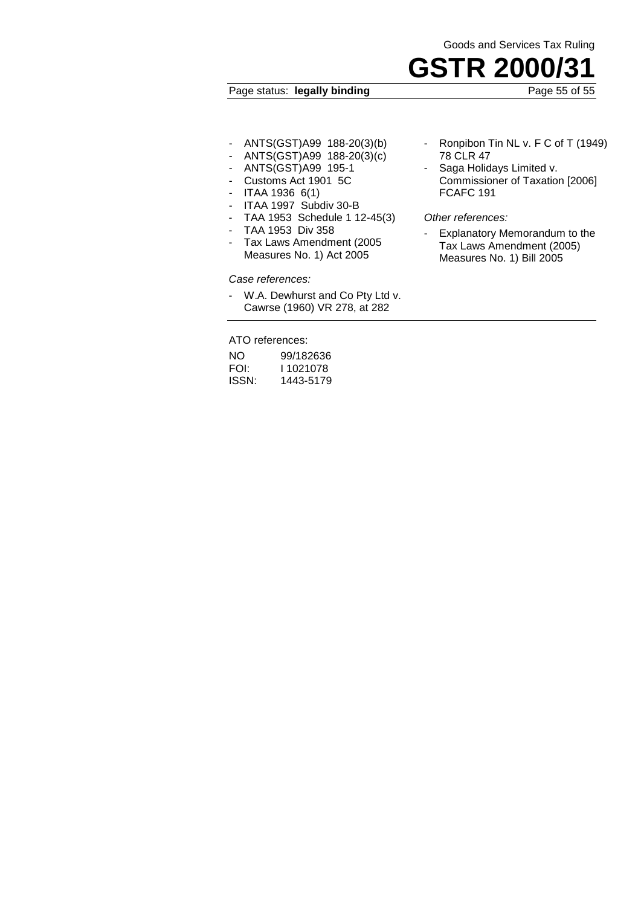- ANTS(GST)A99 188-20(3)(b)
- ANTS(GST)A99 188-20(3)(c)
- ANTS(GST)A99 195-1
- Customs Act 1901 5C
- ITAA 1936 6(1)
- ITAA 1997 Subdiv 30-B
- TAA 1953 Schedule 1 12-45(3)
- TAA 1953 Div 358
- Tax Laws Amendment (2005 Measures No. 1) Act 2005

*Case references:*

- W.A. Dewhurst and Co Pty Ltd v. Cawrse (1960) VR 278, at 282
- Ronpibon Tin NL v. F C of T (1949) 78 CLR 47
- Saga Holidays Limited v. Commissioner of Taxation [2006] FCAFC 191

*Other references:*

- Explanatory Memorandum to the Tax Laws Amendment (2005) Measures No. 1) Bill 2005

ATO references:

| | |
|---|---|
| NO | 99/182636 |
| FOI: | I 1021078 |
| ISSN: | 1443-5179 |